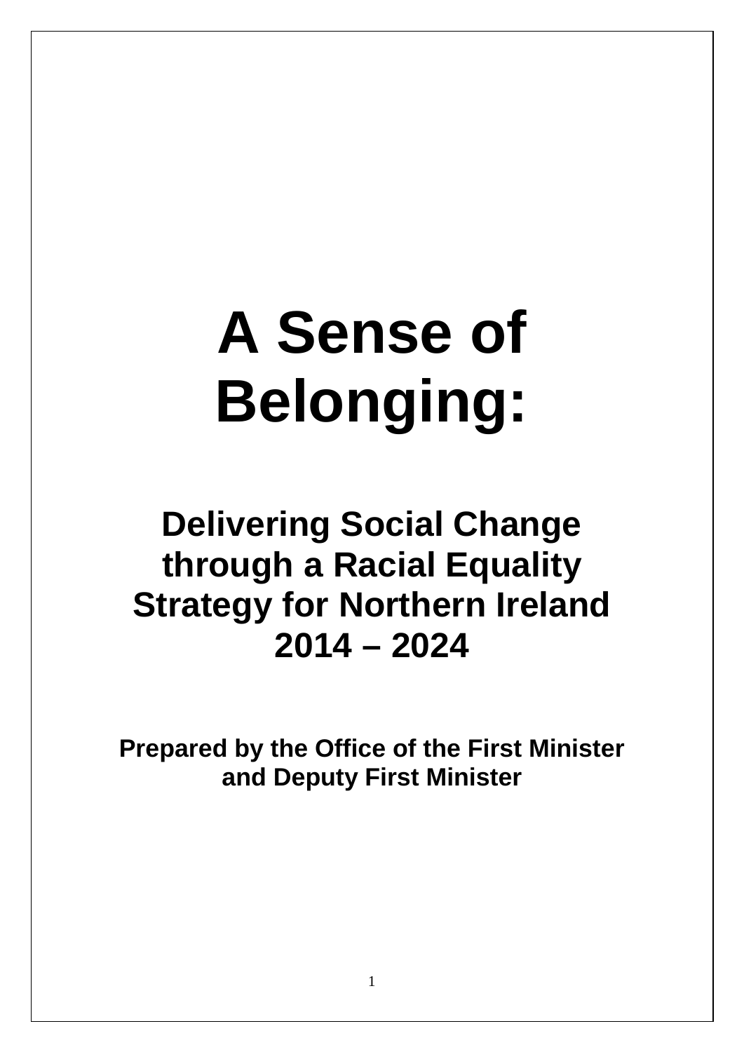# A Sense of Belonging:

## Delivering Social Change through a Racial Equality Strategy for Northern Ireland 2014 – 2024

**Prepared by the Office of the First Minister and Deputy First Minister**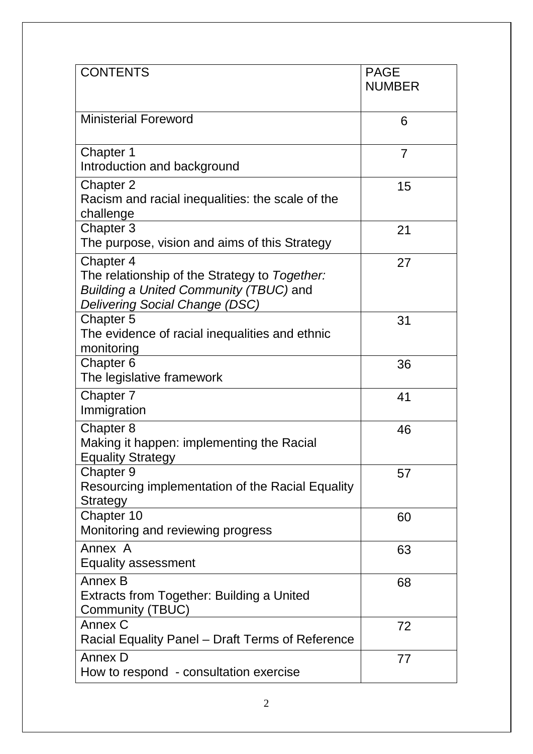| CONTENTS | PAGE NUMBER |
| --- | --- |
| Ministerial Foreword | 6 |
| Chapter 1<br>Introduction and background | 7 |
| Chapter 2<br>Racism and racial inequalities: the scale of the challenge | 15 |
| Chapter 3<br>The purpose, vision and aims of this Strategy | 21 |
| Chapter 4<br>The relationship of the Strategy to *Together: Building a United Community (TBUC)* and *Delivering Social Change (DSC)* | 27 |
| Chapter 5<br>The evidence of racial inequalities and ethnic monitoring | 31 |
| Chapter 6<br>The legislative framework | 36 |
| Chapter 7<br>Immigration | 41 |
| Chapter 8<br>Making it happen: implementing the Racial Equality Strategy | 46 |
| Chapter 9<br>Resourcing implementation of the Racial Equality Strategy | 57 |
| Chapter 10<br>Monitoring and reviewing progress | 60 |
| Annex A<br>Equality assessment | 63 |
| Annex B<br>Extracts from Together: Building a United Community (TBUC) | 68 |
| Annex C<br>Racial Equality Panel – Draft Terms of Reference | 72 |
| Annex D<br>How to respond - consultation exercise | 77 |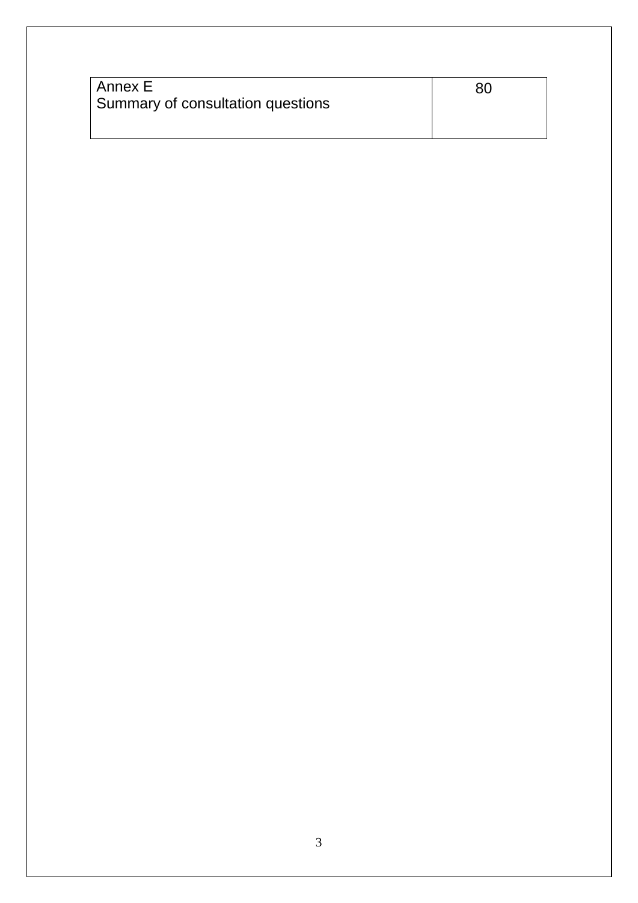| Annex E<br>Summary of consultation questions | 80 |
|---|---|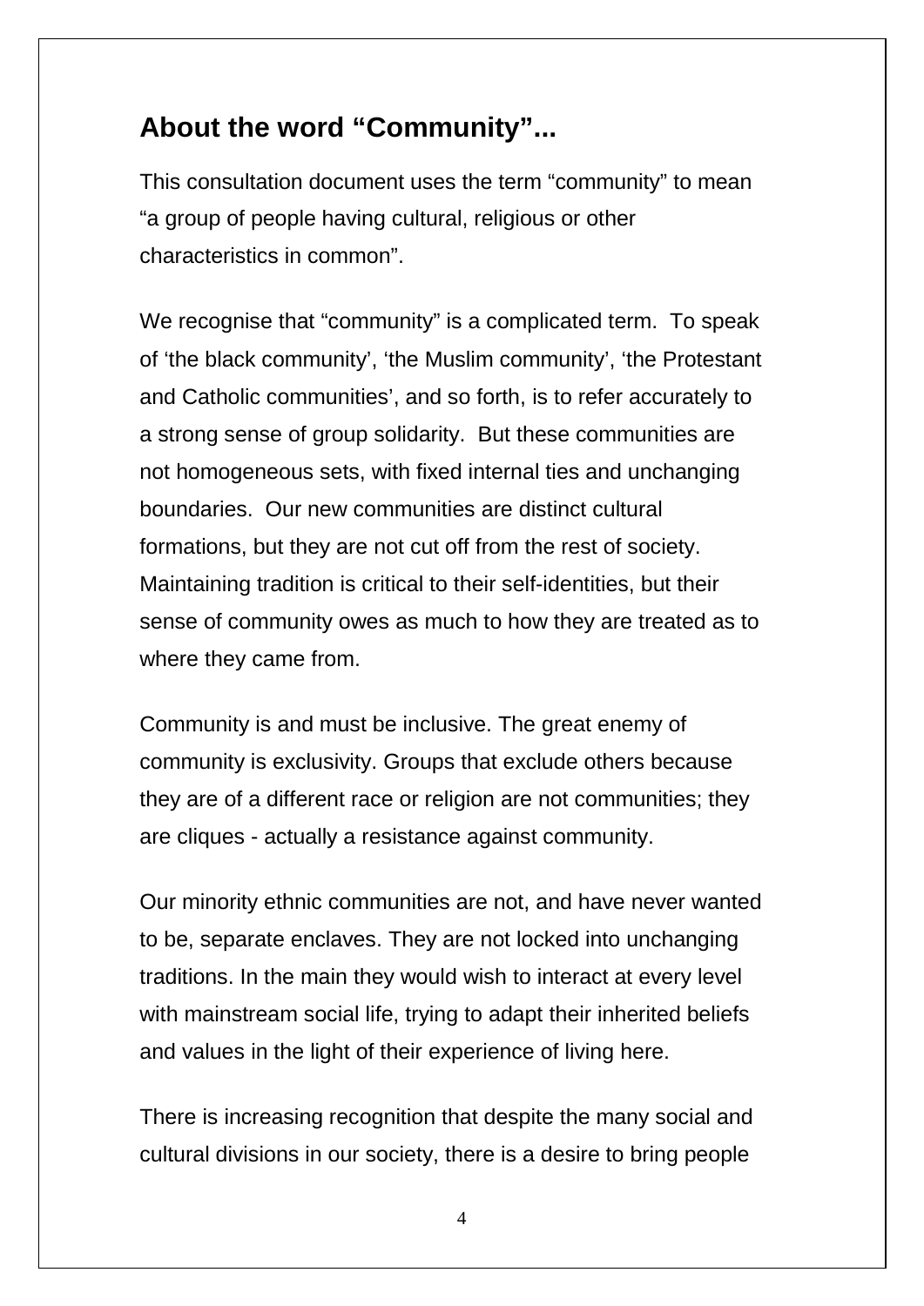## About the word "Community"...

This consultation document uses the term "community" to mean "a group of people having cultural, religious or other characteristics in common".

We recognise that "community" is a complicated term. To speak of 'the black community', 'the Muslim community', 'the Protestant and Catholic communities', and so forth, is to refer accurately to a strong sense of group solidarity. But these communities are not homogeneous sets, with fixed internal ties and unchanging boundaries. Our new communities are distinct cultural formations, but they are not cut off from the rest of society. Maintaining tradition is critical to their self-identities, but their sense of community owes as much to how they are treated as to where they came from.

Community is and must be inclusive. The great enemy of community is exclusivity. Groups that exclude others because they are of a different race or religion are not communities; they are cliques - actually a resistance against community.

Our minority ethnic communities are not, and have never wanted to be, separate enclaves. They are not locked into unchanging traditions. In the main they would wish to interact at every level with mainstream social life, trying to adapt their inherited beliefs and values in the light of their experience of living here.

There is increasing recognition that despite the many social and cultural divisions in our society, there is a desire to bring people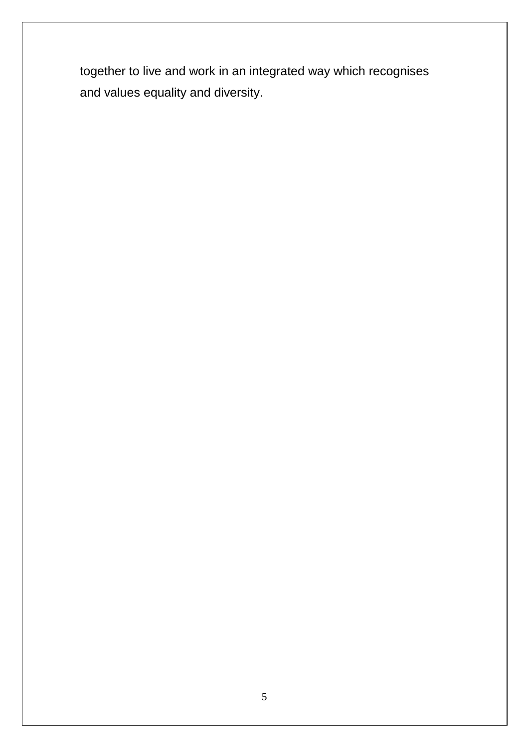together to live and work in an integrated way which recognises and values equality and diversity.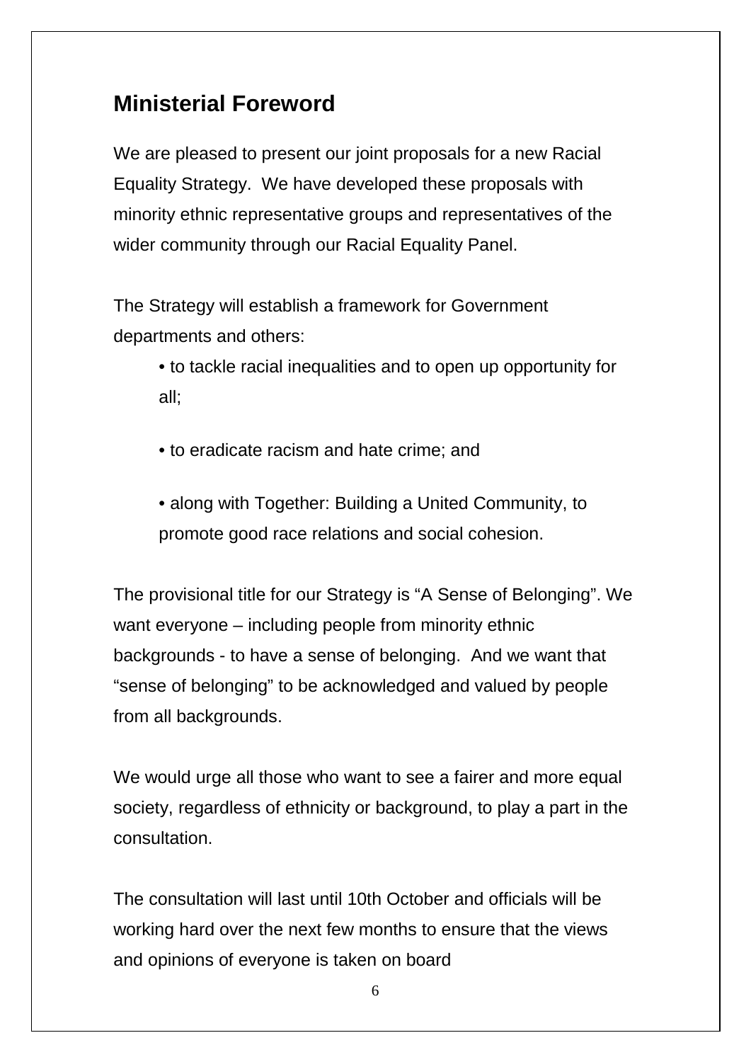## Ministerial Foreword

We are pleased to present our joint proposals for a new Racial Equality Strategy. We have developed these proposals with minority ethnic representative groups and representatives of the wider community through our Racial Equality Panel.

The Strategy will establish a framework for Government departments and others:

- to tackle racial inequalities and to open up opportunity for all;
- to eradicate racism and hate crime; and
- along with Together: Building a United Community, to promote good race relations and social cohesion.

The provisional title for our Strategy is “A Sense of Belonging”. We want everyone – including people from minority ethnic backgrounds - to have a sense of belonging. And we want that “sense of belonging” to be acknowledged and valued by people from all backgrounds.

We would urge all those who want to see a fairer and more equal society, regardless of ethnicity or background, to play a part in the consultation.

The consultation will last until 10th October and officials will be working hard over the next few months to ensure that the views and opinions of everyone is taken on board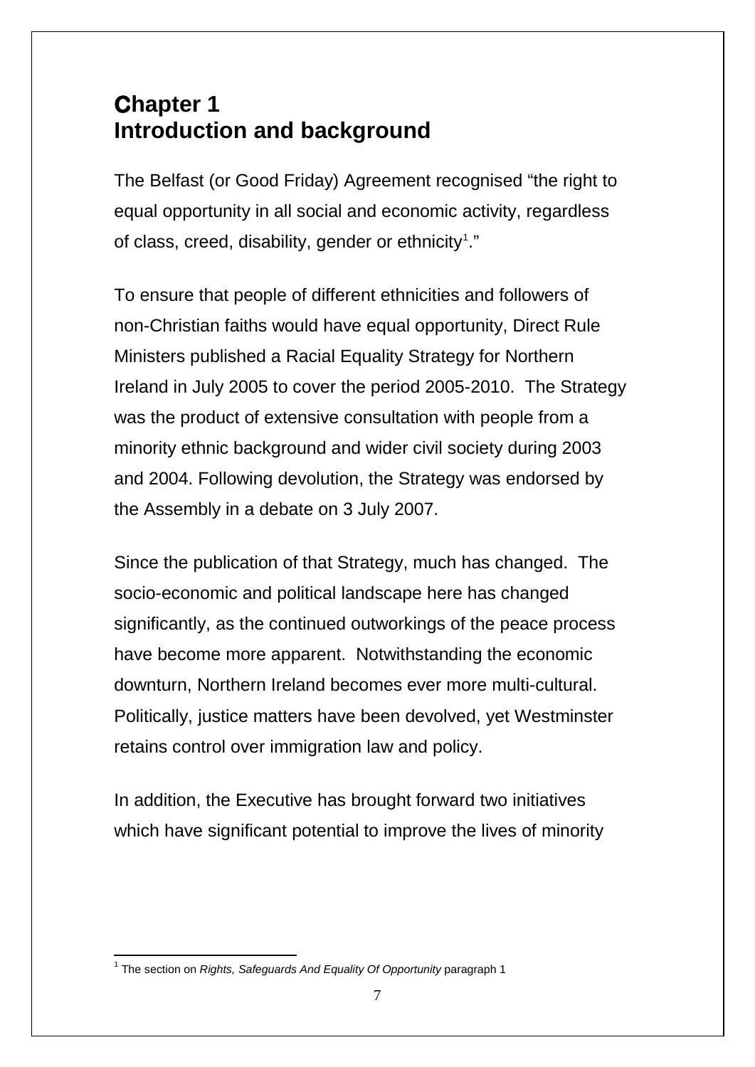# Chapter 1
# Introduction and background

The Belfast (or Good Friday) Agreement recognised "the right to equal opportunity in all social and economic activity, regardless of class, creed, disability, gender or ethnicity[1]."

To ensure that people of different ethnicities and followers of non-Christian faiths would have equal opportunity, Direct Rule Ministers published a Racial Equality Strategy for Northern Ireland in July 2005 to cover the period 2005-2010. The Strategy was the product of extensive consultation with people from a minority ethnic background and wider civil society during 2003 and 2004. Following devolution, the Strategy was endorsed by the Assembly in a debate on 3 July 2007.

Since the publication of that Strategy, much has changed. The socio-economic and political landscape here has changed significantly, as the continued outworkings of the peace process have become more apparent. Notwithstanding the economic downturn, Northern Ireland becomes ever more multi-cultural. Politically, justice matters have been devolved, yet Westminster retains control over immigration law and policy.

In addition, the Executive has brought forward two initiatives which have significant potential to improve the lives of minority

---

[1] The section on *Rights, Safeguards And Equality Of Opportunity* paragraph 1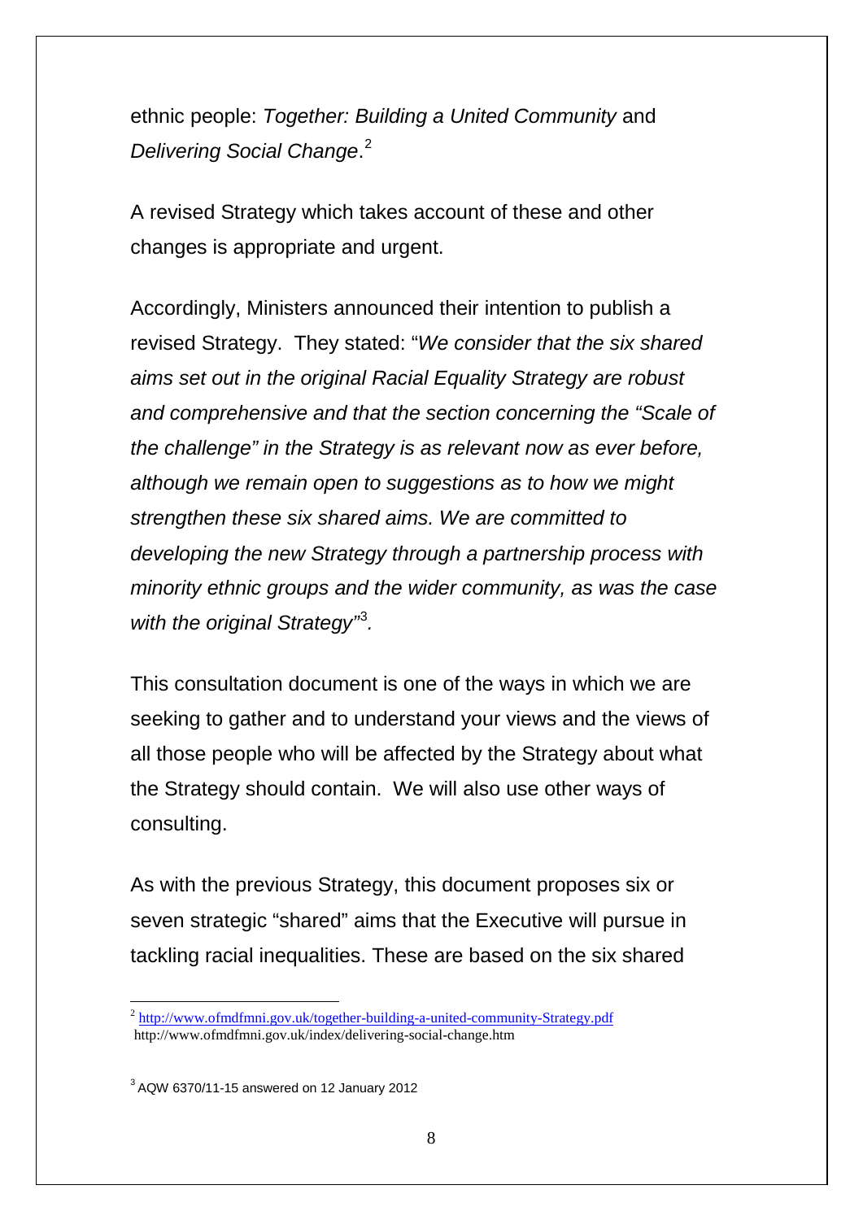ethnic people: *Together: Building a United Community* and *Delivering Social Change*.[2]

A revised Strategy which takes account of these and other changes is appropriate and urgent.

Accordingly, Ministers announced their intention to publish a revised Strategy. They stated: "*We consider that the six shared aims set out in the original Racial Equality Strategy are robust and comprehensive and that the section concerning the "Scale of the challenge" in the Strategy is as relevant now as ever before, although we remain open to suggestions as to how we might strengthen these six shared aims. We are committed to developing the new Strategy through a partnership process with minority ethnic groups and the wider community, as was the case with the original Strategy*"[3].

This consultation document is one of the ways in which we are seeking to gather and to understand your views and the views of all those people who will be affected by the Strategy about what the Strategy should contain. We will also use other ways of consulting.

As with the previous Strategy, this document proposes six or seven strategic "shared" aims that the Executive will pursue in tackling racial inequalities. These are based on the six shared

---

[2] http://www.ofmdfmni.gov.uk/together-building-a-united-community-Strategy.pdf
http://www.ofmdfmni.gov.uk/index/delivering-social-change.htm

[3] AQW 6370/11-15 answered on 12 January 2012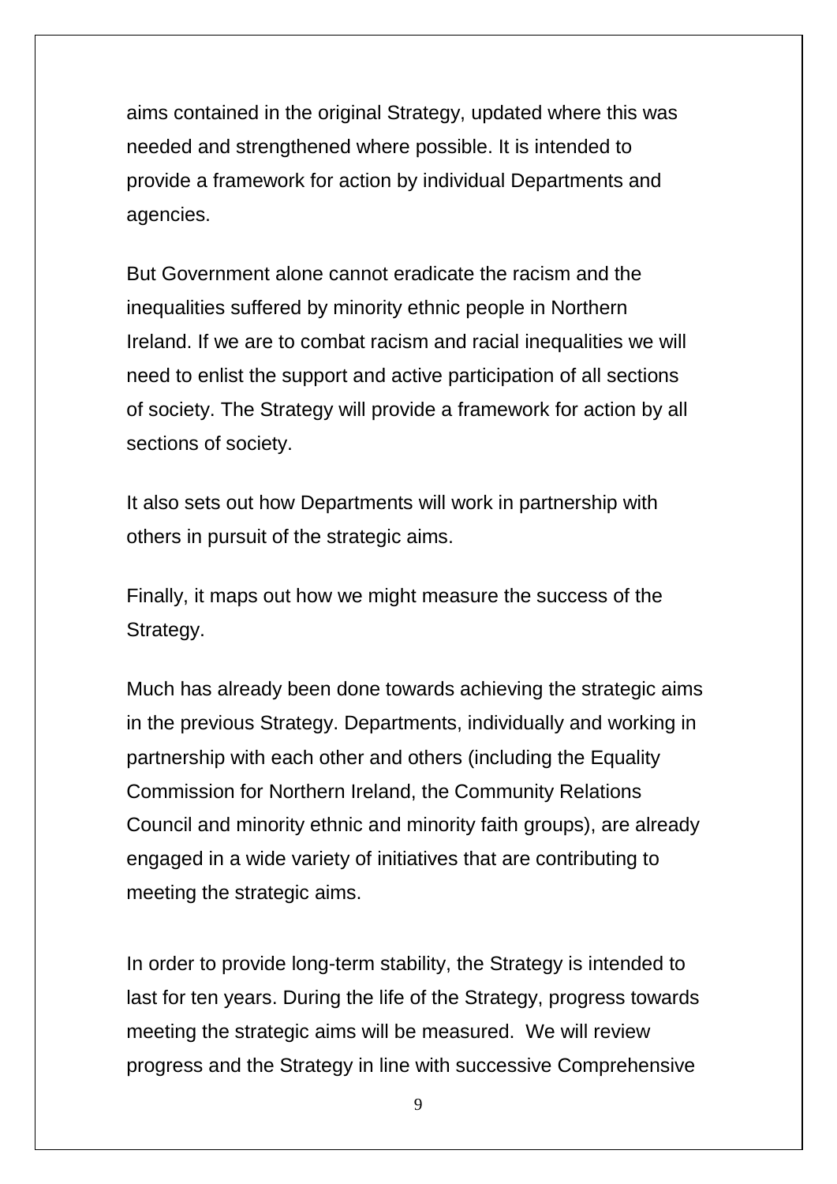aims contained in the original Strategy, updated where this was needed and strengthened where possible. It is intended to provide a framework for action by individual Departments and agencies.

But Government alone cannot eradicate the racism and the inequalities suffered by minority ethnic people in Northern Ireland. If we are to combat racism and racial inequalities we will need to enlist the support and active participation of all sections of society. The Strategy will provide a framework for action by all sections of society.

It also sets out how Departments will work in partnership with others in pursuit of the strategic aims.

Finally, it maps out how we might measure the success of the Strategy.

Much has already been done towards achieving the strategic aims in the previous Strategy. Departments, individually and working in partnership with each other and others (including the Equality Commission for Northern Ireland, the Community Relations Council and minority ethnic and minority faith groups), are already engaged in a wide variety of initiatives that are contributing to meeting the strategic aims.

In order to provide long-term stability, the Strategy is intended to last for ten years. During the life of the Strategy, progress towards meeting the strategic aims will be measured. We will review progress and the Strategy in line with successive Comprehensive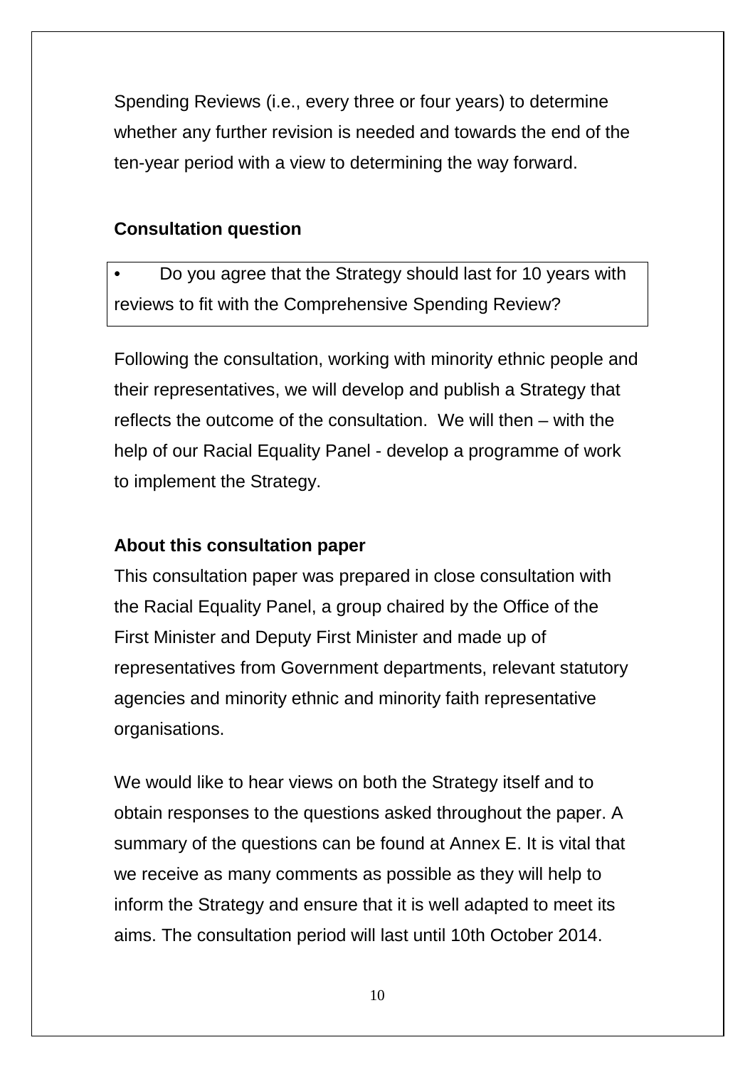Spending Reviews (i.e., every three or four years) to determine whether any further revision is needed and towards the end of the ten-year period with a view to determining the way forward.

**Consultation question**

- Do you agree that the Strategy should last for 10 years with reviews to fit with the Comprehensive Spending Review?

Following the consultation, working with minority ethnic people and their representatives, we will develop and publish a Strategy that reflects the outcome of the consultation. We will then – with the help of our Racial Equality Panel - develop a programme of work to implement the Strategy.

**About this consultation paper**

This consultation paper was prepared in close consultation with the Racial Equality Panel, a group chaired by the Office of the First Minister and Deputy First Minister and made up of representatives from Government departments, relevant statutory agencies and minority ethnic and minority faith representative organisations.

We would like to hear views on both the Strategy itself and to obtain responses to the questions asked throughout the paper. A summary of the questions can be found at Annex E. It is vital that we receive as many comments as possible as they will help to inform the Strategy and ensure that it is well adapted to meet its aims. The consultation period will last until 10th October 2014.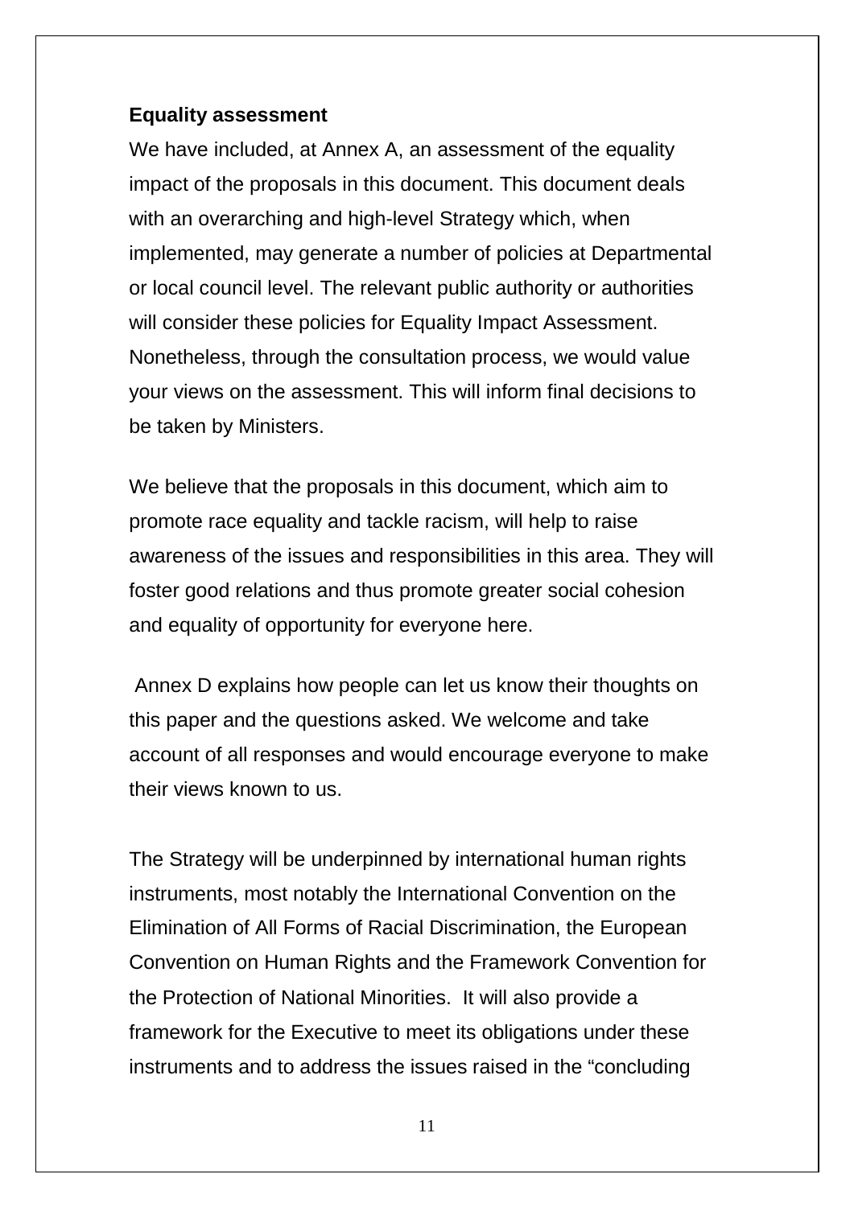**Equality assessment**

We have included, at Annex A, an assessment of the equality impact of the proposals in this document. This document deals with an overarching and high-level Strategy which, when implemented, may generate a number of policies at Departmental or local council level. The relevant public authority or authorities will consider these policies for Equality Impact Assessment. Nonetheless, through the consultation process, we would value your views on the assessment. This will inform final decisions to be taken by Ministers.

We believe that the proposals in this document, which aim to promote race equality and tackle racism, will help to raise awareness of the issues and responsibilities in this area. They will foster good relations and thus promote greater social cohesion and equality of opportunity for everyone here.

Annex D explains how people can let us know their thoughts on this paper and the questions asked. We welcome and take account of all responses and would encourage everyone to make their views known to us.

The Strategy will be underpinned by international human rights instruments, most notably the International Convention on the Elimination of All Forms of Racial Discrimination, the European Convention on Human Rights and the Framework Convention for the Protection of National Minorities. It will also provide a framework for the Executive to meet its obligations under these instruments and to address the issues raised in the "concluding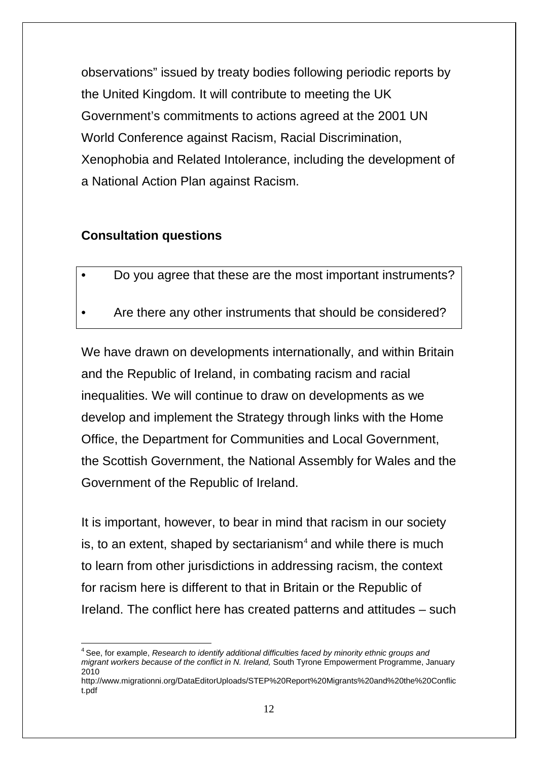observations" issued by treaty bodies following periodic reports by the United Kingdom. It will contribute to meeting the UK Government's commitments to actions agreed at the 2001 UN World Conference against Racism, Racial Discrimination, Xenophobia and Related Intolerance, including the development of a National Action Plan against Racism.

## Consultation questions

- Do you agree that these are the most important instruments?
- Are there any other instruments that should be considered?

We have drawn on developments internationally, and within Britain and the Republic of Ireland, in combating racism and racial inequalities. We will continue to draw on developments as we develop and implement the Strategy through links with the Home Office, the Department for Communities and Local Government, the Scottish Government, the National Assembly for Wales and the Government of the Republic of Ireland.

It is important, however, to bear in mind that racism in our society is, to an extent, shaped by sectarianism[4] and while there is much to learn from other jurisdictions in addressing racism, the context for racism here is different to that in Britain or the Republic of Ireland. The conflict here has created patterns and attitudes – such

---

[4] See, for example, *Research to identify additional difficulties faced by minority ethnic groups and migrant workers because of the conflict in N. Ireland,* South Tyrone Empowerment Programme, January 2010 http://www.migrationni.org/DataEditorUploads/STEP%20Report%20Migrants%20and%20the%20Conflict.pdf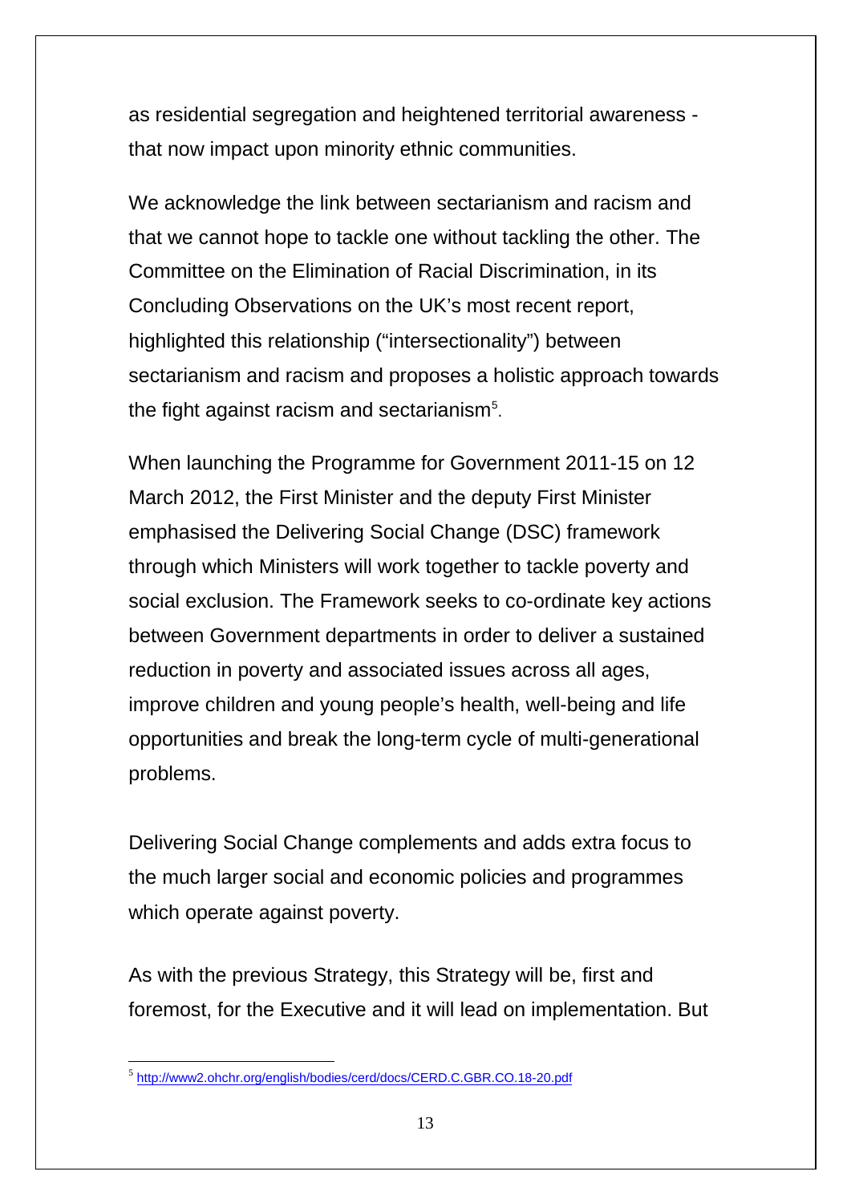as residential segregation and heightened territorial awareness - that now impact upon minority ethnic communities.

We acknowledge the link between sectarianism and racism and that we cannot hope to tackle one without tackling the other. The Committee on the Elimination of Racial Discrimination, in its Concluding Observations on the UK's most recent report, highlighted this relationship ("intersectionality") between sectarianism and racism and proposes a holistic approach towards the fight against racism and sectarianism[5].

When launching the Programme for Government 2011-15 on 12 March 2012, the First Minister and the deputy First Minister emphasised the Delivering Social Change (DSC) framework through which Ministers will work together to tackle poverty and social exclusion. The Framework seeks to co-ordinate key actions between Government departments in order to deliver a sustained reduction in poverty and associated issues across all ages, improve children and young people's health, well-being and life opportunities and break the long-term cycle of multi-generational problems.

Delivering Social Change complements and adds extra focus to the much larger social and economic policies and programmes which operate against poverty.

As with the previous Strategy, this Strategy will be, first and foremost, for the Executive and it will lead on implementation. But

---

[5] http://www2.ohchr.org/english/bodies/cerd/docs/CERD.C.GBR.CO.18-20.pdf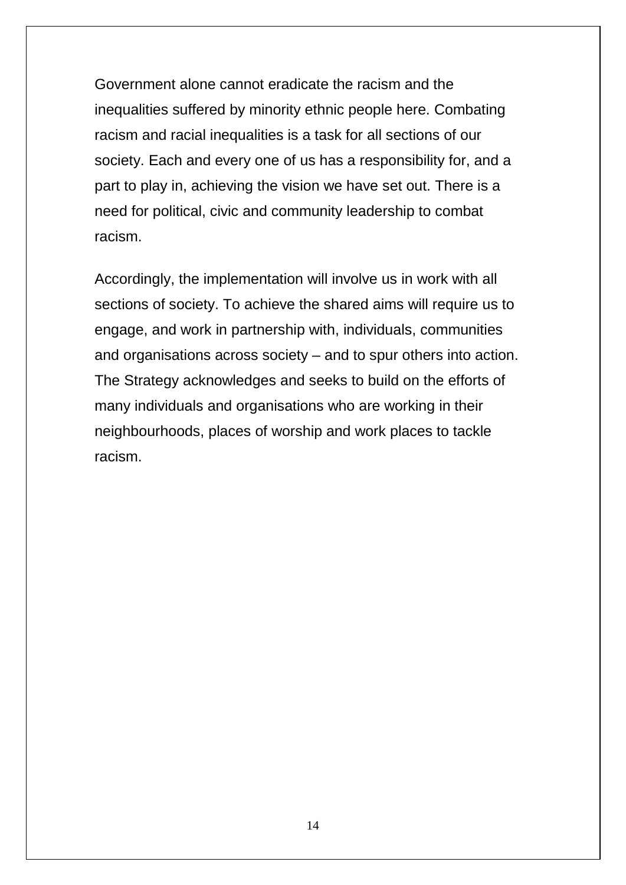Government alone cannot eradicate the racism and the inequalities suffered by minority ethnic people here. Combating racism and racial inequalities is a task for all sections of our society. Each and every one of us has a responsibility for, and a part to play in, achieving the vision we have set out. There is a need for political, civic and community leadership to combat racism.

Accordingly, the implementation will involve us in work with all sections of society. To achieve the shared aims will require us to engage, and work in partnership with, individuals, communities and organisations across society – and to spur others into action. The Strategy acknowledges and seeks to build on the efforts of many individuals and organisations who are working in their neighbourhoods, places of worship and work places to tackle racism.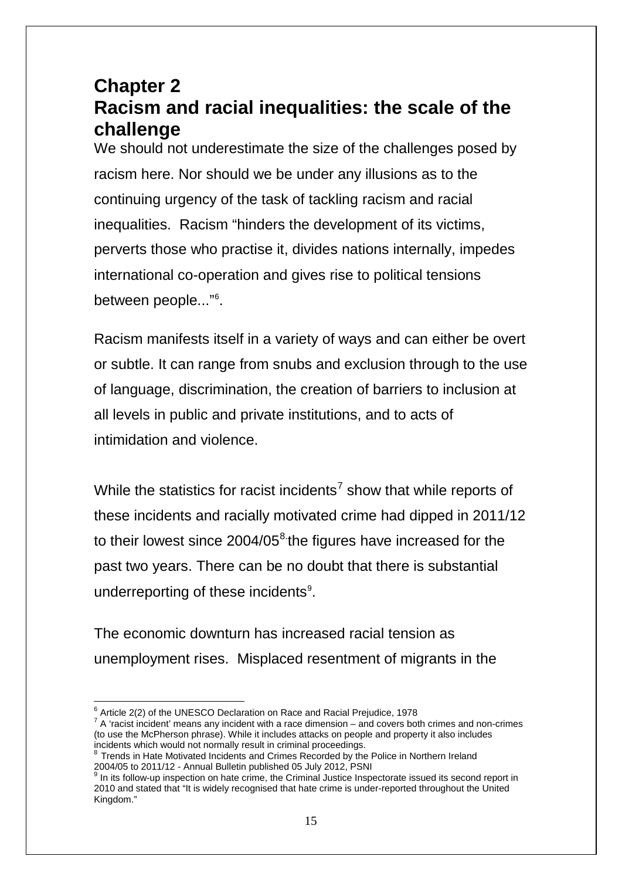# Chapter 2
# Racism and racial inequalities: the scale of the challenge

We should not underestimate the size of the challenges posed by racism here. Nor should we be under any illusions as to the continuing urgency of the task of tackling racism and racial inequalities. Racism "hinders the development of its victims, perverts those who practise it, divides nations internally, impedes international co-operation and gives rise to political tensions between people..."[6].

Racism manifests itself in a variety of ways and can either be overt or subtle. It can range from snubs and exclusion through to the use of language, discrimination, the creation of barriers to inclusion at all levels in public and private institutions, and to acts of intimidation and violence.

While the statistics for racist incidents[7] show that while reports of these incidents and racially motivated crime had dipped in 2011/12 to their lowest since 2004/05[8] the figures have increased for the past two years. There can be no doubt that there is substantial underreporting of these incidents[9].

The economic downturn has increased racial tension as unemployment rises. Misplaced resentment of migrants in the

---

[6] Article 2(2) of the UNESCO Declaration on Race and Racial Prejudice, 1978

[7] A 'racist incident' means any incident with a race dimension – and covers both crimes and non-crimes (to use the McPherson phrase). While it includes attacks on people and property it also includes incidents which would not normally result in criminal proceedings.

[8] Trends in Hate Motivated Incidents and Crimes Recorded by the Police in Northern Ireland 2004/05 to 2011/12 - Annual Bulletin published 05 July 2012, PSNI

[9] In its follow-up inspection on hate crime, the Criminal Justice Inspectorate issued its second report in 2010 and stated that "It is widely recognised that hate crime is under-reported throughout the United Kingdom."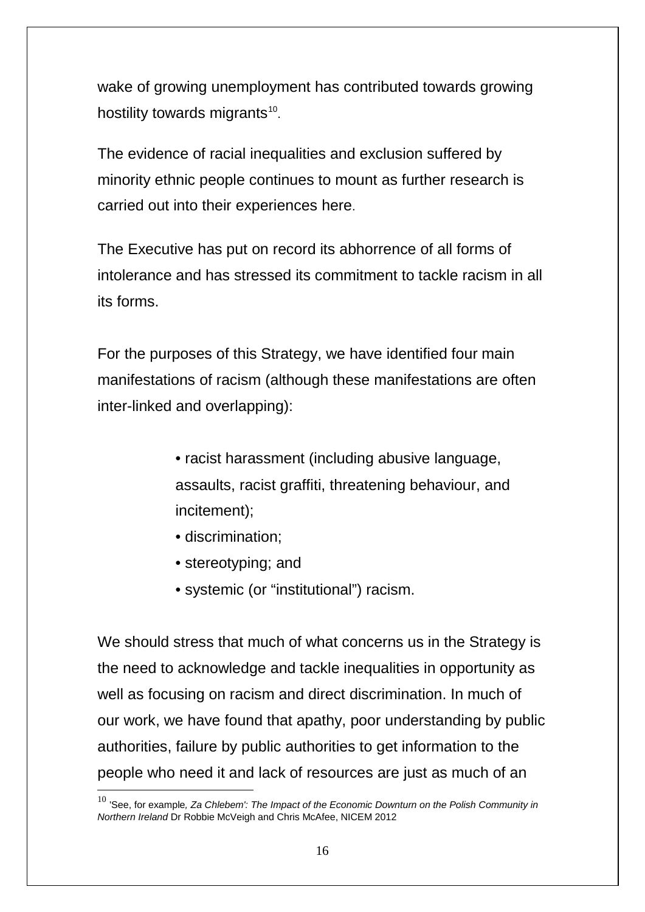wake of growing unemployment has contributed towards growing hostility towards migrants[10].

The evidence of racial inequalities and exclusion suffered by minority ethnic people continues to mount as further research is carried out into their experiences here.

The Executive has put on record its abhorrence of all forms of intolerance and has stressed its commitment to tackle racism in all its forms.

For the purposes of this Strategy, we have identified four main manifestations of racism (although these manifestations are often inter-linked and overlapping):

- racist harassment (including abusive language, assaults, racist graffiti, threatening behaviour, and incitement);
- discrimination;
- stereotyping; and
- systemic (or "institutional") racism.

We should stress that much of what concerns us in the Strategy is the need to acknowledge and tackle inequalities in opportunity as well as focusing on racism and direct discrimination. In much of our work, we have found that apathy, poor understanding by public authorities, failure by public authorities to get information to the people who need it and lack of resources are just as much of an

---

[10] 'See, for example*, Za Chlebem': The Impact of the Economic Downturn on the Polish Community in Northern Ireland* Dr Robbie McVeigh and Chris McAfee, NICEM 2012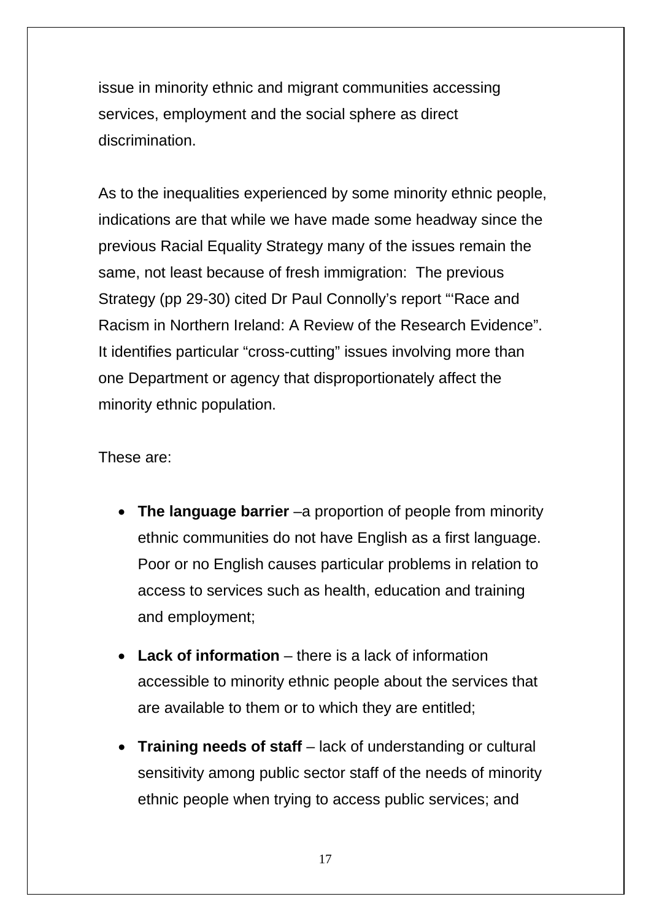issue in minority ethnic and migrant communities accessing services, employment and the social sphere as direct discrimination.

As to the inequalities experienced by some minority ethnic people, indications are that while we have made some headway since the previous Racial Equality Strategy many of the issues remain the same, not least because of fresh immigration: The previous Strategy (pp 29-30) cited Dr Paul Connolly's report "'Race and Racism in Northern Ireland: A Review of the Research Evidence". It identifies particular "cross-cutting" issues involving more than one Department or agency that disproportionately affect the minority ethnic population.

These are:

- **The language barrier** –a proportion of people from minority ethnic communities do not have English as a first language. Poor or no English causes particular problems in relation to access to services such as health, education and training and employment;
- **Lack of information** – there is a lack of information accessible to minority ethnic people about the services that are available to them or to which they are entitled;
- **Training needs of staff** – lack of understanding or cultural sensitivity among public sector staff of the needs of minority ethnic people when trying to access public services; and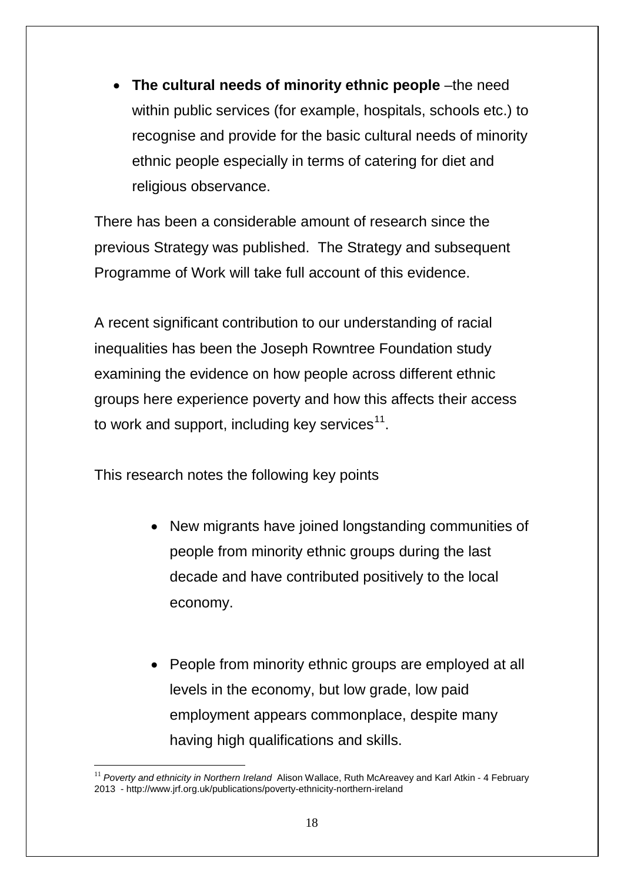- **The cultural needs of minority ethnic people** –the need within public services (for example, hospitals, schools etc.) to recognise and provide for the basic cultural needs of minority ethnic people especially in terms of catering for diet and religious observance.

There has been a considerable amount of research since the previous Strategy was published. The Strategy and subsequent Programme of Work will take full account of this evidence.

A recent significant contribution to our understanding of racial inequalities has been the Joseph Rowntree Foundation study examining the evidence on how people across different ethnic groups here experience poverty and how this affects their access to work and support, including key services[11].

This research notes the following key points

- New migrants have joined longstanding communities of people from minority ethnic groups during the last decade and have contributed positively to the local economy.

- People from minority ethnic groups are employed at all levels in the economy, but low grade, low paid employment appears commonplace, despite many having high qualifications and skills.

---

[11] *Poverty and ethnicity in Northern Ireland* Alison Wallace, Ruth McAreavey and Karl Atkin - 4 February 2013 - http://www.jrf.org.uk/publications/poverty-ethnicity-northern-ireland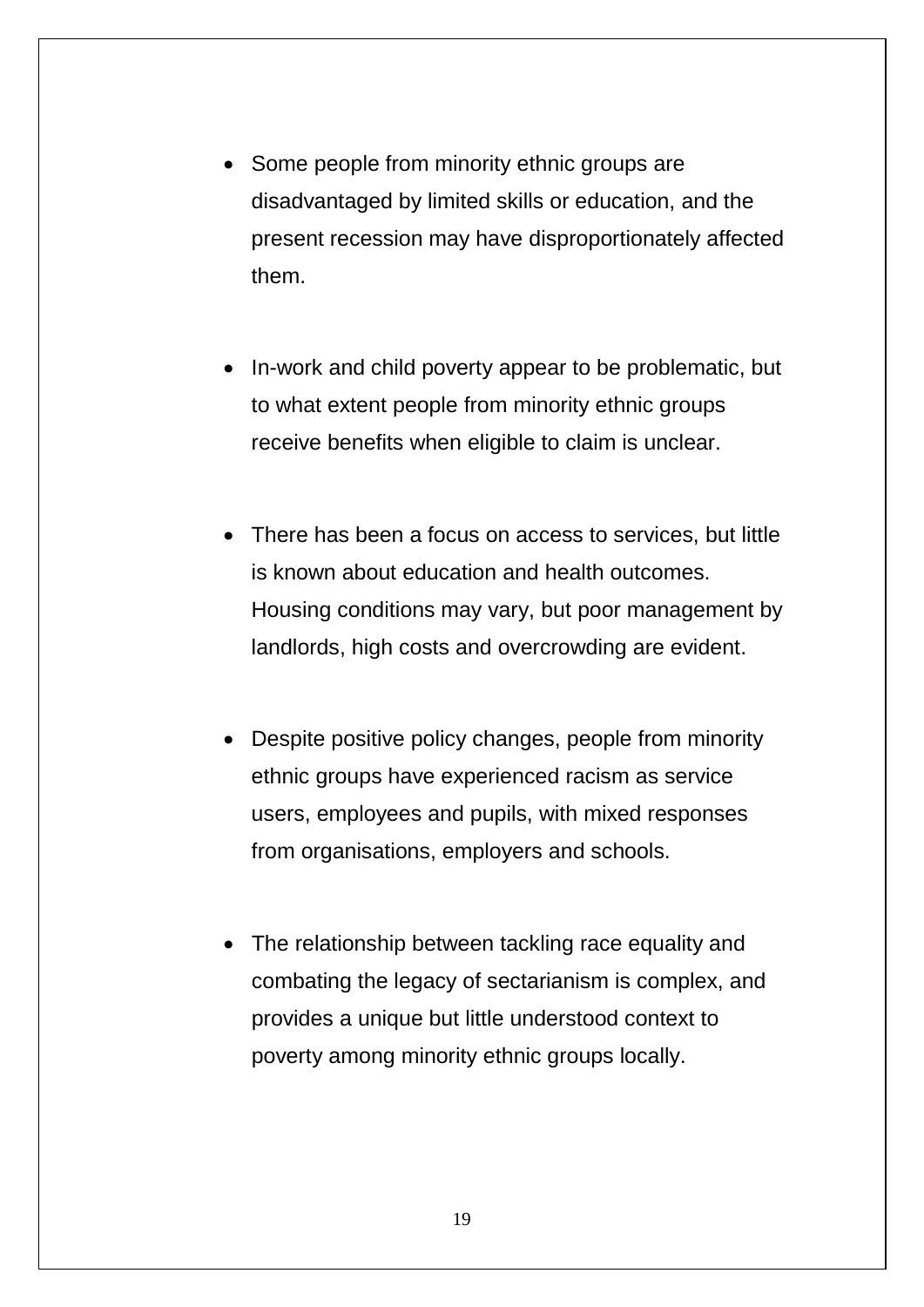- Some people from minority ethnic groups are disadvantaged by limited skills or education, and the present recession may have disproportionately affected them.

- In-work and child poverty appear to be problematic, but to what extent people from minority ethnic groups receive benefits when eligible to claim is unclear.

- There has been a focus on access to services, but little is known about education and health outcomes. Housing conditions may vary, but poor management by landlords, high costs and overcrowding are evident.

- Despite positive policy changes, people from minority ethnic groups have experienced racism as service users, employees and pupils, with mixed responses from organisations, employers and schools.

- The relationship between tackling race equality and combating the legacy of sectarianism is complex, and provides a unique but little understood context to poverty among minority ethnic groups locally.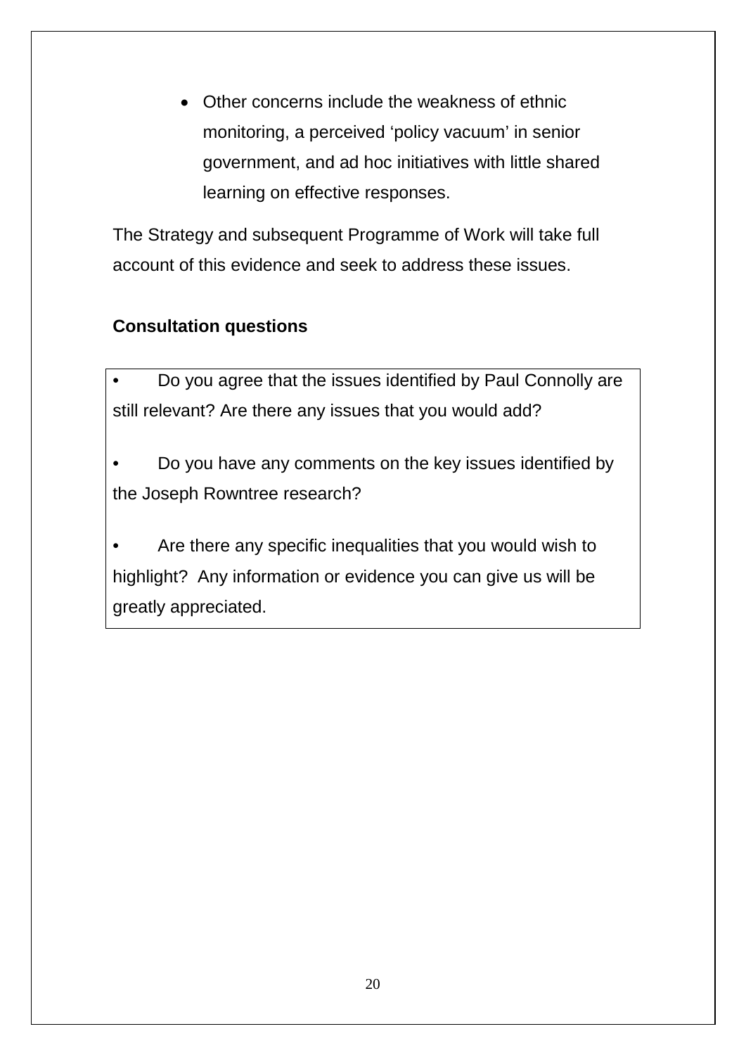- Other concerns include the weakness of ethnic monitoring, a perceived 'policy vacuum' in senior government, and ad hoc initiatives with little shared learning on effective responses.

The Strategy and subsequent Programme of Work will take full account of this evidence and seek to address these issues.

**Consultation questions**

- Do you agree that the issues identified by Paul Connolly are still relevant? Are there any issues that you would add?
- Do you have any comments on the key issues identified by the Joseph Rowntree research?
- Are there any specific inequalities that you would wish to highlight? Any information or evidence you can give us will be greatly appreciated.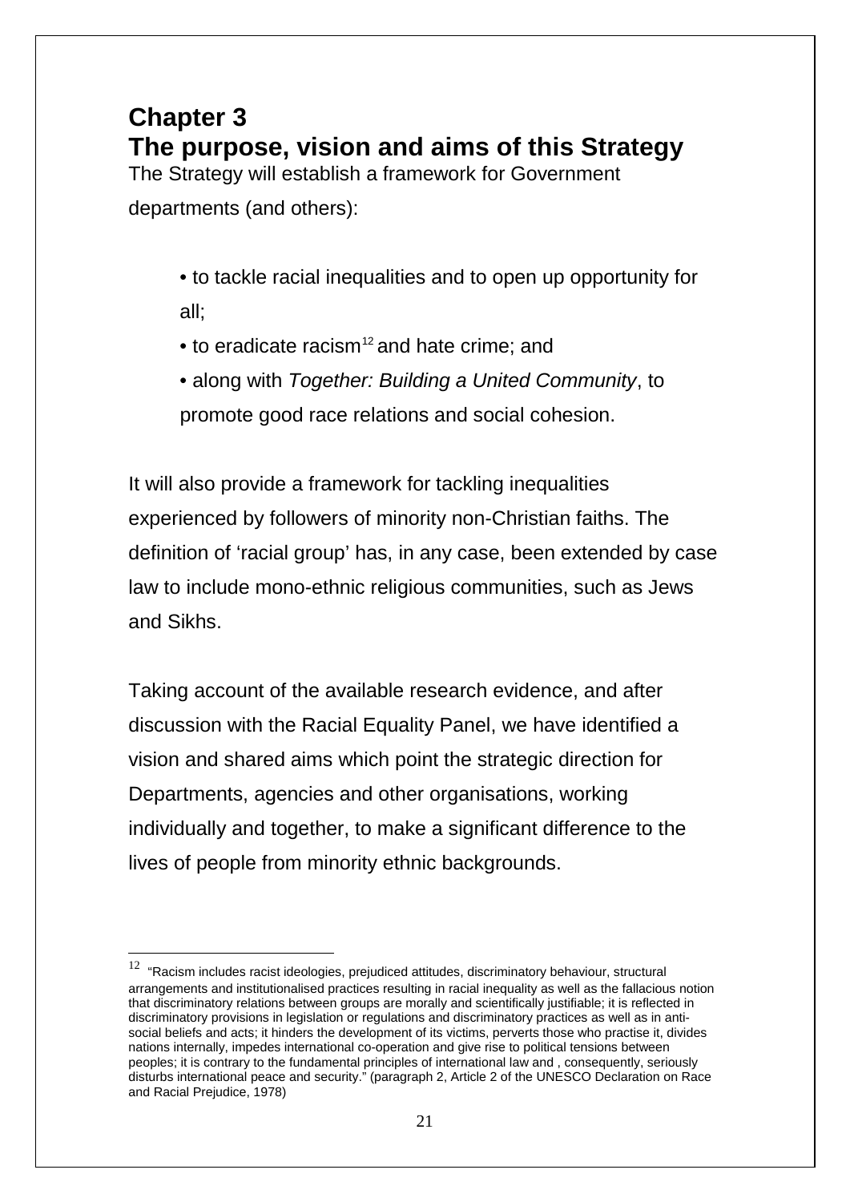# Chapter 3
# The purpose, vision and aims of this Strategy

The Strategy will establish a framework for Government departments (and others):

- to tackle racial inequalities and to open up opportunity for all;
- to eradicate racism[12] and hate crime; and
- along with *Together: Building a United Community*, to promote good race relations and social cohesion.

It will also provide a framework for tackling inequalities experienced by followers of minority non-Christian faiths. The definition of 'racial group' has, in any case, been extended by case law to include mono-ethnic religious communities, such as Jews and Sikhs.

Taking account of the available research evidence, and after discussion with the Racial Equality Panel, we have identified a vision and shared aims which point the strategic direction for Departments, agencies and other organisations, working individually and together, to make a significant difference to the lives of people from minority ethnic backgrounds.

---

[12] "Racism includes racist ideologies, prejudiced attitudes, discriminatory behaviour, structural arrangements and institutionalised practices resulting in racial inequality as well as the fallacious notion that discriminatory relations between groups are morally and scientifically justifiable; it is reflected in discriminatory provisions in legislation or regulations and discriminatory practices as well as in anti-social beliefs and acts; it hinders the development of its victims, perverts those who practise it, divides nations internally, impedes international co-operation and give rise to political tensions between peoples; it is contrary to the fundamental principles of international law and , consequently, seriously disturbs international peace and security." (paragraph 2, Article 2 of the UNESCO Declaration on Race and Racial Prejudice, 1978)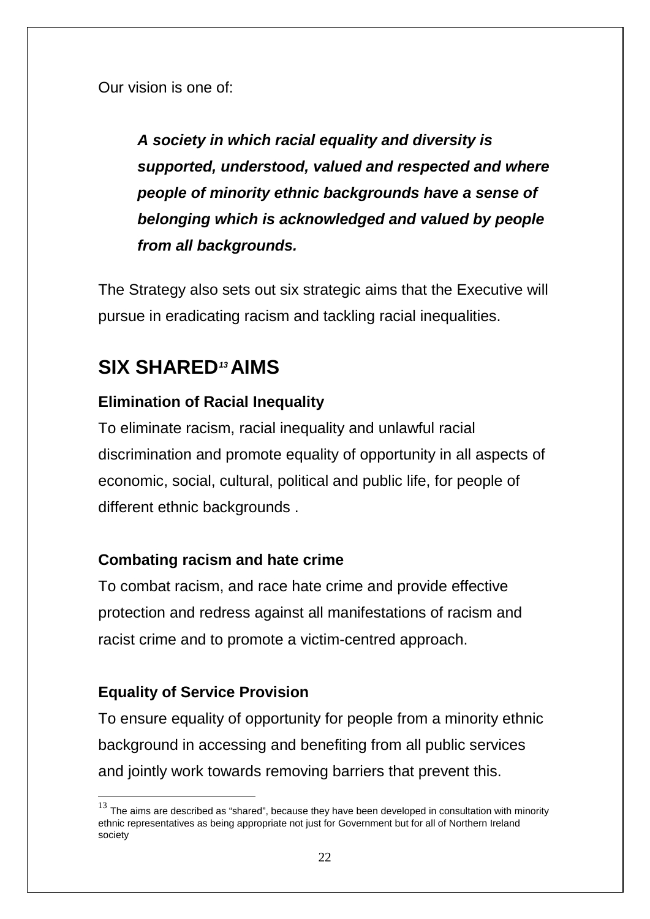Our vision is one of:

> ***A society in which racial equality and diversity is supported, understood, valued and respected and where people of minority ethnic backgrounds have a sense of belonging which is acknowledged and valued by people from all backgrounds.***

The Strategy also sets out six strategic aims that the Executive will pursue in eradicating racism and tackling racial inequalities.

## SIX SHARED[13] AIMS

### Elimination of Racial Inequality

To eliminate racism, racial inequality and unlawful racial discrimination and promote equality of opportunity in all aspects of economic, social, cultural, political and public life, for people of different ethnic backgrounds .

### Combating racism and hate crime

To combat racism, and race hate crime and provide effective protection and redress against all manifestations of racism and racist crime and to promote a victim-centred approach.

### Equality of Service Provision

To ensure equality of opportunity for people from a minority ethnic background in accessing and benefiting from all public services and jointly work towards removing barriers that prevent this.

---

[13] The aims are described as "shared", because they have been developed in consultation with minority ethnic representatives as being appropriate not just for Government but for all of Northern Ireland society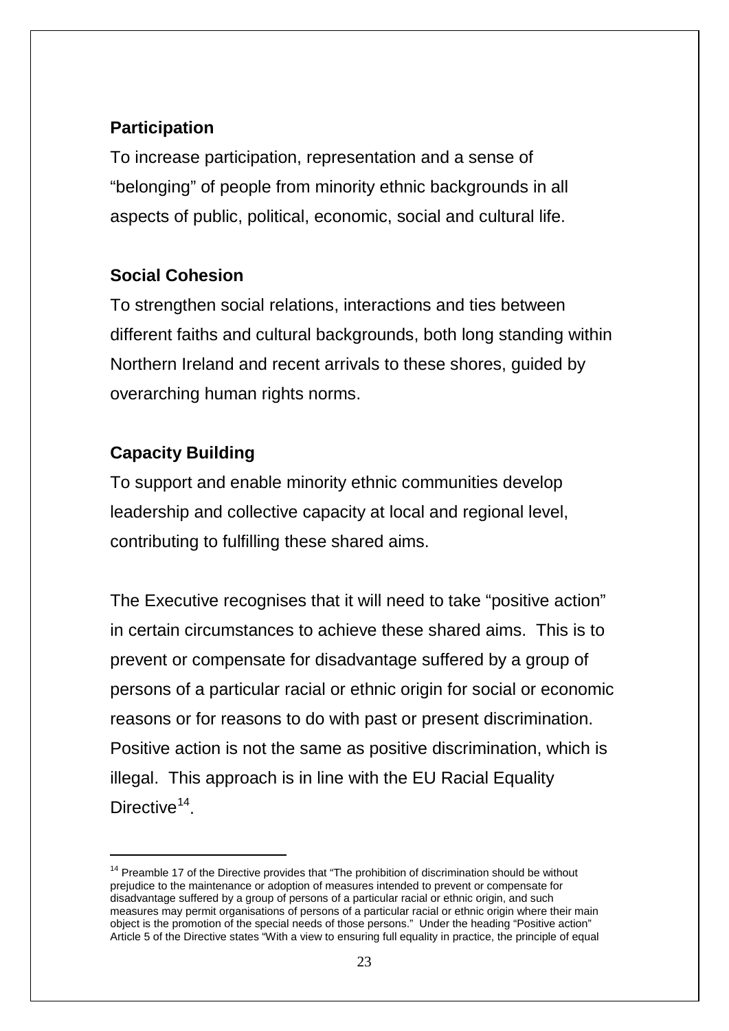**Participation**

To increase participation, representation and a sense of "belonging" of people from minority ethnic backgrounds in all aspects of public, political, economic, social and cultural life.

**Social Cohesion**

To strengthen social relations, interactions and ties between different faiths and cultural backgrounds, both long standing within Northern Ireland and recent arrivals to these shores, guided by overarching human rights norms.

**Capacity Building**

To support and enable minority ethnic communities develop leadership and collective capacity at local and regional level, contributing to fulfilling these shared aims.

The Executive recognises that it will need to take "positive action" in certain circumstances to achieve these shared aims. This is to prevent or compensate for disadvantage suffered by a group of persons of a particular racial or ethnic origin for social or economic reasons or for reasons to do with past or present discrimination. Positive action is not the same as positive discrimination, which is illegal. This approach is in line with the EU Racial Equality Directive[14].

---

[14] Preamble 17 of the Directive provides that "The prohibition of discrimination should be without prejudice to the maintenance or adoption of measures intended to prevent or compensate for disadvantage suffered by a group of persons of a particular racial or ethnic origin, and such measures may permit organisations of persons of a particular racial or ethnic origin where their main object is the promotion of the special needs of those persons." Under the heading "Positive action" Article 5 of the Directive states "With a view to ensuring full equality in practice, the principle of equal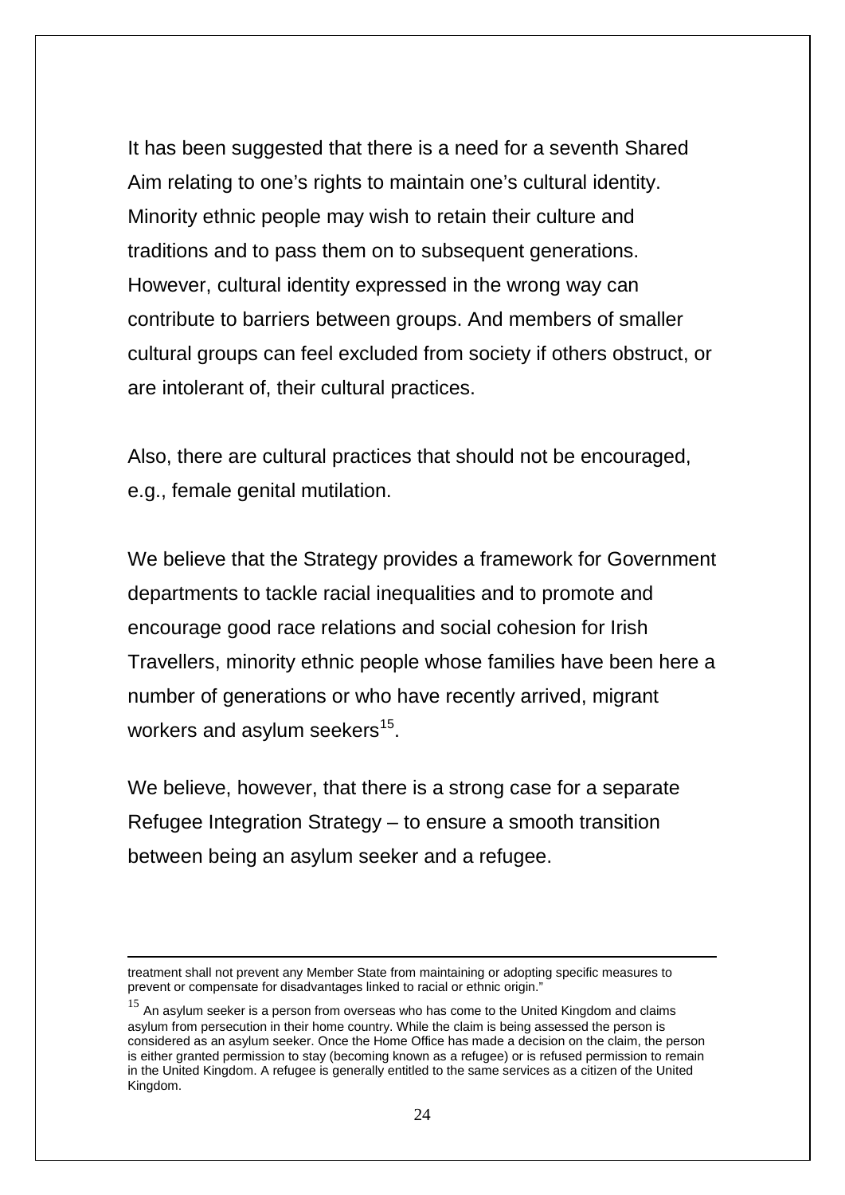It has been suggested that there is a need for a seventh Shared Aim relating to one's rights to maintain one's cultural identity. Minority ethnic people may wish to retain their culture and traditions and to pass them on to subsequent generations. However, cultural identity expressed in the wrong way can contribute to barriers between groups. And members of smaller cultural groups can feel excluded from society if others obstruct, or are intolerant of, their cultural practices.

Also, there are cultural practices that should not be encouraged, e.g., female genital mutilation.

We believe that the Strategy provides a framework for Government departments to tackle racial inequalities and to promote and encourage good race relations and social cohesion for Irish Travellers, minority ethnic people whose families have been here a number of generations or who have recently arrived, migrant workers and asylum seekers[15].

We believe, however, that there is a strong case for a separate Refugee Integration Strategy – to ensure a smooth transition between being an asylum seeker and a refugee.

---

treatment shall not prevent any Member State from maintaining or adopting specific measures to prevent or compensate for disadvantages linked to racial or ethnic origin."

[15] An asylum seeker is a person from overseas who has come to the United Kingdom and claims asylum from persecution in their home country. While the claim is being assessed the person is considered as an asylum seeker. Once the Home Office has made a decision on the claim, the person is either granted permission to stay (becoming known as a refugee) or is refused permission to remain in the United Kingdom. A refugee is generally entitled to the same services as a citizen of the United Kingdom.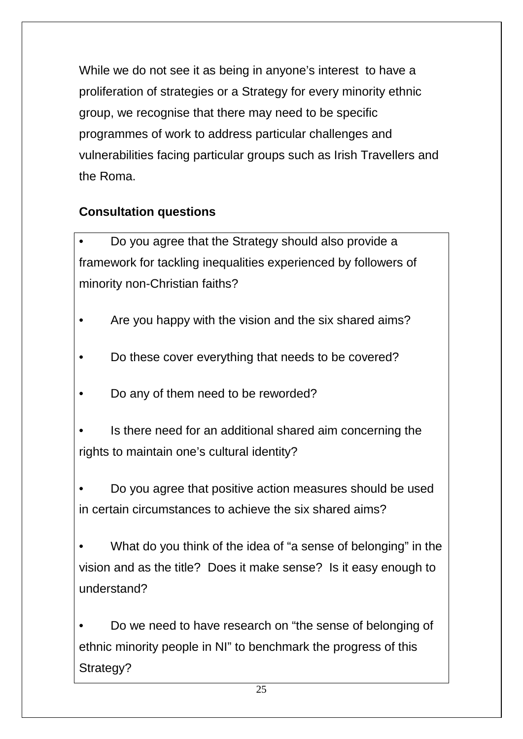While we do not see it as being in anyone's interest  to have a proliferation of strategies or a Strategy for every minority ethnic group, we recognise that there may need to be specific programmes of work to address particular challenges and vulnerabilities facing particular groups such as Irish Travellers and the Roma.

**Consultation questions**

- Do you agree that the Strategy should also provide a framework for tackling inequalities experienced by followers of minority non-Christian faiths?
- Are you happy with the vision and the six shared aims?
- Do these cover everything that needs to be covered?
- Do any of them need to be reworded?
- Is there need for an additional shared aim concerning the rights to maintain one's cultural identity?
- Do you agree that positive action measures should be used in certain circumstances to achieve the six shared aims?
- What do you think of the idea of "a sense of belonging" in the vision and as the title?  Does it make sense?  Is it easy enough to understand?
- Do we need to have research on "the sense of belonging of ethnic minority people in NI" to benchmark the progress of this Strategy?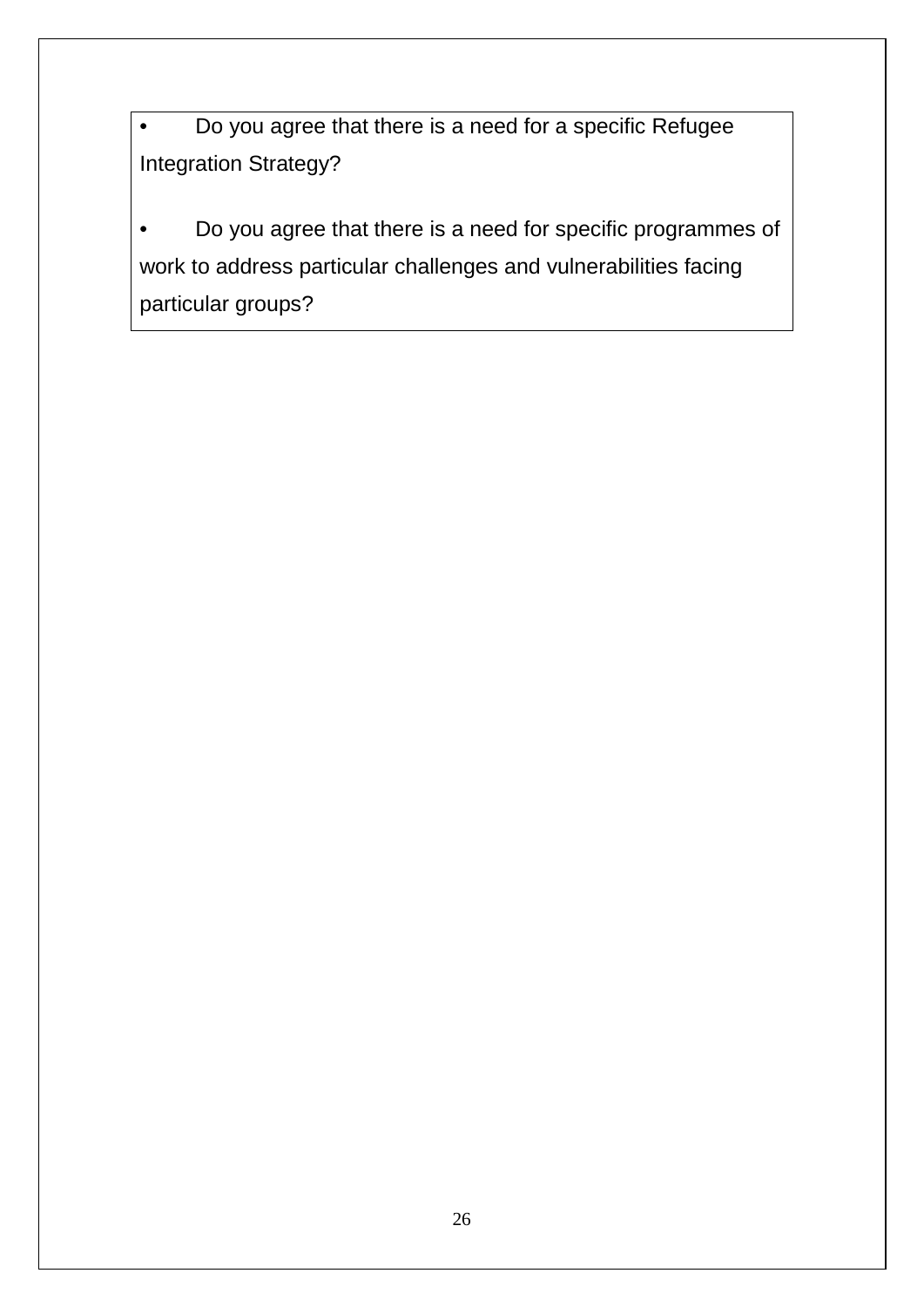- Do you agree that there is a need for a specific Refugee Integration Strategy?

- Do you agree that there is a need for specific programmes of work to address particular challenges and vulnerabilities facing particular groups?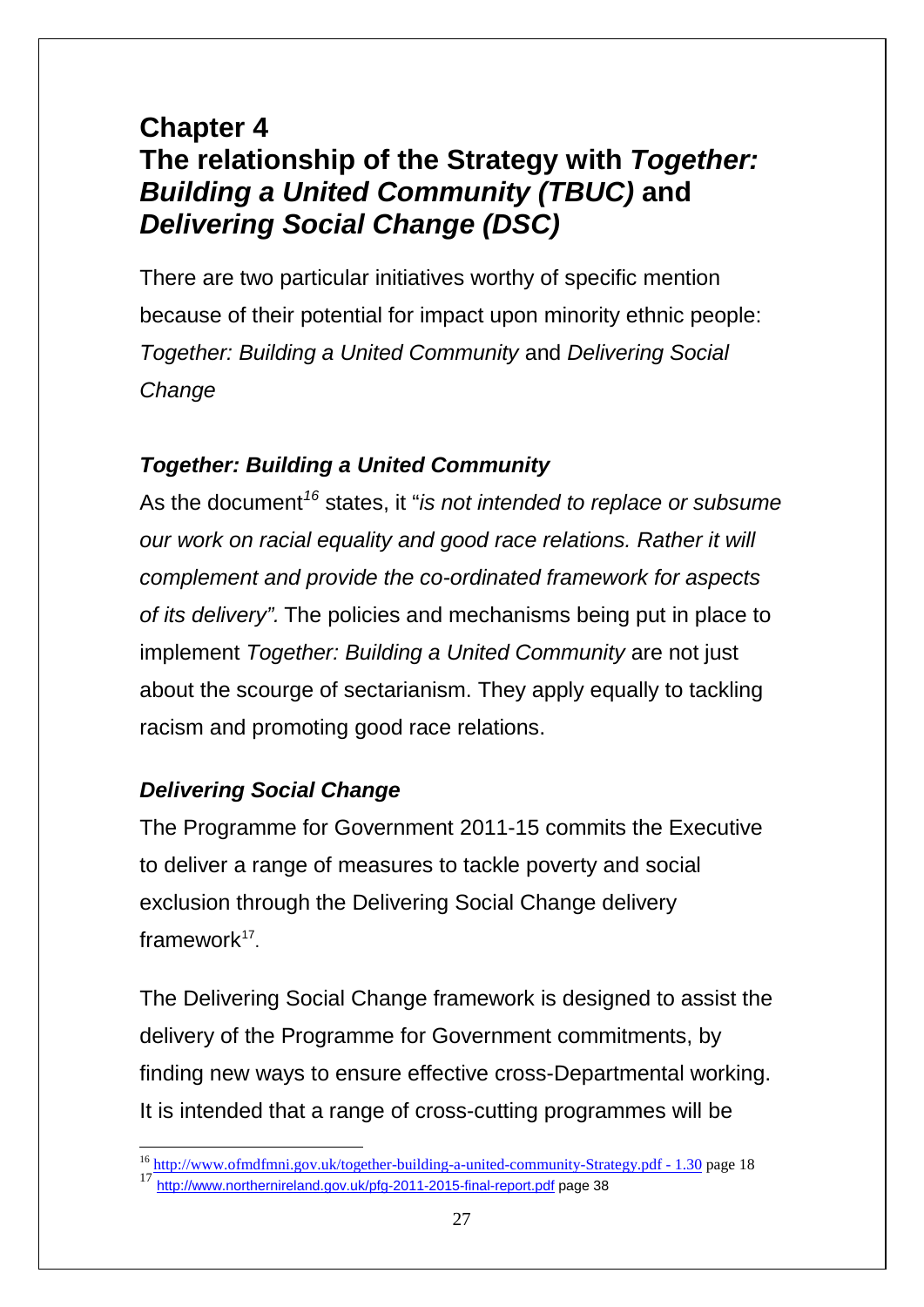# Chapter 4
# The relationship of the Strategy with *Together: Building a United Community (TBUC)* and *Delivering Social Change (DSC)*

There are two particular initiatives worthy of specific mention because of their potential for impact upon minority ethnic people: *Together: Building a United Community* and *Delivering Social Change*

### *Together: Building a United Community*

As the document[16] states, it "*is not intended to replace or subsume our work on racial equality and good race relations. Rather it will complement and provide the co-ordinated framework for aspects of its delivery".* The policies and mechanisms being put in place to implement *Together: Building a United Community* are not just about the scourge of sectarianism. They apply equally to tackling racism and promoting good race relations.

### *Delivering Social Change*

The Programme for Government 2011-15 commits the Executive to deliver a range of measures to tackle poverty and social exclusion through the Delivering Social Change delivery framework[17].

The Delivering Social Change framework is designed to assist the delivery of the Programme for Government commitments, by finding new ways to ensure effective cross-Departmental working. It is intended that a range of cross-cutting programmes will be

---

[16] http://www.ofmdfmni.gov.uk/together-building-a-united-community-Strategy.pdf - 1.30 page 18

[17] http://www.northernireland.gov.uk/pfg-2011-2015-final-report.pdf page 38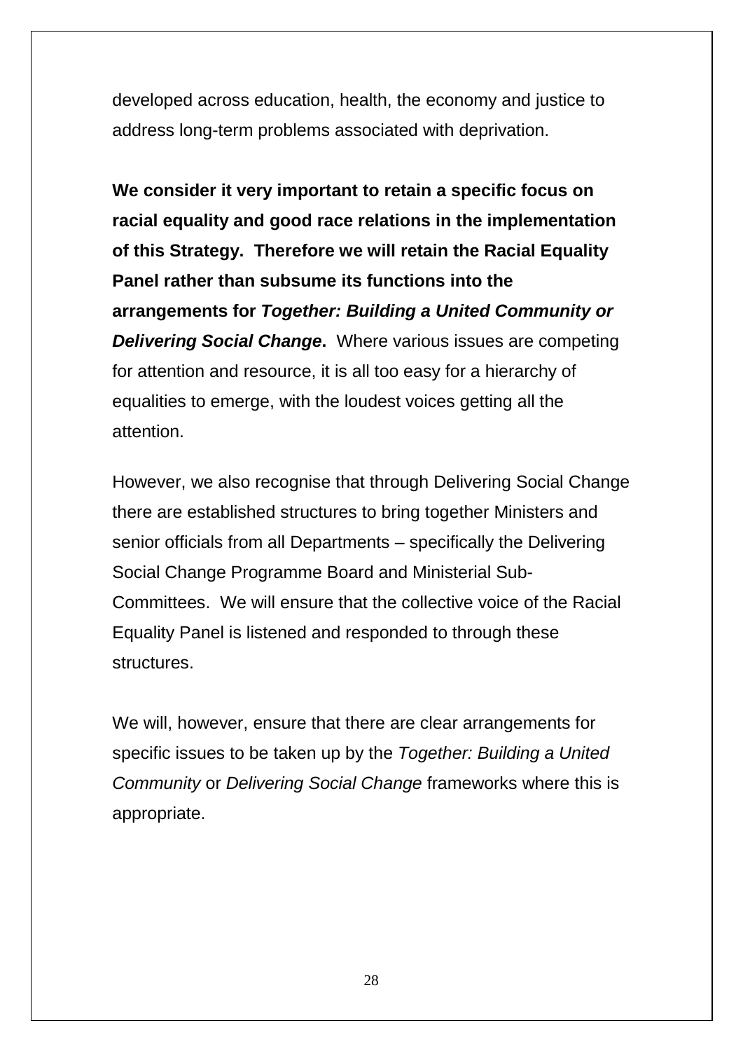developed across education, health, the economy and justice to address long-term problems associated with deprivation.

**We consider it very important to retain a specific focus on racial equality and good race relations in the implementation of this Strategy. Therefore we will retain the Racial Equality Panel rather than subsume its functions into the arrangements for *Together: Building a United Community or Delivering Social Change*.** Where various issues are competing for attention and resource, it is all too easy for a hierarchy of equalities to emerge, with the loudest voices getting all the attention.

However, we also recognise that through Delivering Social Change there are established structures to bring together Ministers and senior officials from all Departments – specifically the Delivering Social Change Programme Board and Ministerial Sub-Committees. We will ensure that the collective voice of the Racial Equality Panel is listened and responded to through these structures.

We will, however, ensure that there are clear arrangements for specific issues to be taken up by the *Together: Building a United Community* or *Delivering Social Change* frameworks where this is appropriate.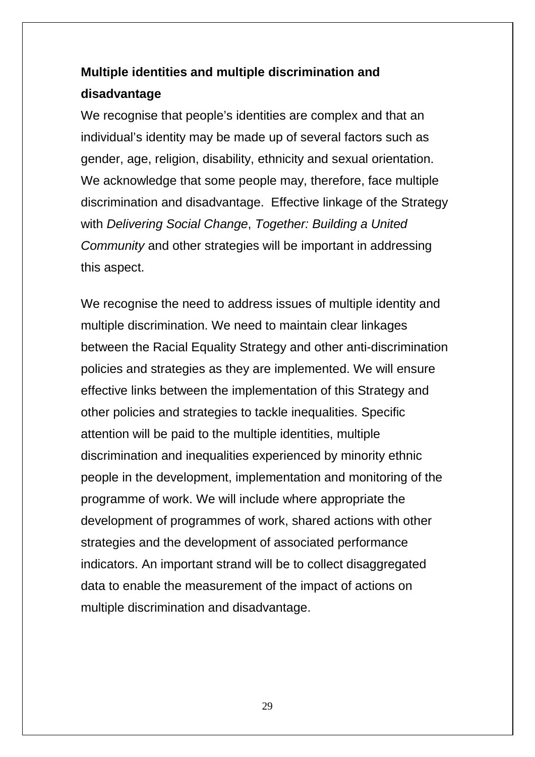**Multiple identities and multiple discrimination and disadvantage**

We recognise that people's identities are complex and that an individual's identity may be made up of several factors such as gender, age, religion, disability, ethnicity and sexual orientation. We acknowledge that some people may, therefore, face multiple discrimination and disadvantage. Effective linkage of the Strategy with *Delivering Social Change*, *Together: Building a United Community* and other strategies will be important in addressing this aspect.

We recognise the need to address issues of multiple identity and multiple discrimination. We need to maintain clear linkages between the Racial Equality Strategy and other anti-discrimination policies and strategies as they are implemented. We will ensure effective links between the implementation of this Strategy and other policies and strategies to tackle inequalities. Specific attention will be paid to the multiple identities, multiple discrimination and inequalities experienced by minority ethnic people in the development, implementation and monitoring of the programme of work. We will include where appropriate the development of programmes of work, shared actions with other strategies and the development of associated performance indicators. An important strand will be to collect disaggregated data to enable the measurement of the impact of actions on multiple discrimination and disadvantage.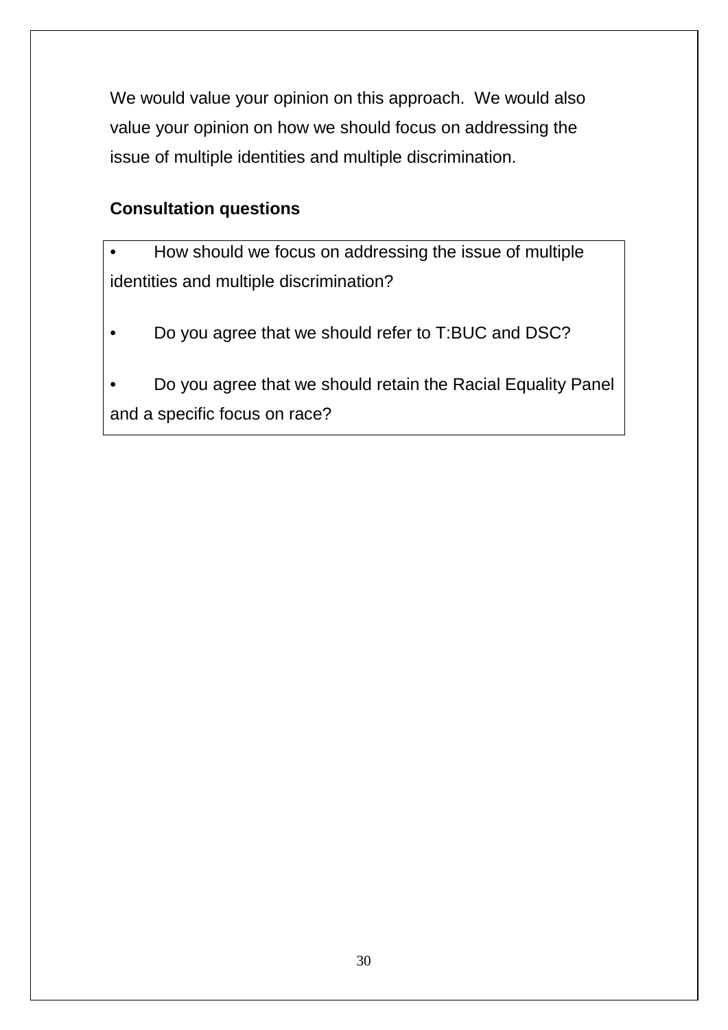We would value your opinion on this approach. We would also value your opinion on how we should focus on addressing the issue of multiple identities and multiple discrimination.

**Consultation questions**

- How should we focus on addressing the issue of multiple identities and multiple discrimination?
- Do you agree that we should refer to T:BUC and DSC?
- Do you agree that we should retain the Racial Equality Panel and a specific focus on race?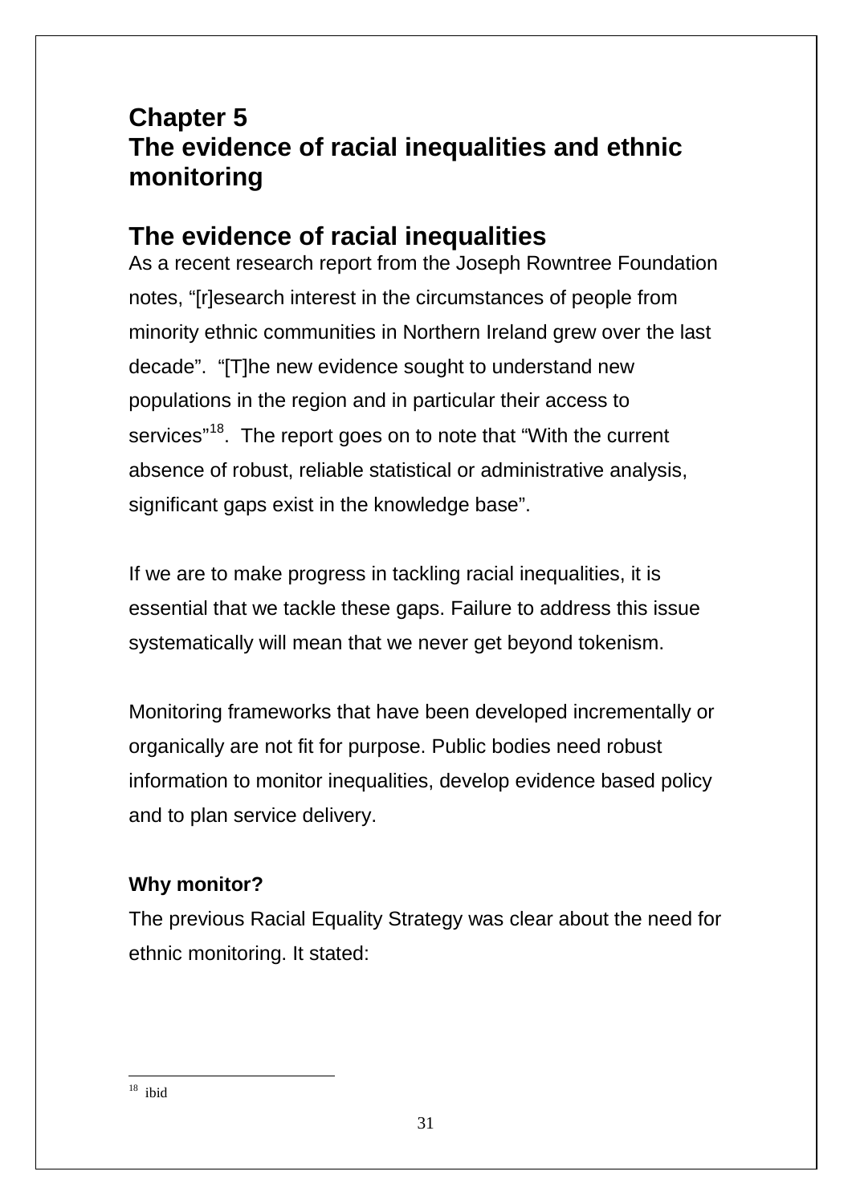# Chapter 5
# The evidence of racial inequalities and ethnic monitoring

## The evidence of racial inequalities

As a recent research report from the Joseph Rowntree Foundation notes, "[r]esearch interest in the circumstances of people from minority ethnic communities in Northern Ireland grew over the last decade". "[T]he new evidence sought to understand new populations in the region and in particular their access to services"[18]. The report goes on to note that "With the current absence of robust, reliable statistical or administrative analysis, significant gaps exist in the knowledge base".

If we are to make progress in tackling racial inequalities, it is essential that we tackle these gaps. Failure to address this issue systematically will mean that we never get beyond tokenism.

Monitoring frameworks that have been developed incrementally or organically are not fit for purpose. Public bodies need robust information to monitor inequalities, develop evidence based policy and to plan service delivery.

### Why monitor?

The previous Racial Equality Strategy was clear about the need for ethnic monitoring. It stated:

---

[18] ibid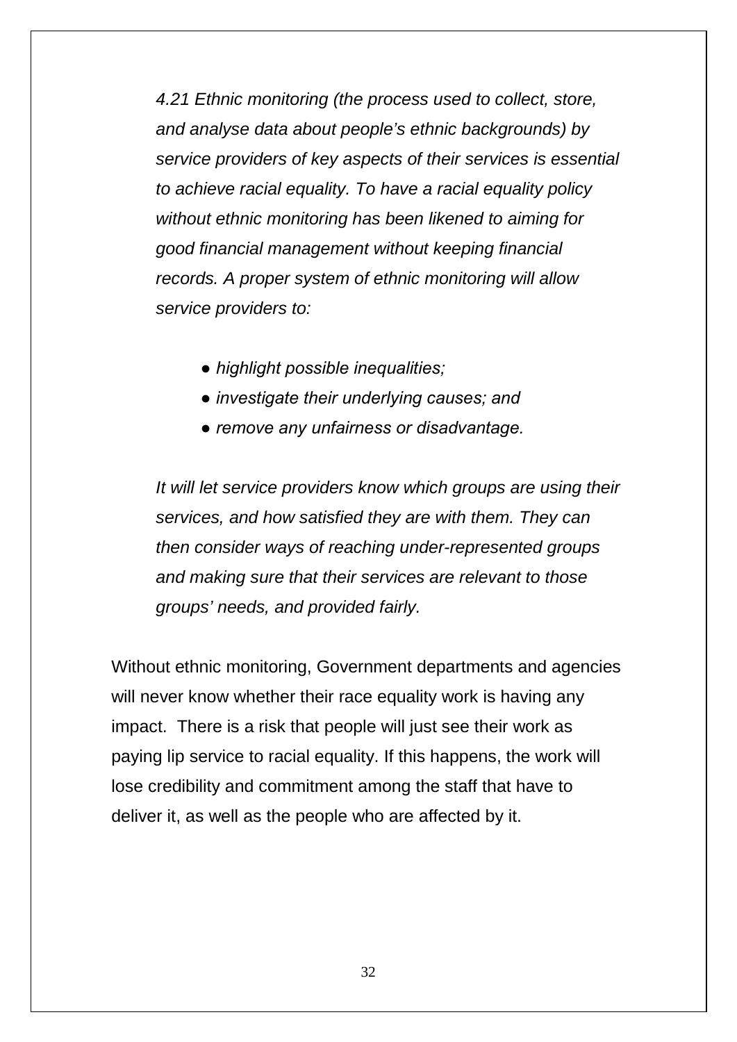*4.21 Ethnic monitoring (the process used to collect, store, and analyse data about people's ethnic backgrounds) by service providers of key aspects of their services is essential to achieve racial equality. To have a racial equality policy without ethnic monitoring has been likened to aiming for good financial management without keeping financial records. A proper system of ethnic monitoring will allow service providers to:*

- *highlight possible inequalities;*
- *investigate their underlying causes; and*
- *remove any unfairness or disadvantage.*

*It will let service providers know which groups are using their services, and how satisfied they are with them. They can then consider ways of reaching under-represented groups and making sure that their services are relevant to those groups' needs, and provided fairly.*

Without ethnic monitoring, Government departments and agencies will never know whether their race equality work is having any impact. There is a risk that people will just see their work as paying lip service to racial equality. If this happens, the work will lose credibility and commitment among the staff that have to deliver it, as well as the people who are affected by it.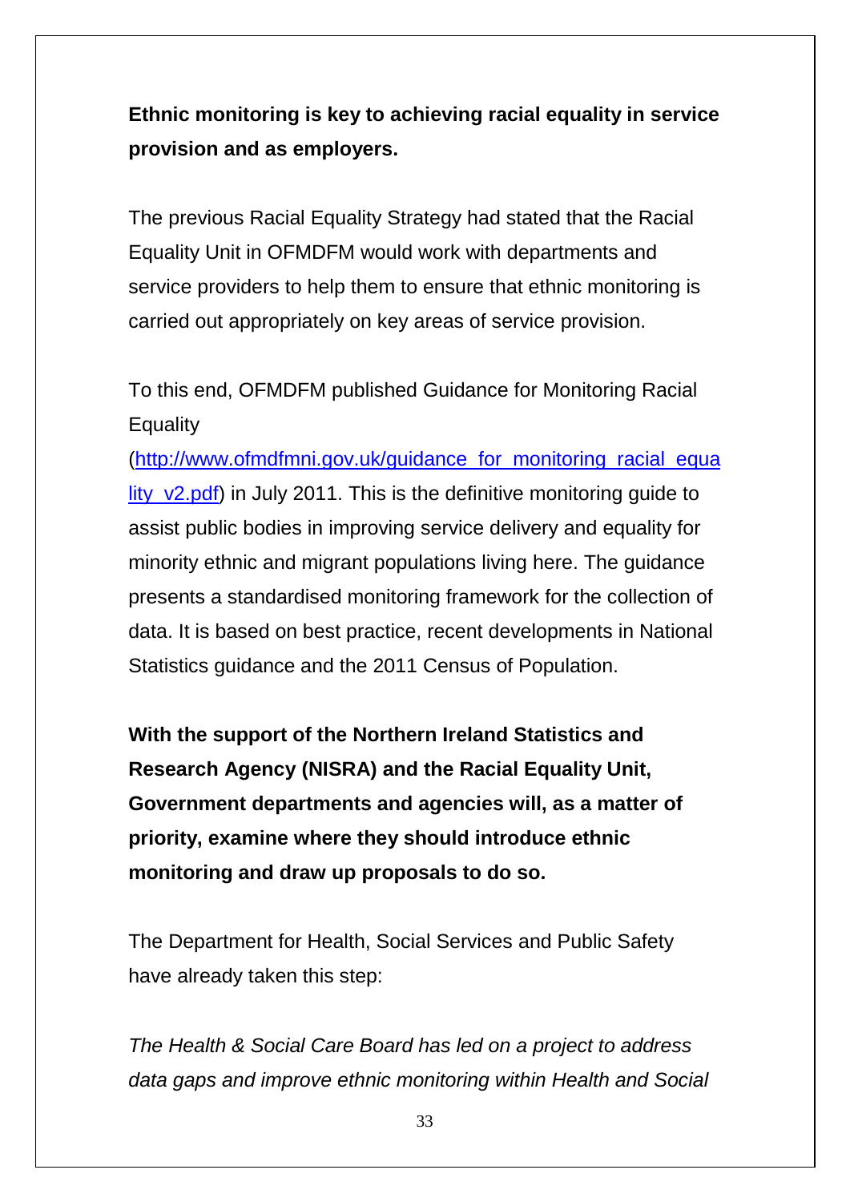**Ethnic monitoring is key to achieving racial equality in service provision and as employers.**

The previous Racial Equality Strategy had stated that the Racial Equality Unit in OFMDFM would work with departments and service providers to help them to ensure that ethnic monitoring is carried out appropriately on key areas of service provision.

To this end, OFMDFM published Guidance for Monitoring Racial Equality (http://www.ofmdfmni.gov.uk/guidance_for_monitoring_racial_equality_v2.pdf) in July 2011. This is the definitive monitoring guide to assist public bodies in improving service delivery and equality for minority ethnic and migrant populations living here. The guidance presents a standardised monitoring framework for the collection of data. It is based on best practice, recent developments in National Statistics guidance and the 2011 Census of Population.

**With the support of the Northern Ireland Statistics and Research Agency (NISRA) and the Racial Equality Unit, Government departments and agencies will, as a matter of priority, examine where they should introduce ethnic monitoring and draw up proposals to do so.**

The Department for Health, Social Services and Public Safety have already taken this step:

*The Health & Social Care Board has led on a project to address data gaps and improve ethnic monitoring within Health and Social*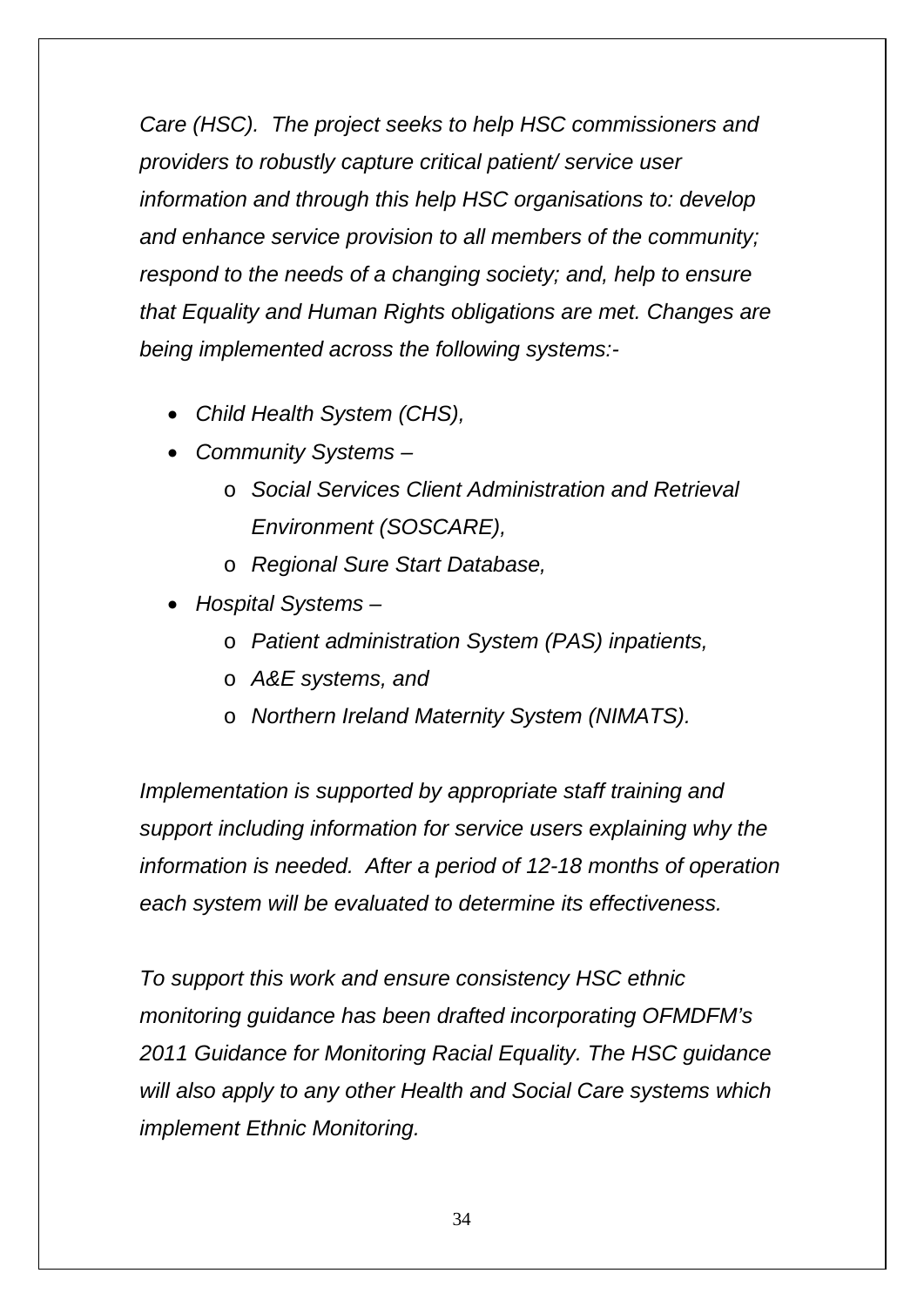*Care (HSC). The project seeks to help HSC commissioners and providers to robustly capture critical patient/ service user information and through this help HSC organisations to: develop and enhance service provision to all members of the community; respond to the needs of a changing society; and, help to ensure that Equality and Human Rights obligations are met. Changes are being implemented across the following systems:-*

- *Child Health System (CHS),*
- *Community Systems –*
  - *Social Services Client Administration and Retrieval Environment (SOSCARE),*
  - *Regional Sure Start Database,*
- *Hospital Systems –*
  - *Patient administration System (PAS) inpatients,*
  - *A&E systems, and*
  - *Northern Ireland Maternity System (NIMATS).*

*Implementation is supported by appropriate staff training and support including information for service users explaining why the information is needed. After a period of 12-18 months of operation each system will be evaluated to determine its effectiveness.*

*To support this work and ensure consistency HSC ethnic monitoring guidance has been drafted incorporating OFMDFM's 2011 Guidance for Monitoring Racial Equality. The HSC guidance will also apply to any other Health and Social Care systems which implement Ethnic Monitoring.*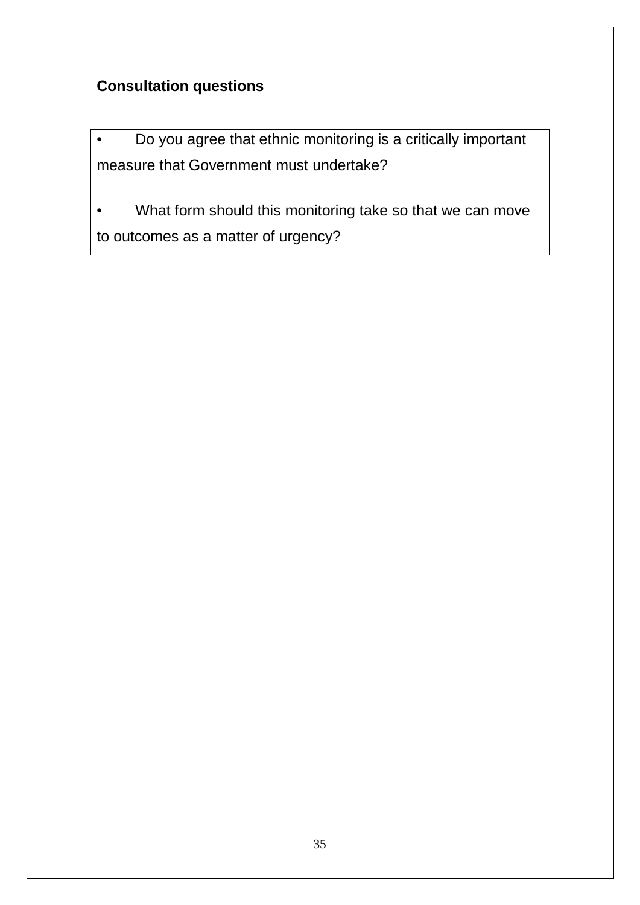**Consultation questions**

- Do you agree that ethnic monitoring is a critically important measure that Government must undertake?

- What form should this monitoring take so that we can move to outcomes as a matter of urgency?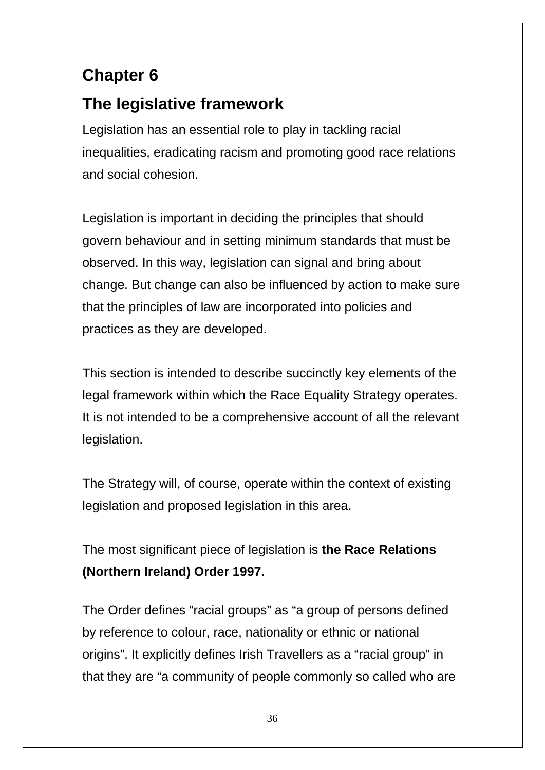# Chapter 6

## The legislative framework

Legislation has an essential role to play in tackling racial inequalities, eradicating racism and promoting good race relations and social cohesion.

Legislation is important in deciding the principles that should govern behaviour and in setting minimum standards that must be observed. In this way, legislation can signal and bring about change. But change can also be influenced by action to make sure that the principles of law are incorporated into policies and practices as they are developed.

This section is intended to describe succinctly key elements of the legal framework within which the Race Equality Strategy operates. It is not intended to be a comprehensive account of all the relevant legislation.

The Strategy will, of course, operate within the context of existing legislation and proposed legislation in this area.

The most significant piece of legislation is **the Race Relations (Northern Ireland) Order 1997.**

The Order defines "racial groups" as "a group of persons defined by reference to colour, race, nationality or ethnic or national origins". It explicitly defines Irish Travellers as a "racial group" in that they are "a community of people commonly so called who are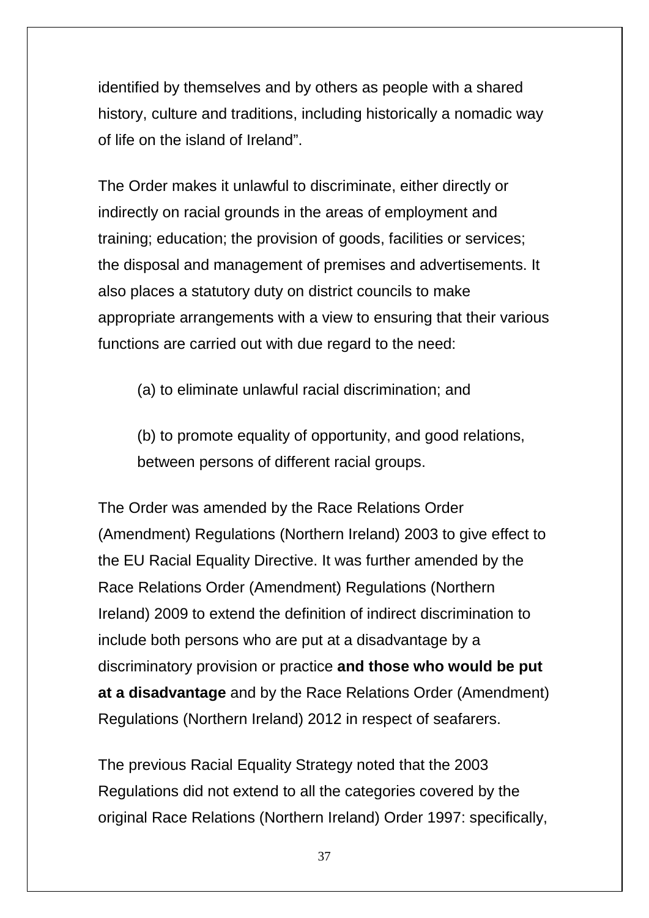identified by themselves and by others as people with a shared history, culture and traditions, including historically a nomadic way of life on the island of Ireland".

The Order makes it unlawful to discriminate, either directly or indirectly on racial grounds in the areas of employment and training; education; the provision of goods, facilities or services; the disposal and management of premises and advertisements. It also places a statutory duty on district councils to make appropriate arrangements with a view to ensuring that their various functions are carried out with due regard to the need:

(a) to eliminate unlawful racial discrimination; and

(b) to promote equality of opportunity, and good relations, between persons of different racial groups.

The Order was amended by the Race Relations Order (Amendment) Regulations (Northern Ireland) 2003 to give effect to the EU Racial Equality Directive. It was further amended by the Race Relations Order (Amendment) Regulations (Northern Ireland) 2009 to extend the definition of indirect discrimination to include both persons who are put at a disadvantage by a discriminatory provision or practice **and those who would be put at a disadvantage** and by the Race Relations Order (Amendment) Regulations (Northern Ireland) 2012 in respect of seafarers.

The previous Racial Equality Strategy noted that the 2003 Regulations did not extend to all the categories covered by the original Race Relations (Northern Ireland) Order 1997: specifically,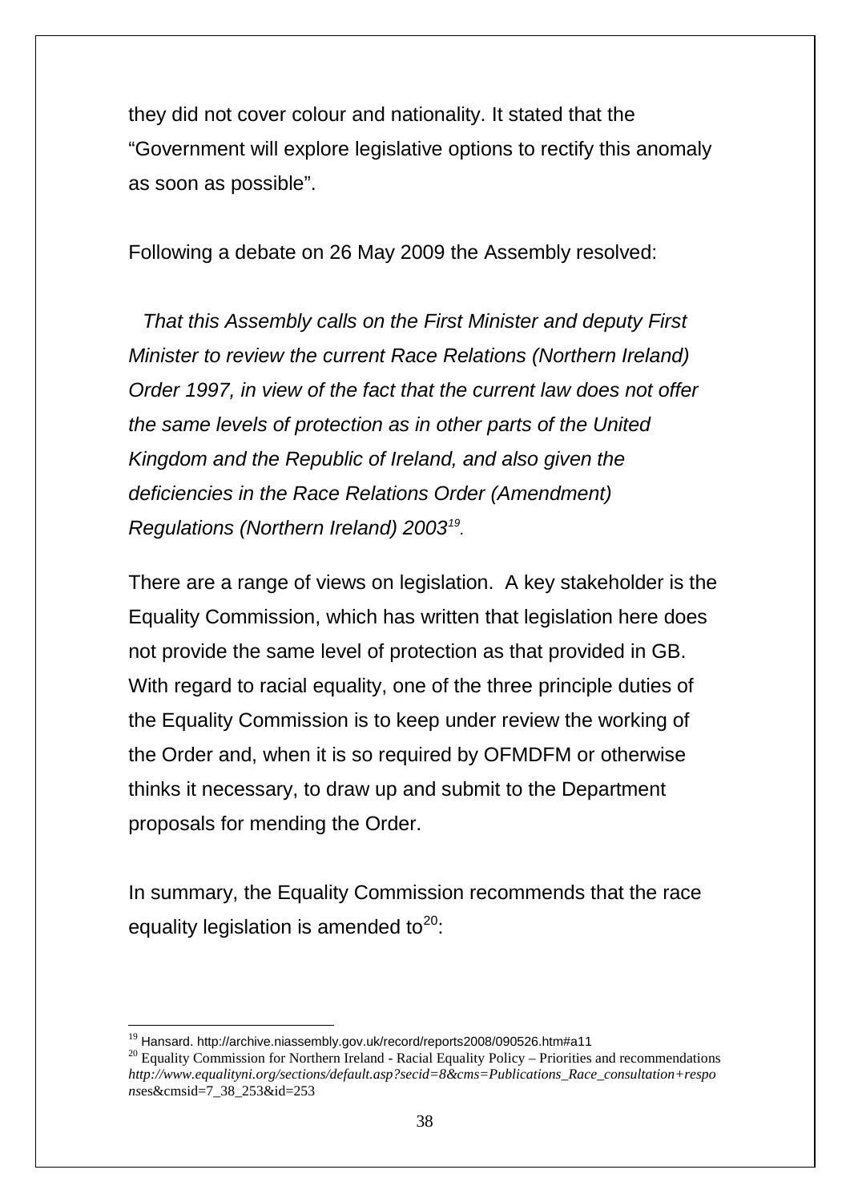they did not cover colour and nationality. It stated that the "Government will explore legislative options to rectify this anomaly as soon as possible".

Following a debate on 26 May 2009 the Assembly resolved:

*That this Assembly calls on the First Minister and deputy First Minister to review the current Race Relations (Northern Ireland) Order 1997, in view of the fact that the current law does not offer the same levels of protection as in other parts of the United Kingdom and the Republic of Ireland, and also given the deficiencies in the Race Relations Order (Amendment) Regulations (Northern Ireland) 2003*[19].

There are a range of views on legislation. A key stakeholder is the Equality Commission, which has written that legislation here does not provide the same level of protection as that provided in GB. With regard to racial equality, one of the three principle duties of the Equality Commission is to keep under review the working of the Order and, when it is so required by OFMDFM or otherwise thinks it necessary, to draw up and submit to the Department proposals for mending the Order.

In summary, the Equality Commission recommends that the race equality legislation is amended to[20]:

---

[19] Hansard. http://archive.niassembly.gov.uk/record/reports2008/090526.htm#a11

[20] Equality Commission for Northern Ireland - Racial Equality Policy – Priorities and recommendations *http://www.equalityni.org/sections/default.asp?secid=8&cms=Publications_Race_consultation+responses*&cmsid=7_38_253&id=253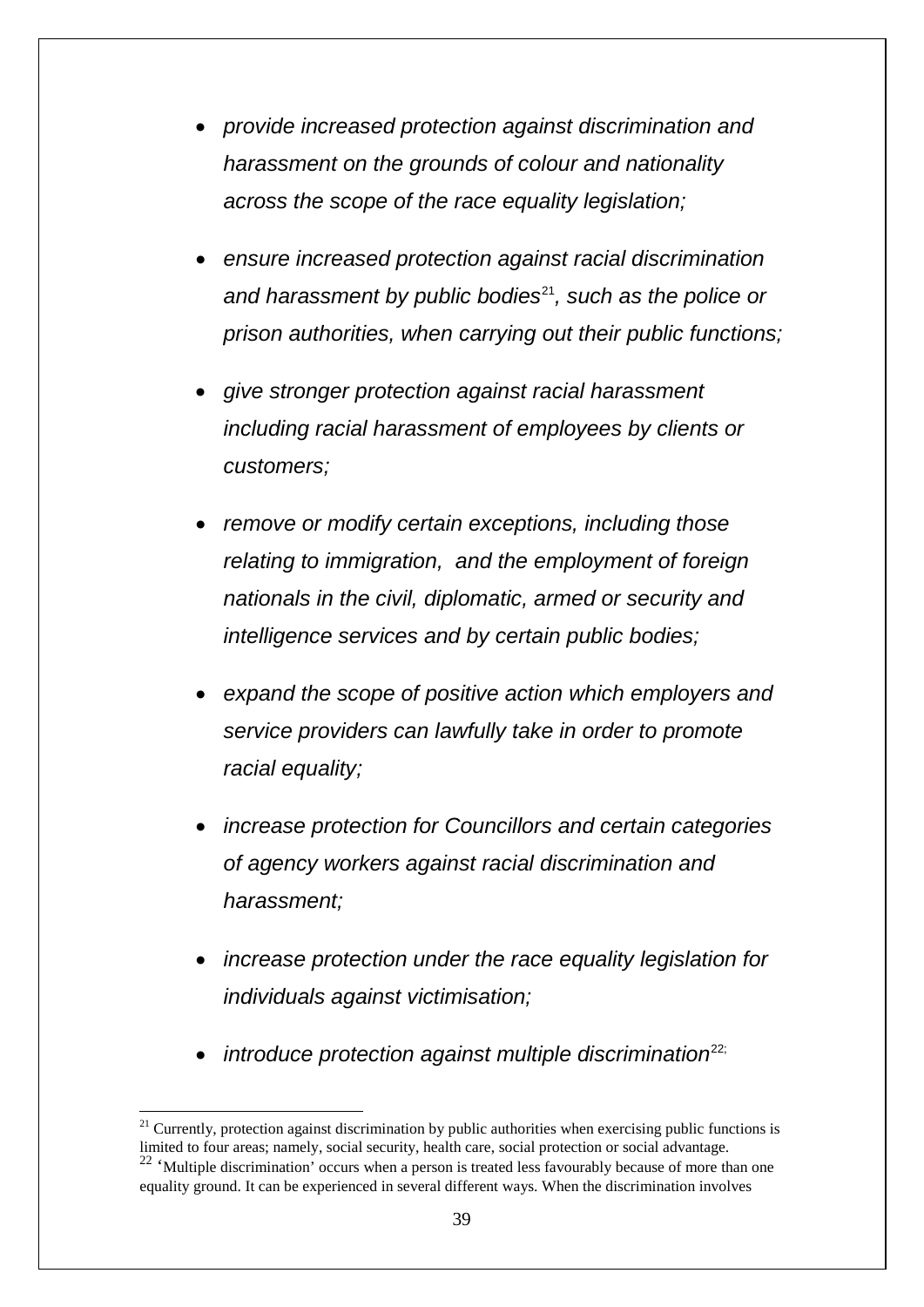- *provide increased protection against discrimination and harassment on the grounds of colour and nationality across the scope of the race equality legislation;*

- *ensure increased protection against racial discrimination and harassment by public bodies*[21]*, such as the police or prison authorities, when carrying out their public functions;*

- *give stronger protection against racial harassment including racial harassment of employees by clients or customers;*

- *remove or modify certain exceptions, including those relating to immigration,  and the employment of foreign nationals in the civil, diplomatic, armed or security and intelligence services and by certain public bodies;*

- *expand the scope of positive action which employers and service providers can lawfully take in order to promote racial equality;*

- *increase protection for Councillors and certain categories of agency workers against racial discrimination and harassment;*

- *increase protection under the race equality legislation for individuals against victimisation;*

- *introduce protection against multiple discrimination*[22;]

[21] Currently, protection against discrimination by public authorities when exercising public functions is limited to four areas; namely, social security, health care, social protection or social advantage.

[22] 'Multiple discrimination' occurs when a person is treated less favourably because of more than one equality ground. It can be experienced in several different ways. When the discrimination involves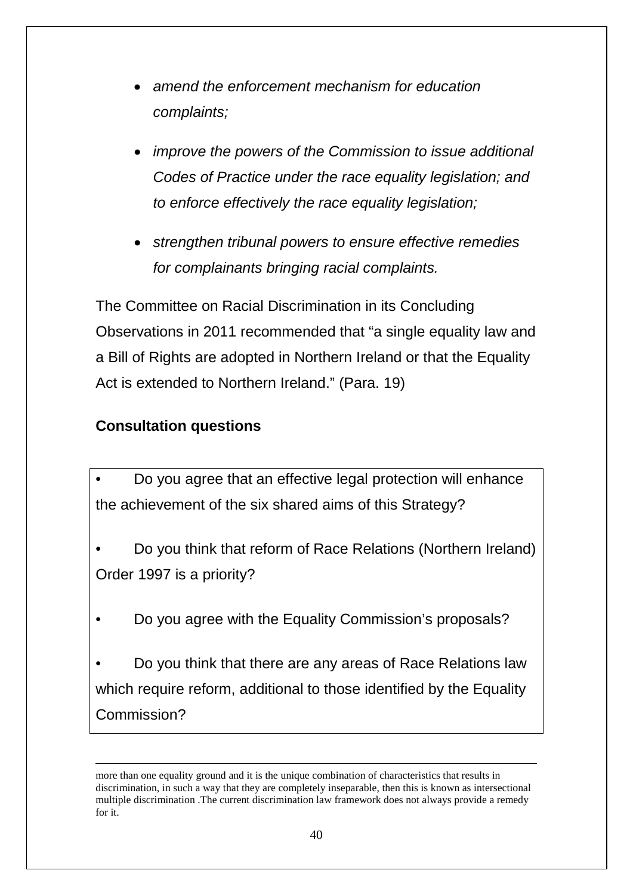- *amend the enforcement mechanism for education complaints;*

- *improve the powers of the Commission to issue additional Codes of Practice under the race equality legislation; and to enforce effectively the race equality legislation;*

- *strengthen tribunal powers to ensure effective remedies for complainants bringing racial complaints.*

The Committee on Racial Discrimination in its Concluding Observations in 2011 recommended that "a single equality law and a Bill of Rights are adopted in Northern Ireland or that the Equality Act is extended to Northern Ireland." (Para. 19)

**Consultation questions**

- Do you agree that an effective legal protection will enhance the achievement of the six shared aims of this Strategy?

- Do you think that reform of Race Relations (Northern Ireland) Order 1997 is a priority?

- Do you agree with the Equality Commission's proposals?

- Do you think that there are any areas of Race Relations law which require reform, additional to those identified by the Equality Commission?

---

more than one equality ground and it is the unique combination of characteristics that results in discrimination, in such a way that they are completely inseparable, then this is known as intersectional multiple discrimination .The current discrimination law framework does not always provide a remedy for it.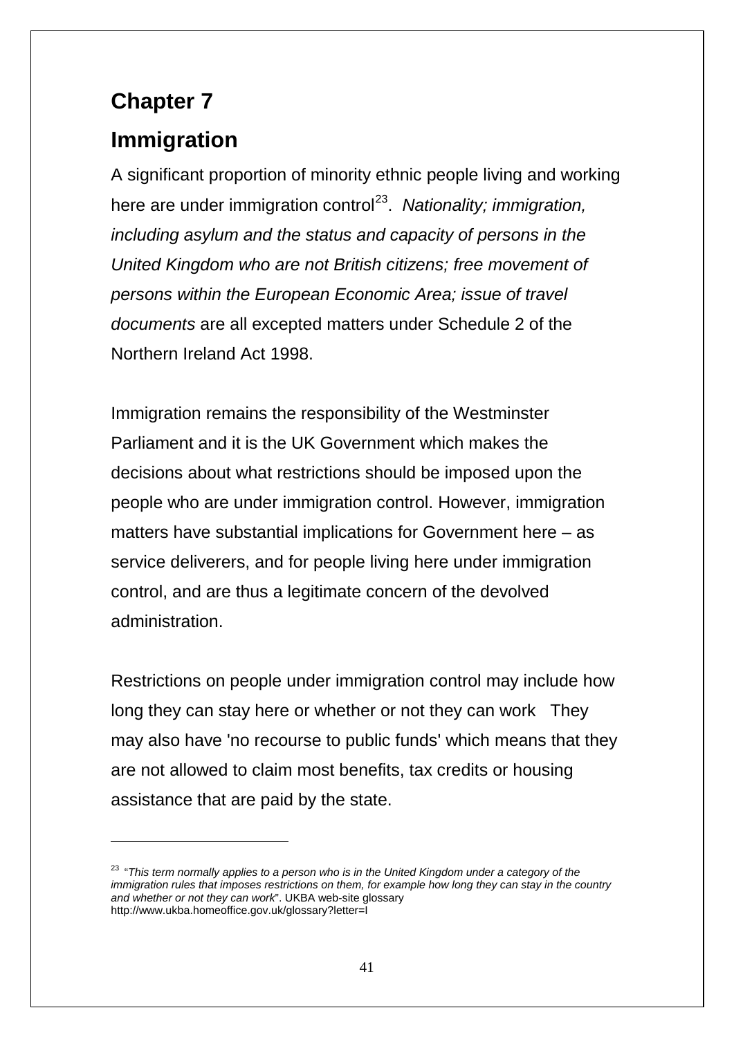# Chapter 7

## Immigration

A significant proportion of minority ethnic people living and working here are under immigration control[23]. *Nationality; immigration, including asylum and the status and capacity of persons in the United Kingdom who are not British citizens; free movement of persons within the European Economic Area; issue of travel documents* are all excepted matters under Schedule 2 of the Northern Ireland Act 1998.

Immigration remains the responsibility of the Westminster Parliament and it is the UK Government which makes the decisions about what restrictions should be imposed upon the people who are under immigration control. However, immigration matters have substantial implications for Government here – as service deliverers, and for people living here under immigration control, and are thus a legitimate concern of the devolved administration.

Restrictions on people under immigration control may include how long they can stay here or whether or not they can work   They may also have 'no recourse to public funds' which means that they are not allowed to claim most benefits, tax credits or housing assistance that are paid by the state.

---

[23] "*This term normally applies to a person who is in the United Kingdom under a category of the immigration rules that imposes restrictions on them, for example how long they can stay in the country and whether or not they can work*". UKBA web-site glossary http://www.ukba.homeoffice.gov.uk/glossary?letter=I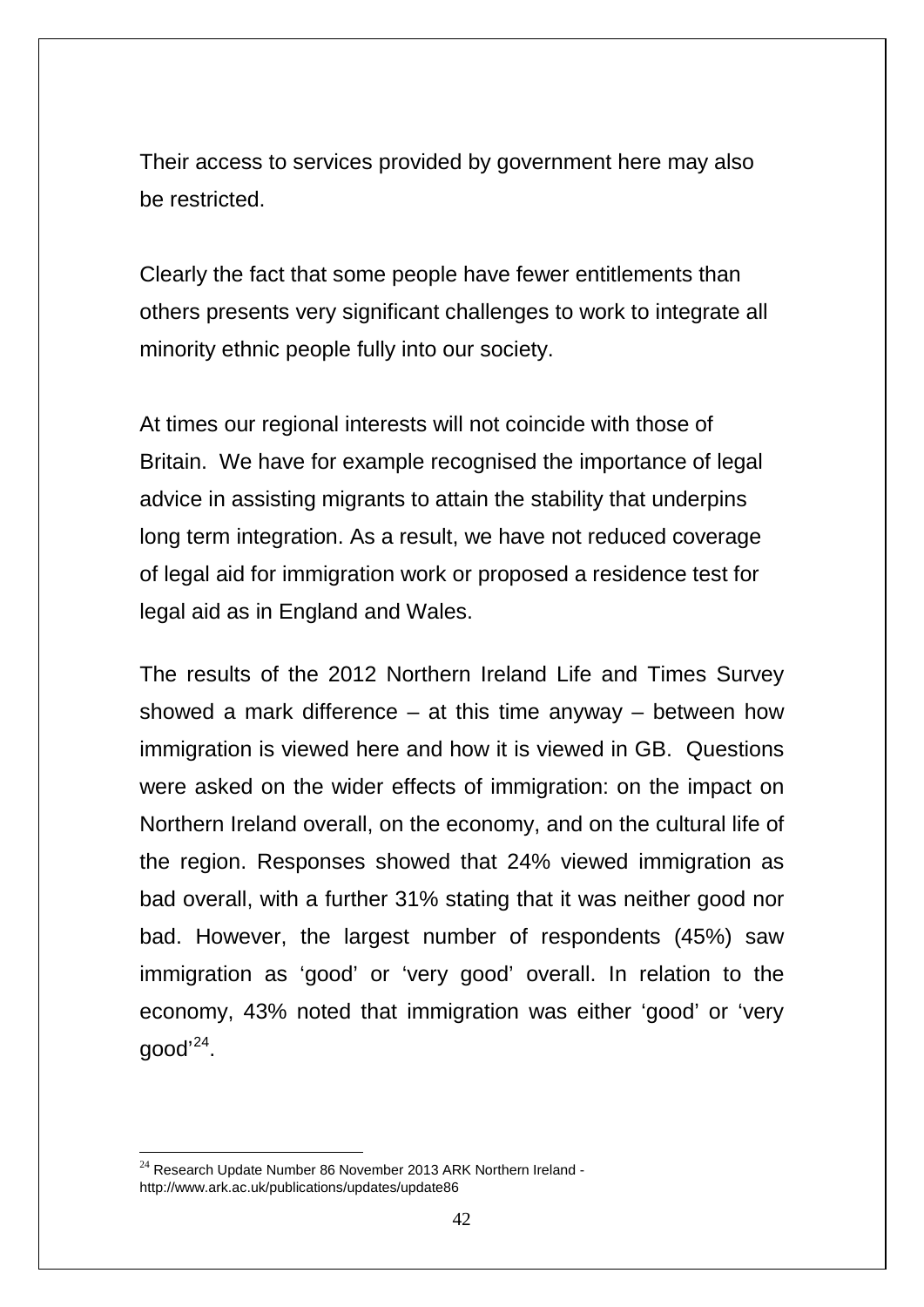Their access to services provided by government here may also be restricted.

Clearly the fact that some people have fewer entitlements than others presents very significant challenges to work to integrate all minority ethnic people fully into our society.

At times our regional interests will not coincide with those of Britain. We have for example recognised the importance of legal advice in assisting migrants to attain the stability that underpins long term integration. As a result, we have not reduced coverage of legal aid for immigration work or proposed a residence test for legal aid as in England and Wales.

The results of the 2012 Northern Ireland Life and Times Survey showed a mark difference – at this time anyway – between how immigration is viewed here and how it is viewed in GB. Questions were asked on the wider effects of immigration: on the impact on Northern Ireland overall, on the economy, and on the cultural life of the region. Responses showed that 24% viewed immigration as bad overall, with a further 31% stating that it was neither good nor bad. However, the largest number of respondents (45%) saw immigration as 'good' or 'very good' overall. In relation to the economy, 43% noted that immigration was either 'good' or 'very good'[24].

[24] Research Update Number 86 November 2013 ARK Northern Ireland - http://www.ark.ac.uk/publications/updates/update86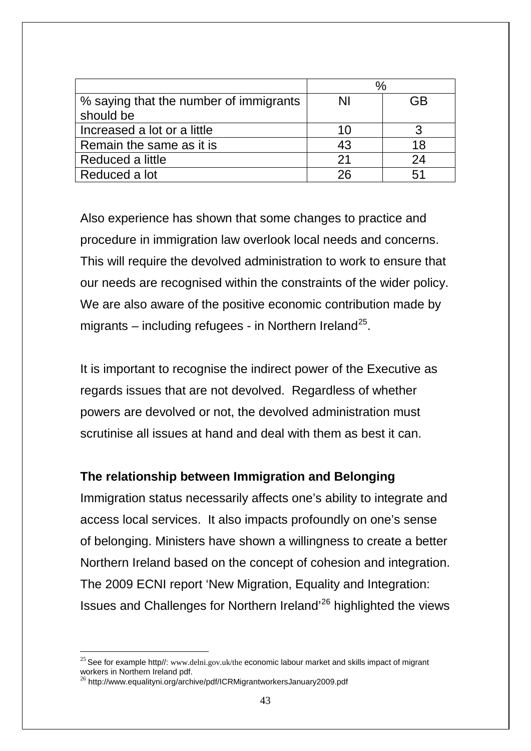| | % | |
|---|---|---|
| % saying that the number of immigrants should be | NI | GB |
| Increased a lot or a little | 10 | 3 |
| Remain the same as it is | 43 | 18 |
| Reduced a little | 21 | 24 |
| Reduced a lot | 26 | 51 |

Also experience has shown that some changes to practice and procedure in immigration law overlook local needs and concerns. This will require the devolved administration to work to ensure that our needs are recognised within the constraints of the wider policy. We are also aware of the positive economic contribution made by migrants – including refugees - in Northern Ireland[25].

It is important to recognise the indirect power of the Executive as regards issues that are not devolved. Regardless of whether powers are devolved or not, the devolved administration must scrutinise all issues at hand and deal with them as best it can.

**The relationship between Immigration and Belonging**

Immigration status necessarily affects one's ability to integrate and access local services. It also impacts profoundly on one's sense of belonging. Ministers have shown a willingness to create a better Northern Ireland based on the concept of cohesion and integration. The 2009 ECNI report 'New Migration, Equality and Integration: Issues and Challenges for Northern Ireland'[26] highlighted the views

[25] See for example http//: www.delni.gov.uk/the economic labour market and skills impact of migrant workers in Northern Ireland pdf.

[26] http://www.equalityni.org/archive/pdf/ICRMigrantworkersJanuary2009.pdf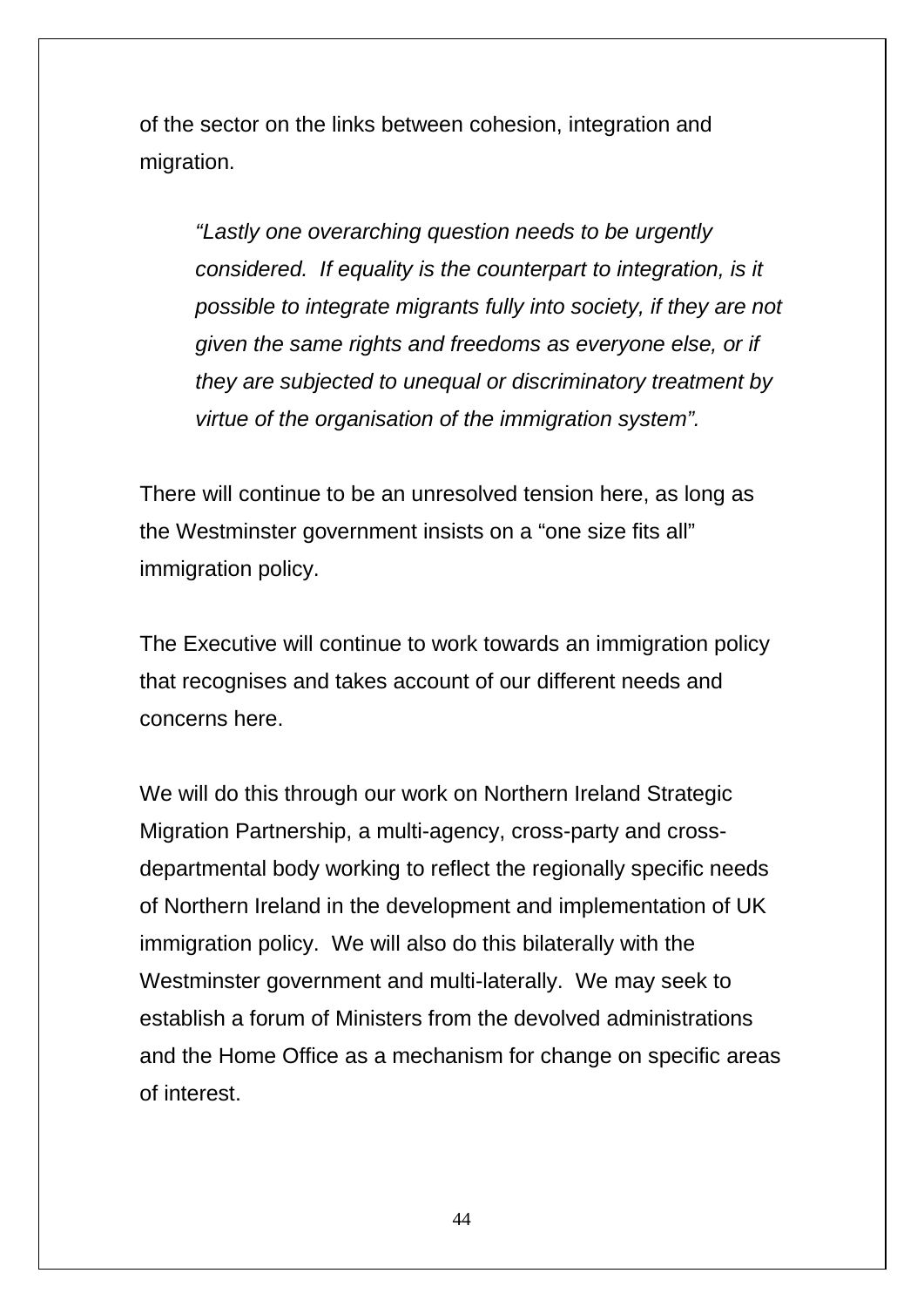of the sector on the links between cohesion, integration and migration.

> *"Lastly one overarching question needs to be urgently considered. If equality is the counterpart to integration, is it possible to integrate migrants fully into society, if they are not given the same rights and freedoms as everyone else, or if they are subjected to unequal or discriminatory treatment by virtue of the organisation of the immigration system".*

There will continue to be an unresolved tension here, as long as the Westminster government insists on a "one size fits all" immigration policy.

The Executive will continue to work towards an immigration policy that recognises and takes account of our different needs and concerns here.

We will do this through our work on Northern Ireland Strategic Migration Partnership, a multi-agency, cross-party and cross-departmental body working to reflect the regionally specific needs of Northern Ireland in the development and implementation of UK immigration policy. We will also do this bilaterally with the Westminster government and multi-laterally. We may seek to establish a forum of Ministers from the devolved administrations and the Home Office as a mechanism for change on specific areas of interest.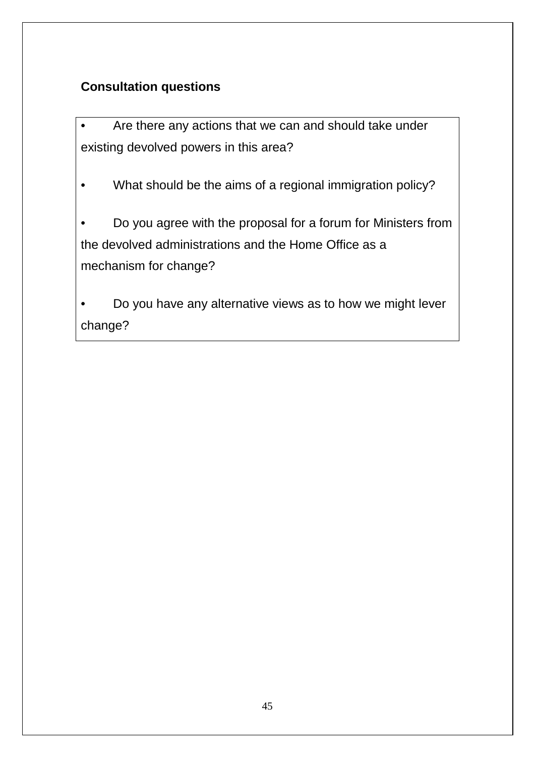**Consultation questions**

- Are there any actions that we can and should take under existing devolved powers in this area?
- What should be the aims of a regional immigration policy?
- Do you agree with the proposal for a forum for Ministers from the devolved administrations and the Home Office as a mechanism for change?
- Do you have any alternative views as to how we might lever change?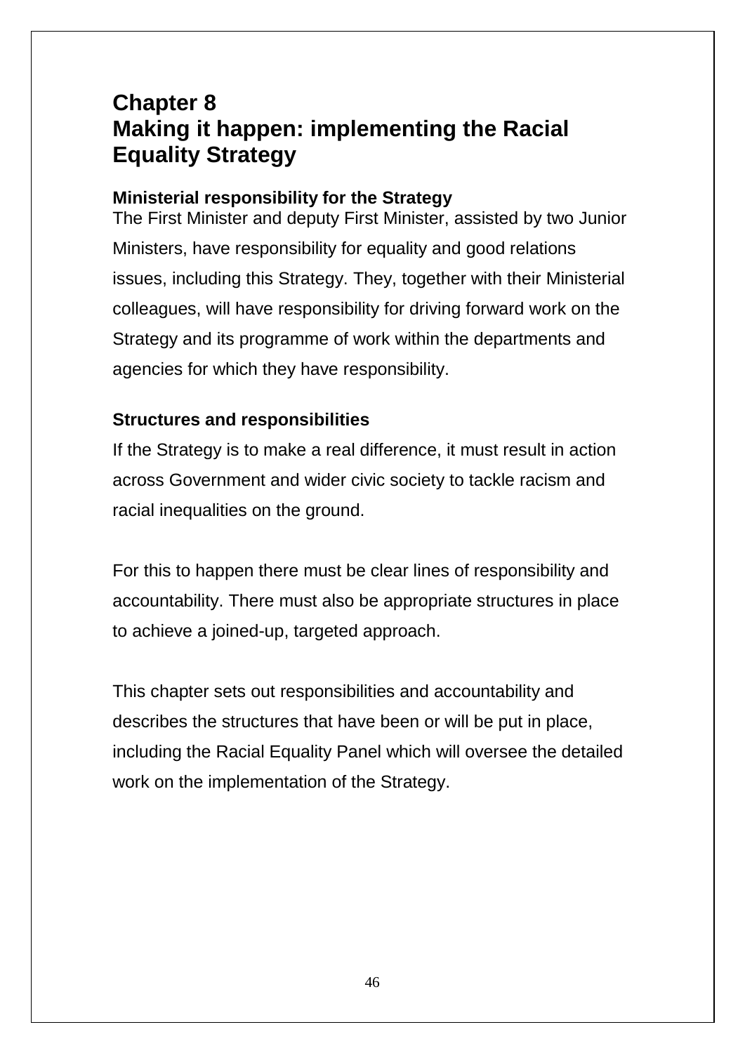# Chapter 8
# Making it happen: implementing the Racial Equality Strategy

### Ministerial responsibility for the Strategy

The First Minister and deputy First Minister, assisted by two Junior Ministers, have responsibility for equality and good relations issues, including this Strategy. They, together with their Ministerial colleagues, will have responsibility for driving forward work on the Strategy and its programme of work within the departments and agencies for which they have responsibility.

### Structures and responsibilities

If the Strategy is to make a real difference, it must result in action across Government and wider civic society to tackle racism and racial inequalities on the ground.

For this to happen there must be clear lines of responsibility and accountability. There must also be appropriate structures in place to achieve a joined-up, targeted approach.

This chapter sets out responsibilities and accountability and describes the structures that have been or will be put in place, including the Racial Equality Panel which will oversee the detailed work on the implementation of the Strategy.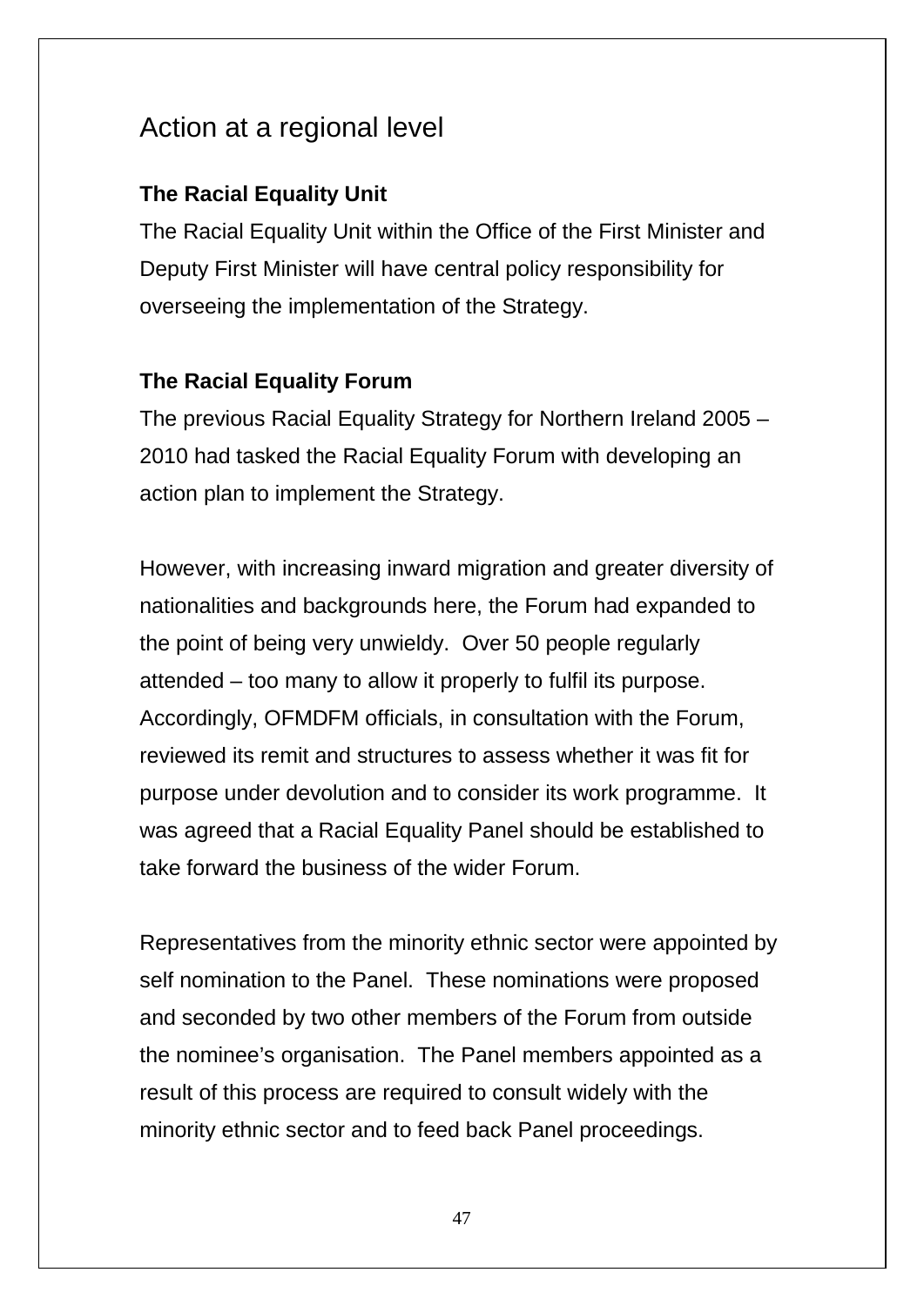## Action at a regional level

**The Racial Equality Unit**

The Racial Equality Unit within the Office of the First Minister and Deputy First Minister will have central policy responsibility for overseeing the implementation of the Strategy.

**The Racial Equality Forum**

The previous Racial Equality Strategy for Northern Ireland 2005 – 2010 had tasked the Racial Equality Forum with developing an action plan to implement the Strategy.

However, with increasing inward migration and greater diversity of nationalities and backgrounds here, the Forum had expanded to the point of being very unwieldy. Over 50 people regularly attended – too many to allow it properly to fulfil its purpose. Accordingly, OFMDFM officials, in consultation with the Forum, reviewed its remit and structures to assess whether it was fit for purpose under devolution and to consider its work programme. It was agreed that a Racial Equality Panel should be established to take forward the business of the wider Forum.

Representatives from the minority ethnic sector were appointed by self nomination to the Panel. These nominations were proposed and seconded by two other members of the Forum from outside the nominee's organisation. The Panel members appointed as a result of this process are required to consult widely with the minority ethnic sector and to feed back Panel proceedings.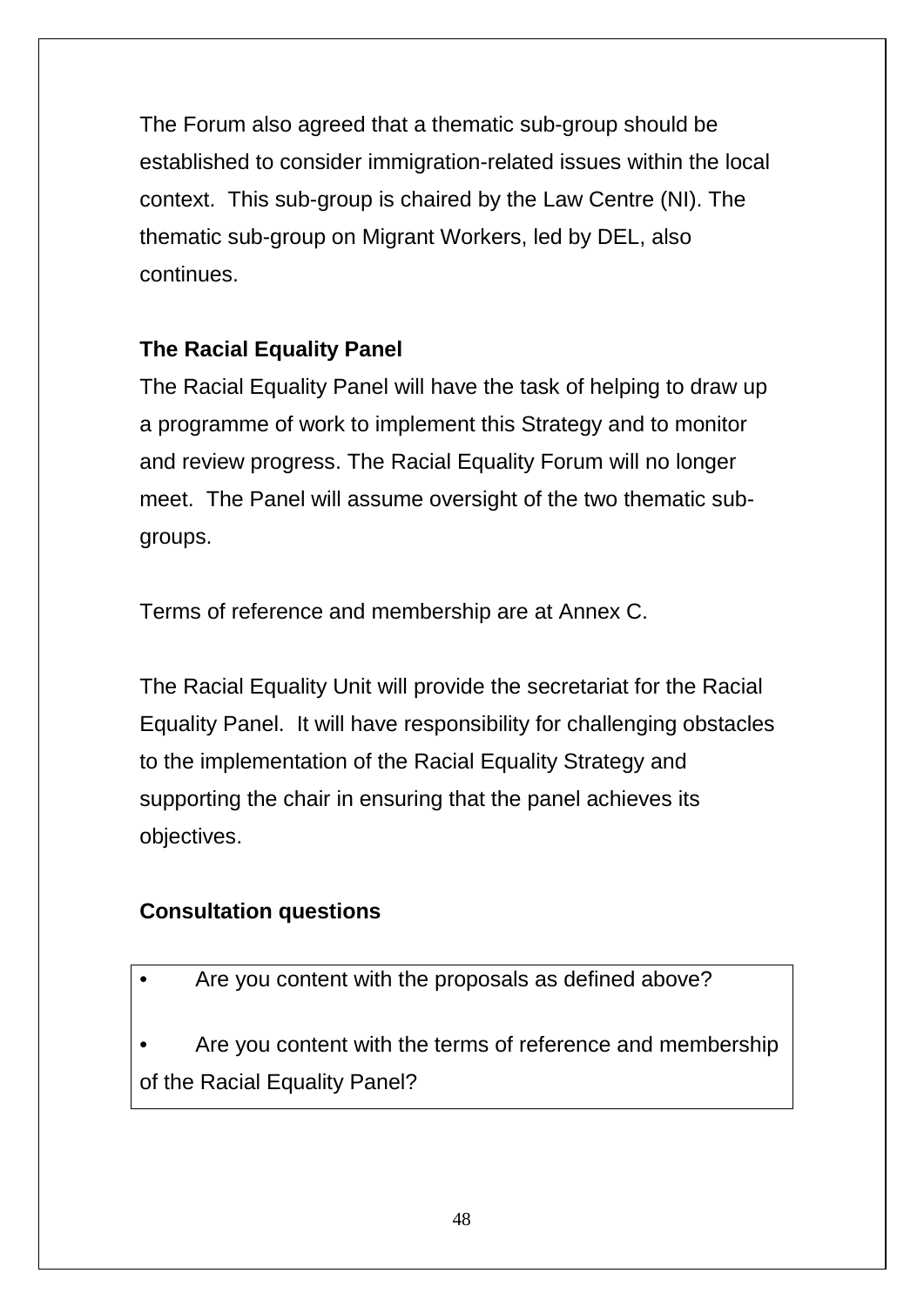The Forum also agreed that a thematic sub-group should be established to consider immigration-related issues within the local context. This sub-group is chaired by the Law Centre (NI). The thematic sub-group on Migrant Workers, led by DEL, also continues.

**The Racial Equality Panel**

The Racial Equality Panel will have the task of helping to draw up a programme of work to implement this Strategy and to monitor and review progress. The Racial Equality Forum will no longer meet. The Panel will assume oversight of the two thematic sub-groups.

Terms of reference and membership are at Annex C.

The Racial Equality Unit will provide the secretariat for the Racial Equality Panel. It will have responsibility for challenging obstacles to the implementation of the Racial Equality Strategy and supporting the chair in ensuring that the panel achieves its objectives.

**Consultation questions**

- Are you content with the proposals as defined above?

- Are you content with the terms of reference and membership of the Racial Equality Panel?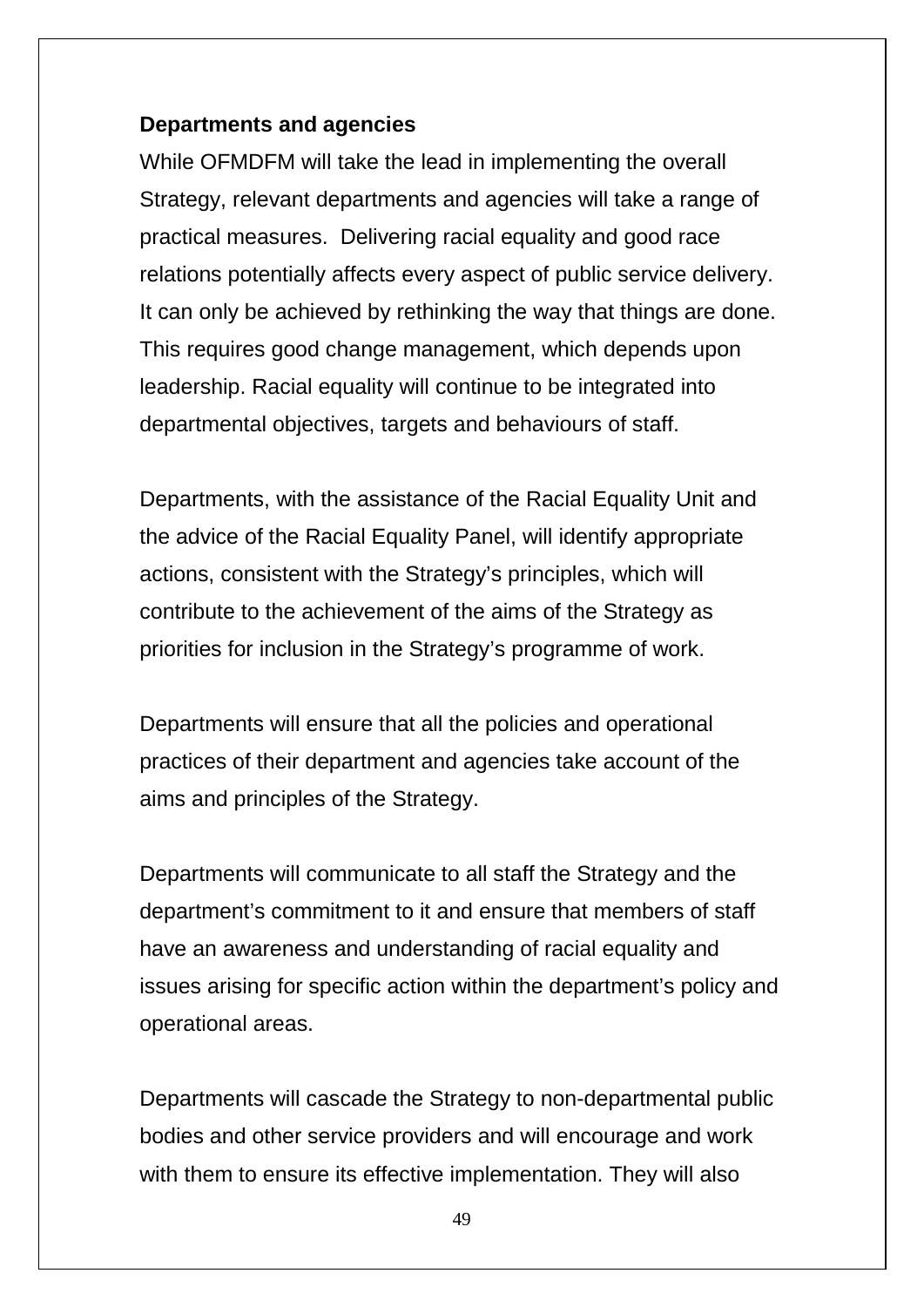**Departments and agencies**

While OFMDFM will take the lead in implementing the overall Strategy, relevant departments and agencies will take a range of practical measures. Delivering racial equality and good race relations potentially affects every aspect of public service delivery. It can only be achieved by rethinking the way that things are done. This requires good change management, which depends upon leadership. Racial equality will continue to be integrated into departmental objectives, targets and behaviours of staff.

Departments, with the assistance of the Racial Equality Unit and the advice of the Racial Equality Panel, will identify appropriate actions, consistent with the Strategy's principles, which will contribute to the achievement of the aims of the Strategy as priorities for inclusion in the Strategy's programme of work.

Departments will ensure that all the policies and operational practices of their department and agencies take account of the aims and principles of the Strategy.

Departments will communicate to all staff the Strategy and the department's commitment to it and ensure that members of staff have an awareness and understanding of racial equality and issues arising for specific action within the department's policy and operational areas.

Departments will cascade the Strategy to non-departmental public bodies and other service providers and will encourage and work with them to ensure its effective implementation. They will also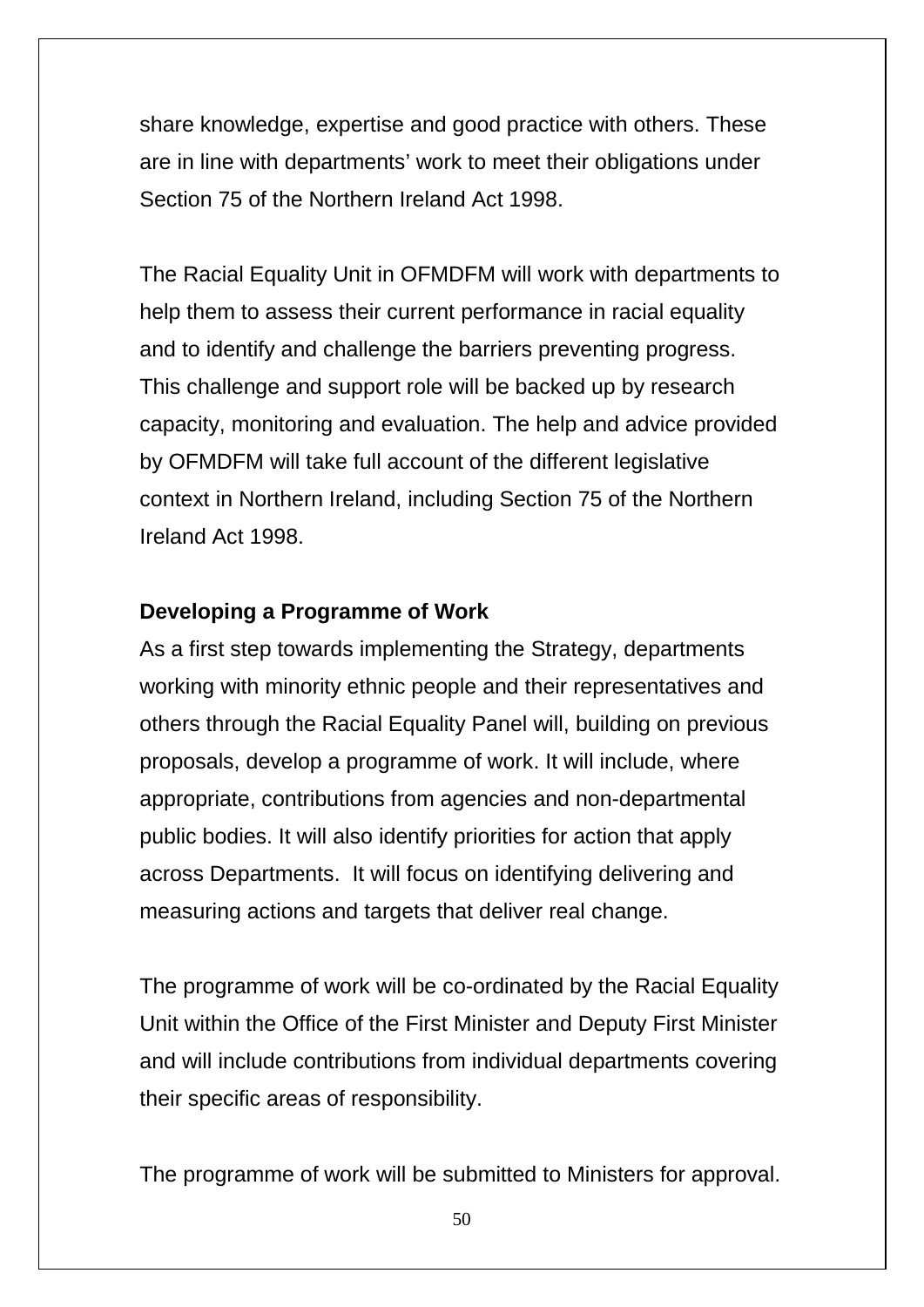share knowledge, expertise and good practice with others. These are in line with departments' work to meet their obligations under Section 75 of the Northern Ireland Act 1998.

The Racial Equality Unit in OFMDFM will work with departments to help them to assess their current performance in racial equality and to identify and challenge the barriers preventing progress. This challenge and support role will be backed up by research capacity, monitoring and evaluation. The help and advice provided by OFMDFM will take full account of the different legislative context in Northern Ireland, including Section 75 of the Northern Ireland Act 1998.

**Developing a Programme of Work**

As a first step towards implementing the Strategy, departments working with minority ethnic people and their representatives and others through the Racial Equality Panel will, building on previous proposals, develop a programme of work. It will include, where appropriate, contributions from agencies and non-departmental public bodies. It will also identify priorities for action that apply across Departments. It will focus on identifying delivering and measuring actions and targets that deliver real change.

The programme of work will be co-ordinated by the Racial Equality Unit within the Office of the First Minister and Deputy First Minister and will include contributions from individual departments covering their specific areas of responsibility.

The programme of work will be submitted to Ministers for approval.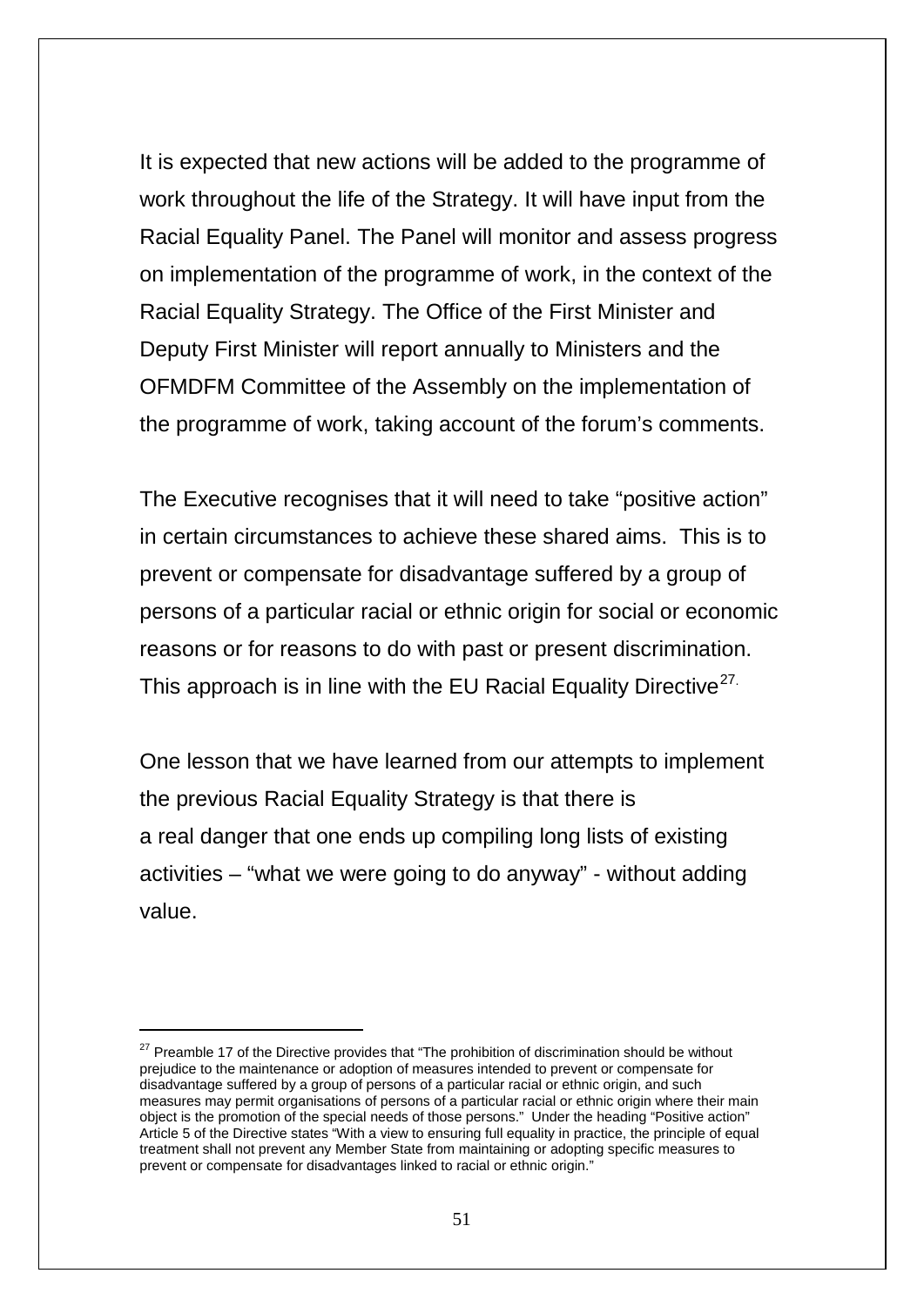It is expected that new actions will be added to the programme of work throughout the life of the Strategy. It will have input from the Racial Equality Panel. The Panel will monitor and assess progress on implementation of the programme of work, in the context of the Racial Equality Strategy. The Office of the First Minister and Deputy First Minister will report annually to Ministers and the OFMDFM Committee of the Assembly on the implementation of the programme of work, taking account of the forum's comments.

The Executive recognises that it will need to take "positive action" in certain circumstances to achieve these shared aims. This is to prevent or compensate for disadvantage suffered by a group of persons of a particular racial or ethnic origin for social or economic reasons or for reasons to do with past or present discrimination. This approach is in line with the EU Racial Equality Directive[27].

One lesson that we have learned from our attempts to implement the previous Racial Equality Strategy is that there is a real danger that one ends up compiling long lists of existing activities – "what we were going to do anyway" - without adding value.

---

[27] Preamble 17 of the Directive provides that "The prohibition of discrimination should be without prejudice to the maintenance or adoption of measures intended to prevent or compensate for disadvantage suffered by a group of persons of a particular racial or ethnic origin, and such measures may permit organisations of persons of a particular racial or ethnic origin where their main object is the promotion of the special needs of those persons." Under the heading "Positive action" Article 5 of the Directive states "With a view to ensuring full equality in practice, the principle of equal treatment shall not prevent any Member State from maintaining or adopting specific measures to prevent or compensate for disadvantages linked to racial or ethnic origin."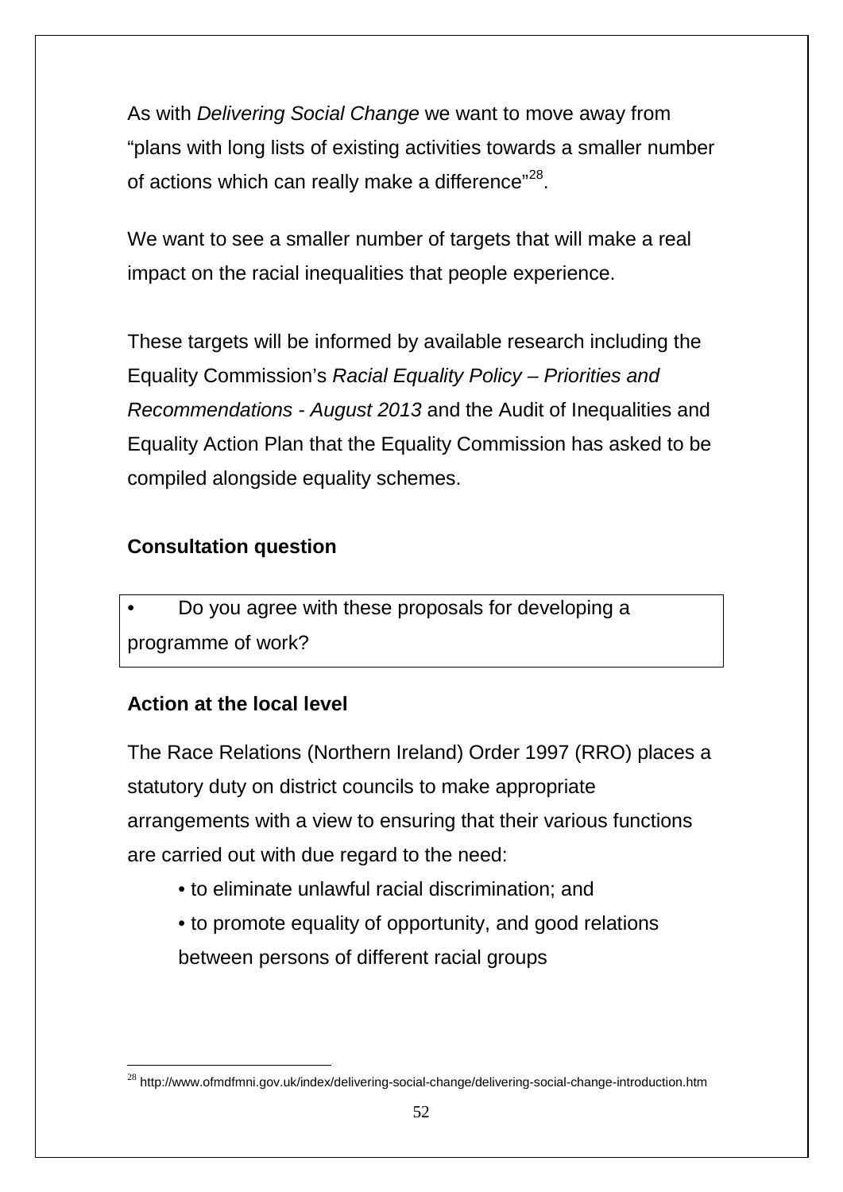As with *Delivering Social Change* we want to move away from "plans with long lists of existing activities towards a smaller number of actions which can really make a difference"[28].

We want to see a smaller number of targets that will make a real impact on the racial inequalities that people experience.

These targets will be informed by available research including the Equality Commission's *Racial Equality Policy – Priorities and Recommendations - August 2013* and the Audit of Inequalities and Equality Action Plan that the Equality Commission has asked to be compiled alongside equality schemes.

**Consultation question**

- Do you agree with these proposals for developing a programme of work?

**Action at the local level**

The Race Relations (Northern Ireland) Order 1997 (RRO) places a statutory duty on district councils to make appropriate arrangements with a view to ensuring that their various functions are carried out with due regard to the need:

- to eliminate unlawful racial discrimination; and
- to promote equality of opportunity, and good relations between persons of different racial groups

---

[28] http://www.ofmdfmni.gov.uk/index/delivering-social-change/delivering-social-change-introduction.htm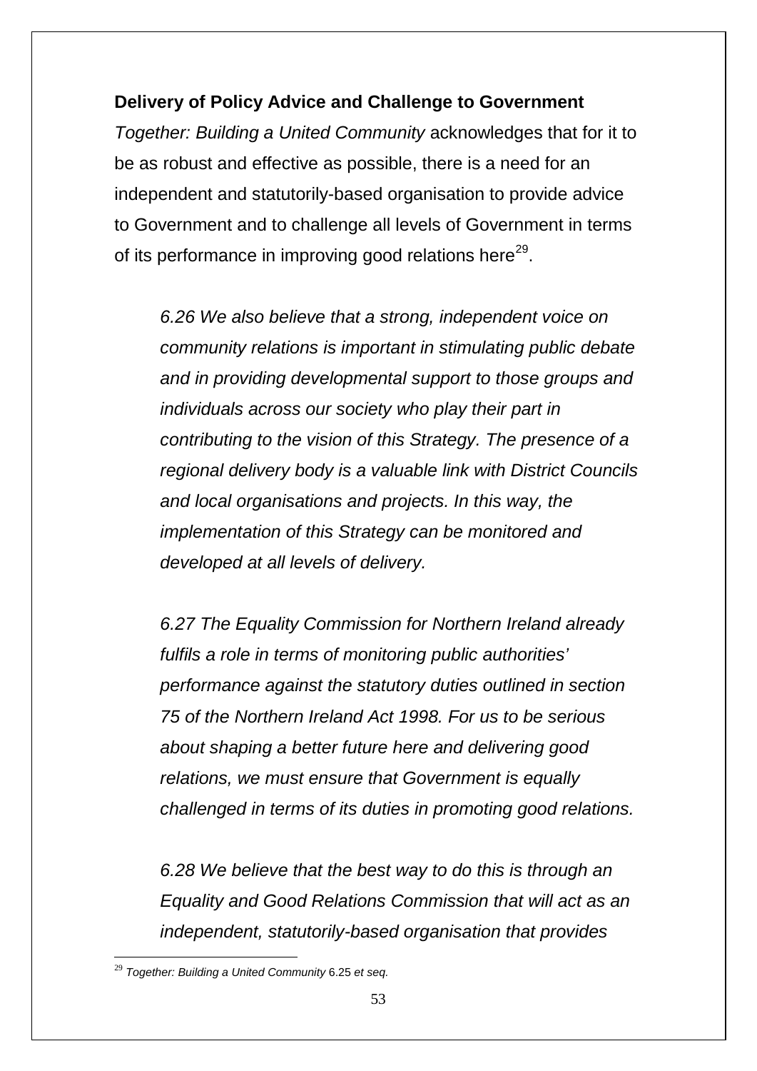**Delivery of Policy Advice and Challenge to Government**

*Together: Building a United Community* acknowledges that for it to be as robust and effective as possible, there is a need for an independent and statutorily-based organisation to provide advice to Government and to challenge all levels of Government in terms of its performance in improving good relations here[29].

> *6.26 We also believe that a strong, independent voice on community relations is important in stimulating public debate and in providing developmental support to those groups and individuals across our society who play their part in contributing to the vision of this Strategy. The presence of a regional delivery body is a valuable link with District Councils and local organisations and projects. In this way, the implementation of this Strategy can be monitored and developed at all levels of delivery.*
>
> *6.27 The Equality Commission for Northern Ireland already fulfils a role in terms of monitoring public authorities' performance against the statutory duties outlined in section 75 of the Northern Ireland Act 1998. For us to be serious about shaping a better future here and delivering good relations, we must ensure that Government is equally challenged in terms of its duties in promoting good relations.*
>
> *6.28 We believe that the best way to do this is through an Equality and Good Relations Commission that will act as an independent, statutorily-based organisation that provides*

---

[29] *Together: Building a United Community* 6.25 *et seq.*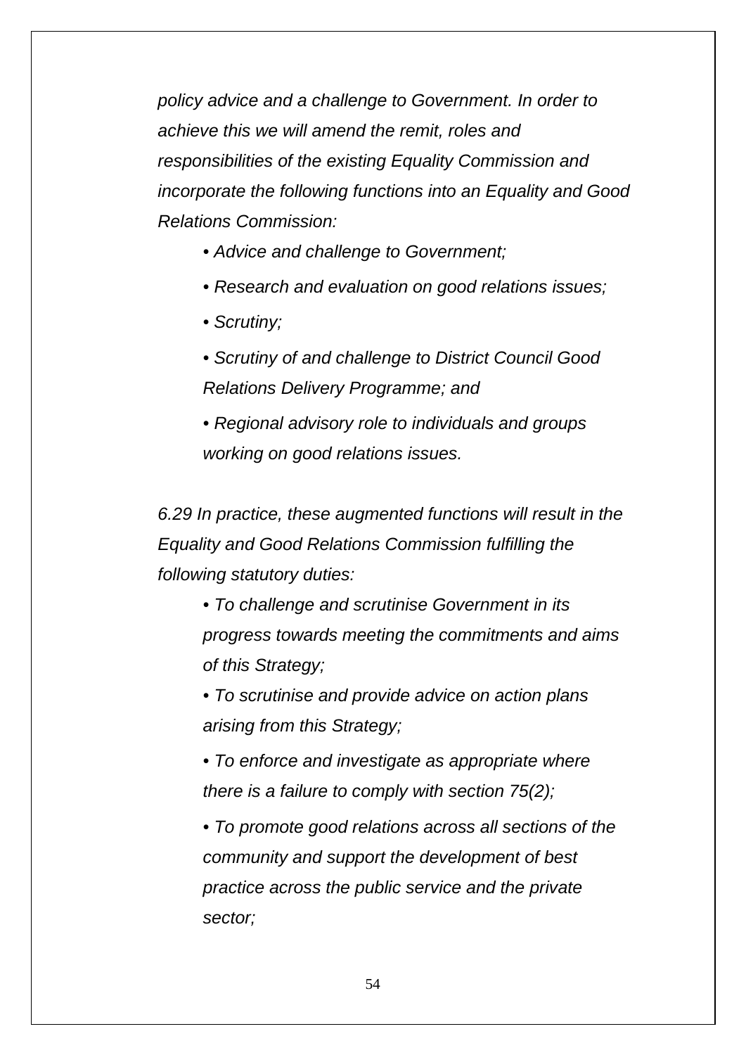*policy advice and a challenge to Government. In order to achieve this we will amend the remit, roles and responsibilities of the existing Equality Commission and incorporate the following functions into an Equality and Good Relations Commission:*

- *Advice and challenge to Government;*
- *Research and evaluation on good relations issues;*
- *Scrutiny;*
- *Scrutiny of and challenge to District Council Good Relations Delivery Programme; and*
- *Regional advisory role to individuals and groups working on good relations issues.*

*6.29 In practice, these augmented functions will result in the Equality and Good Relations Commission fulfilling the following statutory duties:*

- *To challenge and scrutinise Government in its progress towards meeting the commitments and aims of this Strategy;*
- *To scrutinise and provide advice on action plans arising from this Strategy;*
- *To enforce and investigate as appropriate where there is a failure to comply with section 75(2);*
- *To promote good relations across all sections of the community and support the development of best practice across the public service and the private sector;*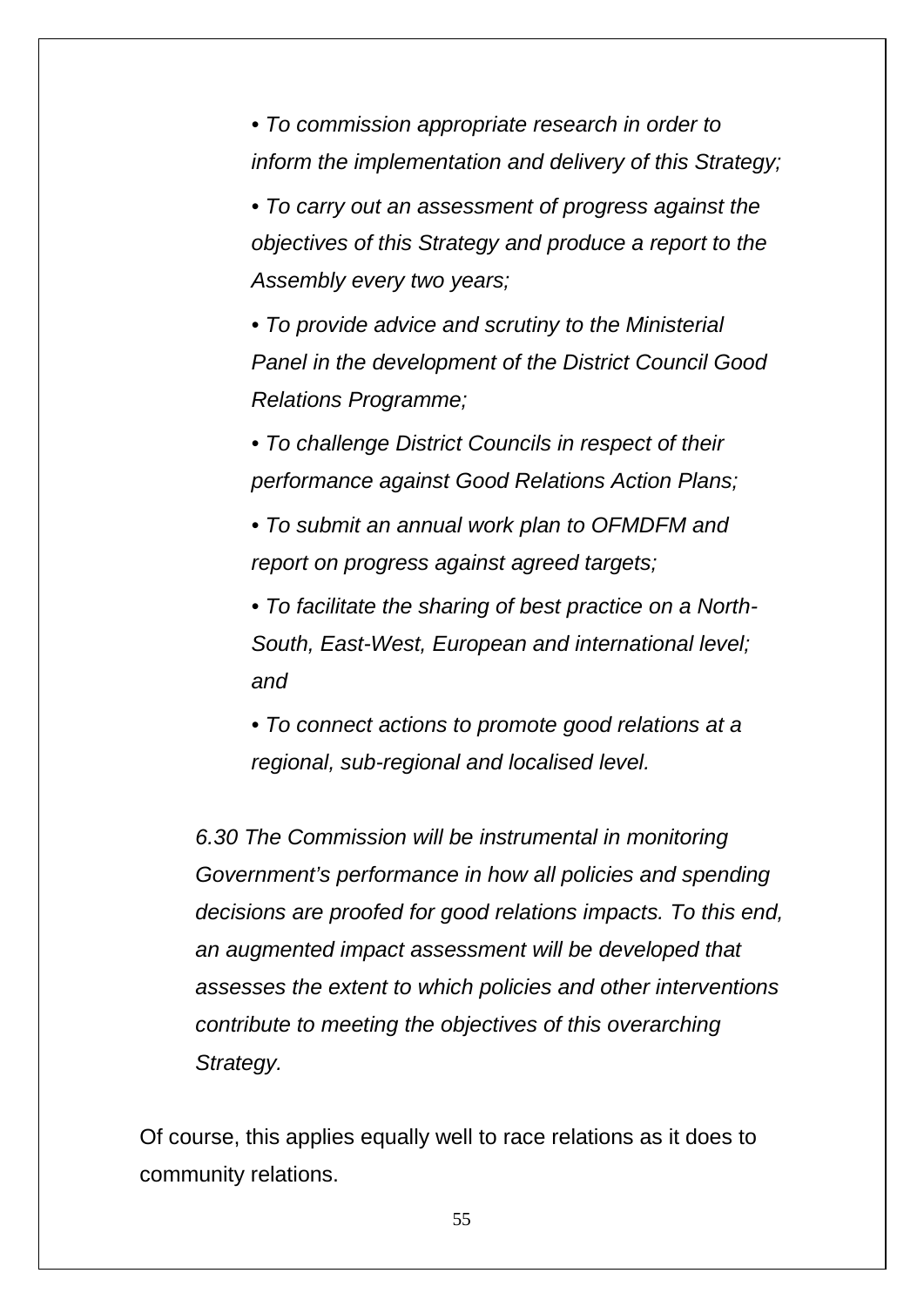- *To commission appropriate research in order to inform the implementation and delivery of this Strategy;*
- *To carry out an assessment of progress against the objectives of this Strategy and produce a report to the Assembly every two years;*
- *To provide advice and scrutiny to the Ministerial Panel in the development of the District Council Good Relations Programme;*
- *To challenge District Councils in respect of their performance against Good Relations Action Plans;*
- *To submit an annual work plan to OFMDFM and report on progress against agreed targets;*
- *To facilitate the sharing of best practice on a North-South, East-West, European and international level; and*
- *To connect actions to promote good relations at a regional, sub-regional and localised level.*

> *6.30 The Commission will be instrumental in monitoring Government's performance in how all policies and spending decisions are proofed for good relations impacts. To this end, an augmented impact assessment will be developed that assesses the extent to which policies and other interventions contribute to meeting the objectives of this overarching Strategy.*

Of course, this applies equally well to race relations as it does to community relations.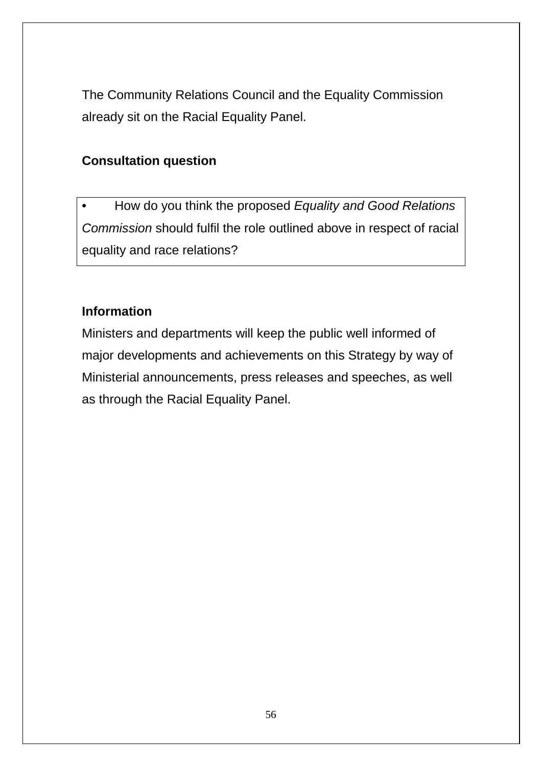The Community Relations Council and the Equality Commission already sit on the Racial Equality Panel.

**Consultation question**

- How do you think the proposed *Equality and Good Relations Commission* should fulfil the role outlined above in respect of racial equality and race relations?

**Information**

Ministers and departments will keep the public well informed of major developments and achievements on this Strategy by way of Ministerial announcements, press releases and speeches, as well as through the Racial Equality Panel.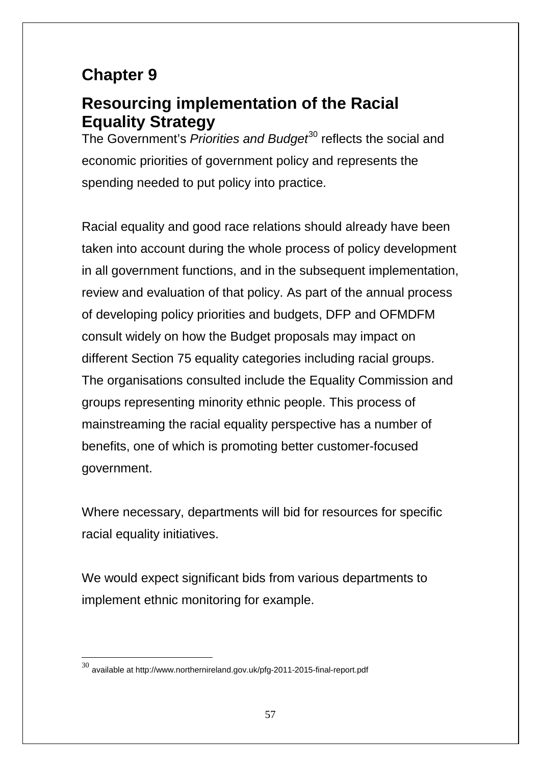# Chapter 9

## Resourcing implementation of the Racial Equality Strategy

The Government's *Priorities and Budget*[30] reflects the social and economic priorities of government policy and represents the spending needed to put policy into practice.

Racial equality and good race relations should already have been taken into account during the whole process of policy development in all government functions, and in the subsequent implementation, review and evaluation of that policy. As part of the annual process of developing policy priorities and budgets, DFP and OFMDFM consult widely on how the Budget proposals may impact on different Section 75 equality categories including racial groups. The organisations consulted include the Equality Commission and groups representing minority ethnic people. This process of mainstreaming the racial equality perspective has a number of benefits, one of which is promoting better customer-focused government.

Where necessary, departments will bid for resources for specific racial equality initiatives.

We would expect significant bids from various departments to implement ethnic monitoring for example.

---

[30] available at http://www.northernireland.gov.uk/pfg-2011-2015-final-report.pdf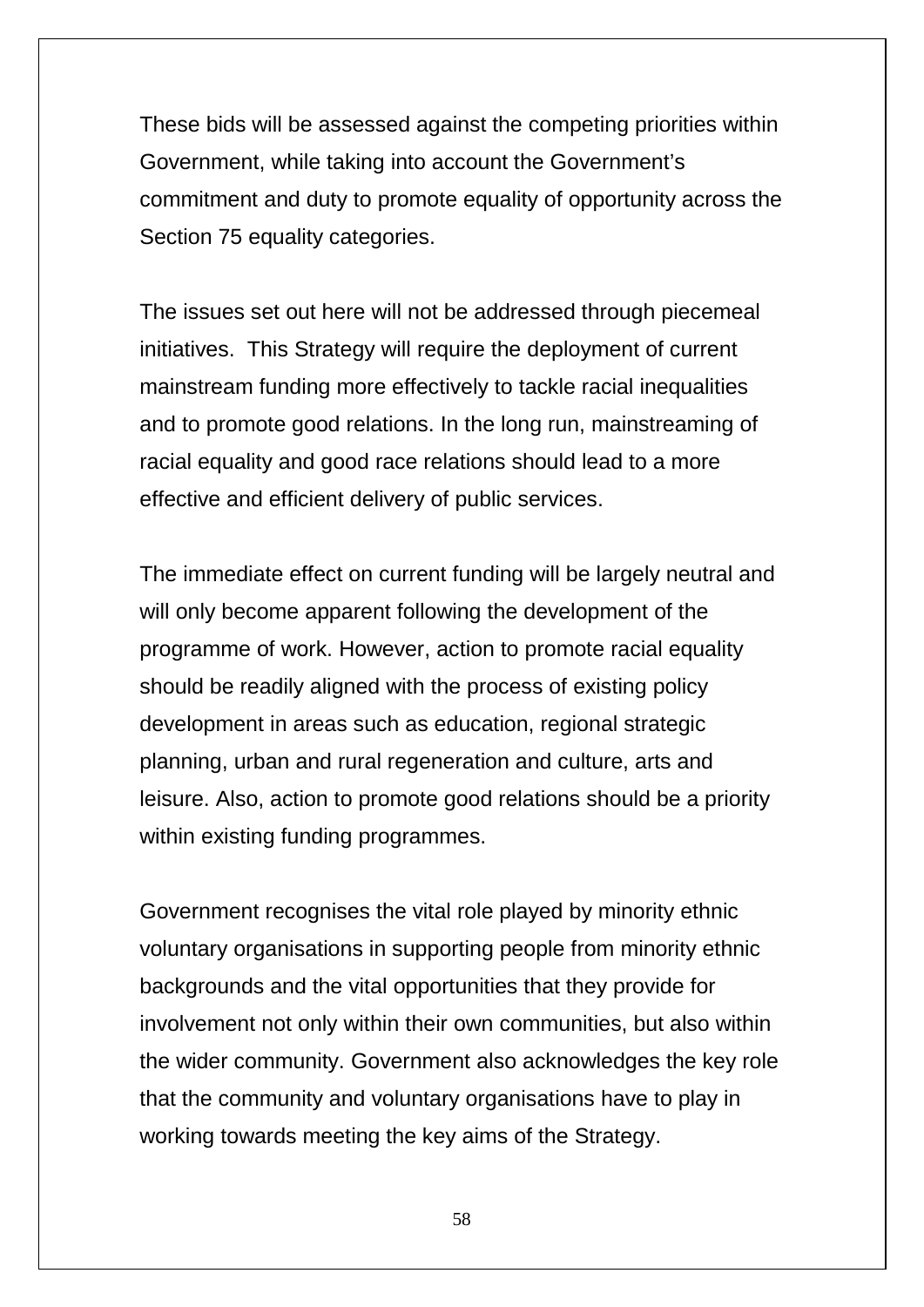These bids will be assessed against the competing priorities within Government, while taking into account the Government's commitment and duty to promote equality of opportunity across the Section 75 equality categories.

The issues set out here will not be addressed through piecemeal initiatives. This Strategy will require the deployment of current mainstream funding more effectively to tackle racial inequalities and to promote good relations. In the long run, mainstreaming of racial equality and good race relations should lead to a more effective and efficient delivery of public services.

The immediate effect on current funding will be largely neutral and will only become apparent following the development of the programme of work. However, action to promote racial equality should be readily aligned with the process of existing policy development in areas such as education, regional strategic planning, urban and rural regeneration and culture, arts and leisure. Also, action to promote good relations should be a priority within existing funding programmes.

Government recognises the vital role played by minority ethnic voluntary organisations in supporting people from minority ethnic backgrounds and the vital opportunities that they provide for involvement not only within their own communities, but also within the wider community. Government also acknowledges the key role that the community and voluntary organisations have to play in working towards meeting the key aims of the Strategy.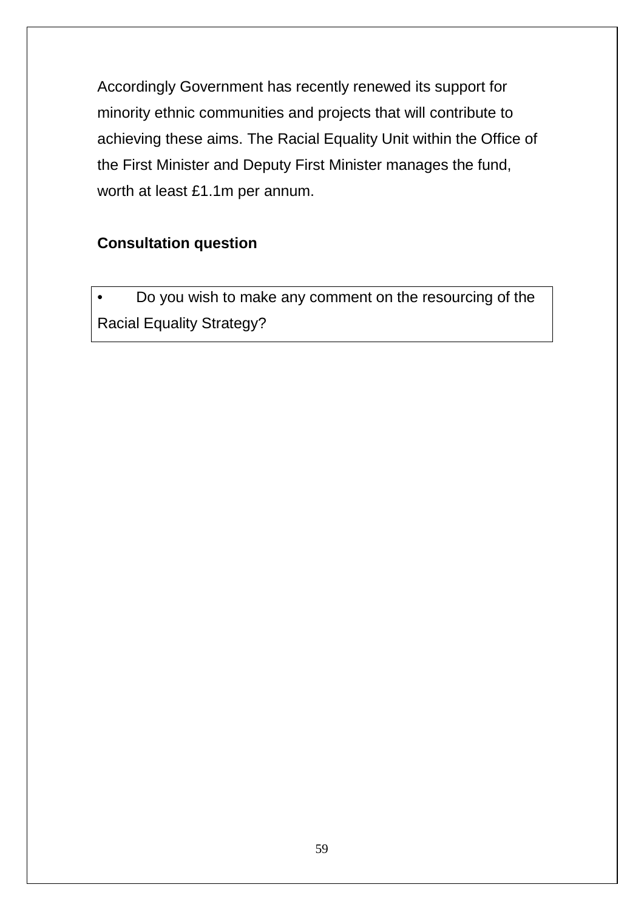Accordingly Government has recently renewed its support for minority ethnic communities and projects that will contribute to achieving these aims. The Racial Equality Unit within the Office of the First Minister and Deputy First Minister manages the fund, worth at least £1.1m per annum.

**Consultation question**

- Do you wish to make any comment on the resourcing of the Racial Equality Strategy?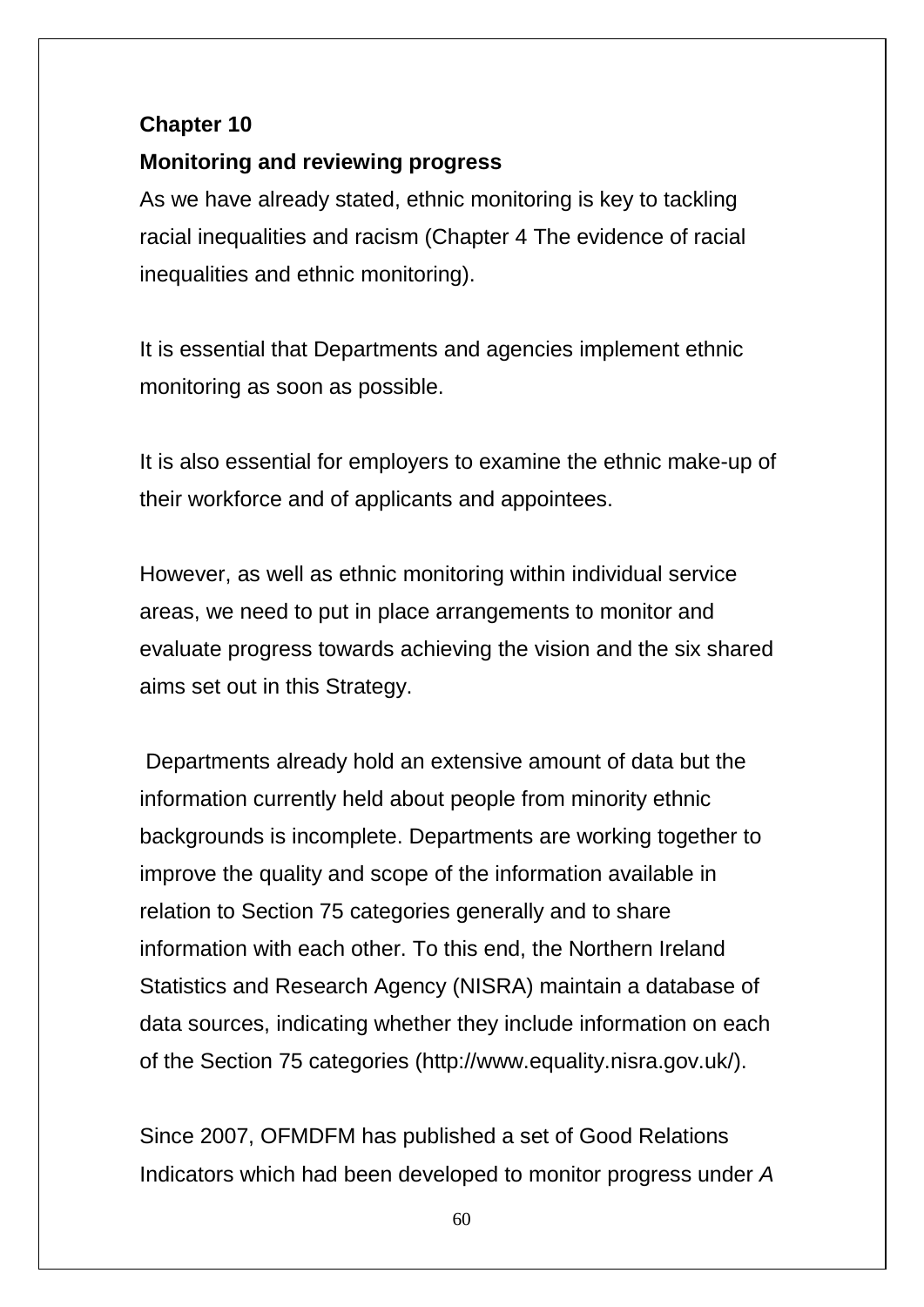## Chapter 10

### Monitoring and reviewing progress

As we have already stated, ethnic monitoring is key to tackling racial inequalities and racism (Chapter 4 The evidence of racial inequalities and ethnic monitoring).

It is essential that Departments and agencies implement ethnic monitoring as soon as possible.

It is also essential for employers to examine the ethnic make-up of their workforce and of applicants and appointees.

However, as well as ethnic monitoring within individual service areas, we need to put in place arrangements to monitor and evaluate progress towards achieving the vision and the six shared aims set out in this Strategy.

Departments already hold an extensive amount of data but the information currently held about people from minority ethnic backgrounds is incomplete. Departments are working together to improve the quality and scope of the information available in relation to Section 75 categories generally and to share information with each other. To this end, the Northern Ireland Statistics and Research Agency (NISRA) maintain a database of data sources, indicating whether they include information on each of the Section 75 categories (http://www.equality.nisra.gov.uk/).

Since 2007, OFMDFM has published a set of Good Relations Indicators which had been developed to monitor progress under *A*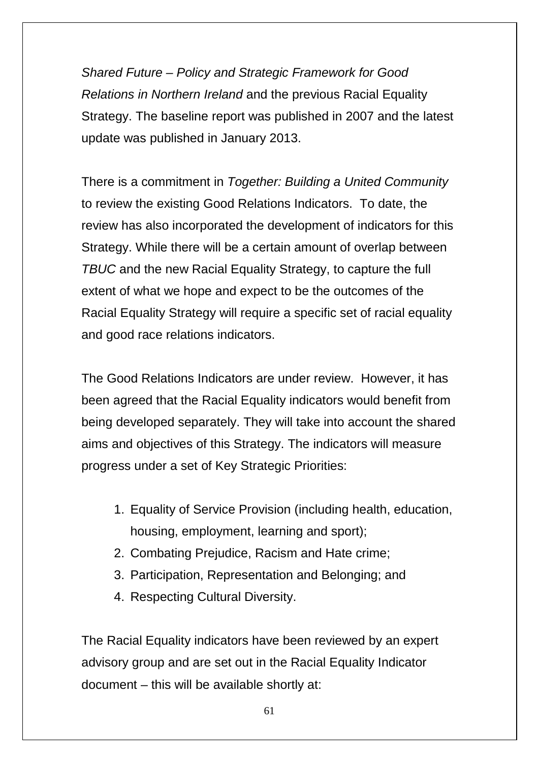*Shared Future – Policy and Strategic Framework for Good Relations in Northern Ireland* and the previous Racial Equality Strategy. The baseline report was published in 2007 and the latest update was published in January 2013.

There is a commitment in *Together: Building a United Community* to review the existing Good Relations Indicators. To date, the review has also incorporated the development of indicators for this Strategy. While there will be a certain amount of overlap between *TBUC* and the new Racial Equality Strategy, to capture the full extent of what we hope and expect to be the outcomes of the Racial Equality Strategy will require a specific set of racial equality and good race relations indicators.

The Good Relations Indicators are under review. However, it has been agreed that the Racial Equality indicators would benefit from being developed separately. They will take into account the shared aims and objectives of this Strategy. The indicators will measure progress under a set of Key Strategic Priorities:

1. Equality of Service Provision (including health, education, housing, employment, learning and sport);
2. Combating Prejudice, Racism and Hate crime;
3. Participation, Representation and Belonging; and
4. Respecting Cultural Diversity.

The Racial Equality indicators have been reviewed by an expert advisory group and are set out in the Racial Equality Indicator document – this will be available shortly at: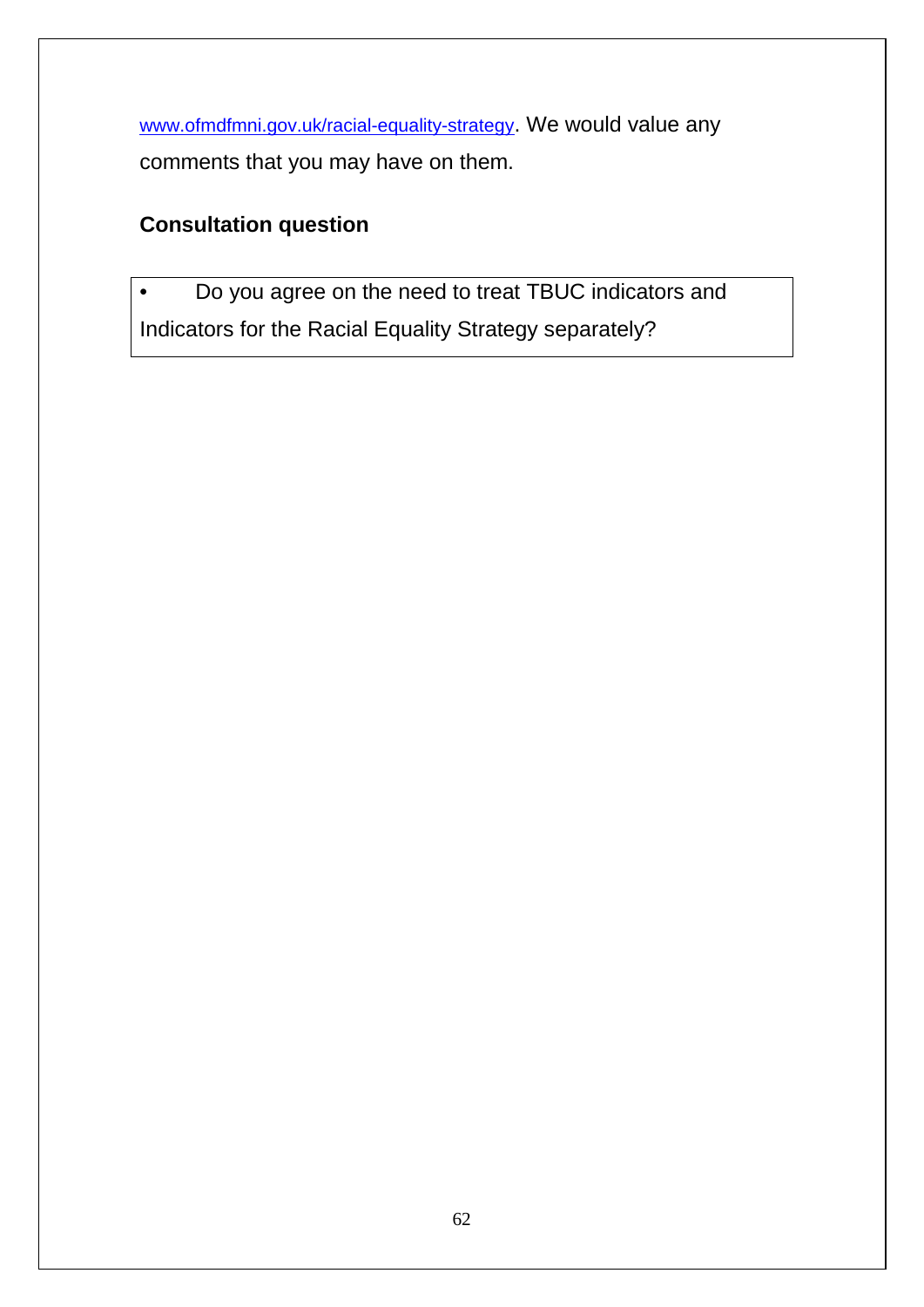www.ofmdfmni.gov.uk/racial-equality-strategy. We would value any comments that you may have on them.

**Consultation question**

- Do you agree on the need to treat TBUC indicators and Indicators for the Racial Equality Strategy separately?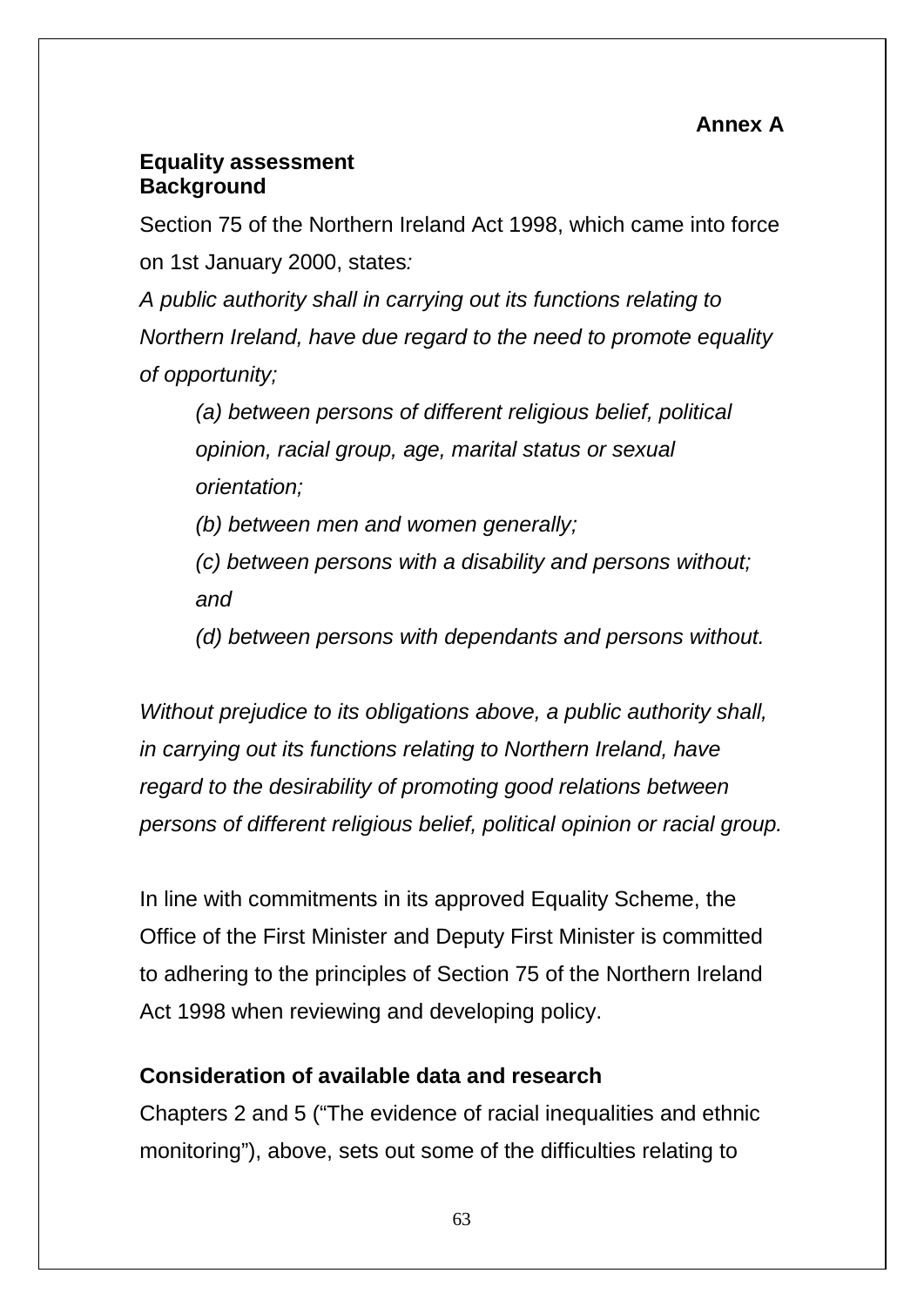**Annex A**

**Equality assessment**
**Background**

Section 75 of the Northern Ireland Act 1998, which came into force on 1st January 2000, states*:*

*A public authority shall in carrying out its functions relating to Northern Ireland, have due regard to the need to promote equality of opportunity;*

> *(a) between persons of different religious belief, political opinion, racial group, age, marital status or sexual orientation;*
>
> *(b) between men and women generally;*
>
> *(c) between persons with a disability and persons without; and*
>
> *(d) between persons with dependants and persons without.*

*Without prejudice to its obligations above, a public authority shall, in carrying out its functions relating to Northern Ireland, have regard to the desirability of promoting good relations between persons of different religious belief, political opinion or racial group.*

In line with commitments in its approved Equality Scheme, the Office of the First Minister and Deputy First Minister is committed to adhering to the principles of Section 75 of the Northern Ireland Act 1998 when reviewing and developing policy.

**Consideration of available data and research**

Chapters 2 and 5 ("The evidence of racial inequalities and ethnic monitoring"), above, sets out some of the difficulties relating to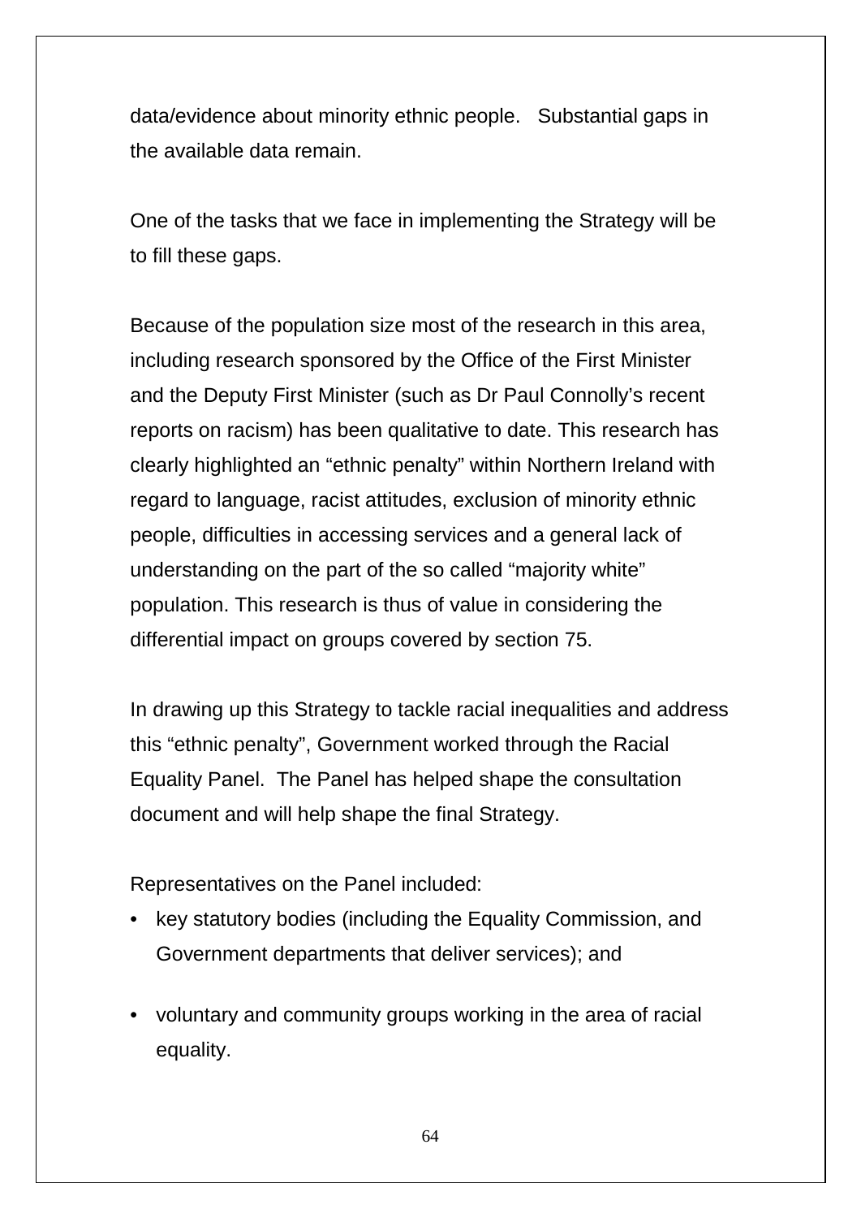data/evidence about minority ethnic people. Substantial gaps in the available data remain.

One of the tasks that we face in implementing the Strategy will be to fill these gaps.

Because of the population size most of the research in this area, including research sponsored by the Office of the First Minister and the Deputy First Minister (such as Dr Paul Connolly's recent reports on racism) has been qualitative to date. This research has clearly highlighted an "ethnic penalty" within Northern Ireland with regard to language, racist attitudes, exclusion of minority ethnic people, difficulties in accessing services and a general lack of understanding on the part of the so called "majority white" population. This research is thus of value in considering the differential impact on groups covered by section 75.

In drawing up this Strategy to tackle racial inequalities and address this "ethnic penalty", Government worked through the Racial Equality Panel. The Panel has helped shape the consultation document and will help shape the final Strategy.

Representatives on the Panel included:

- key statutory bodies (including the Equality Commission, and Government departments that deliver services); and
- voluntary and community groups working in the area of racial equality.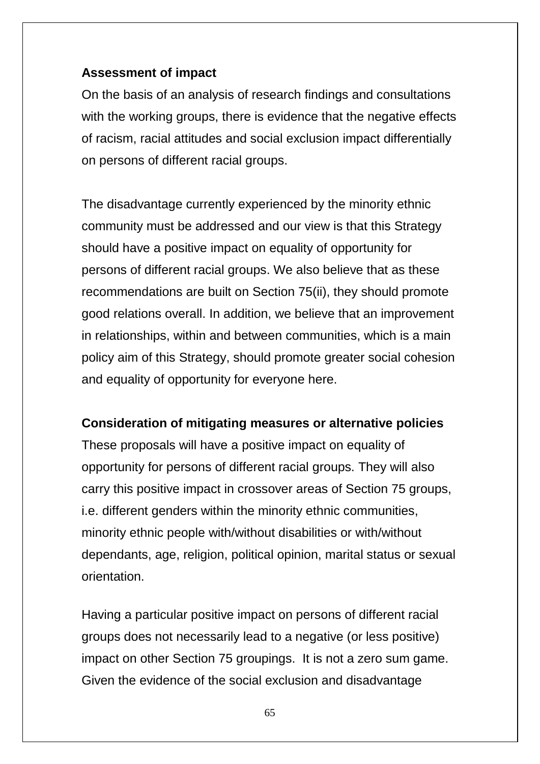**Assessment of impact**

On the basis of an analysis of research findings and consultations with the working groups, there is evidence that the negative effects of racism, racial attitudes and social exclusion impact differentially on persons of different racial groups.

The disadvantage currently experienced by the minority ethnic community must be addressed and our view is that this Strategy should have a positive impact on equality of opportunity for persons of different racial groups. We also believe that as these recommendations are built on Section 75(ii), they should promote good relations overall. In addition, we believe that an improvement in relationships, within and between communities, which is a main policy aim of this Strategy, should promote greater social cohesion and equality of opportunity for everyone here.

**Consideration of mitigating measures or alternative policies**

These proposals will have a positive impact on equality of opportunity for persons of different racial groups. They will also carry this positive impact in crossover areas of Section 75 groups, i.e. different genders within the minority ethnic communities, minority ethnic people with/without disabilities or with/without dependants, age, religion, political opinion, marital status or sexual orientation.

Having a particular positive impact on persons of different racial groups does not necessarily lead to a negative (or less positive) impact on other Section 75 groupings. It is not a zero sum game. Given the evidence of the social exclusion and disadvantage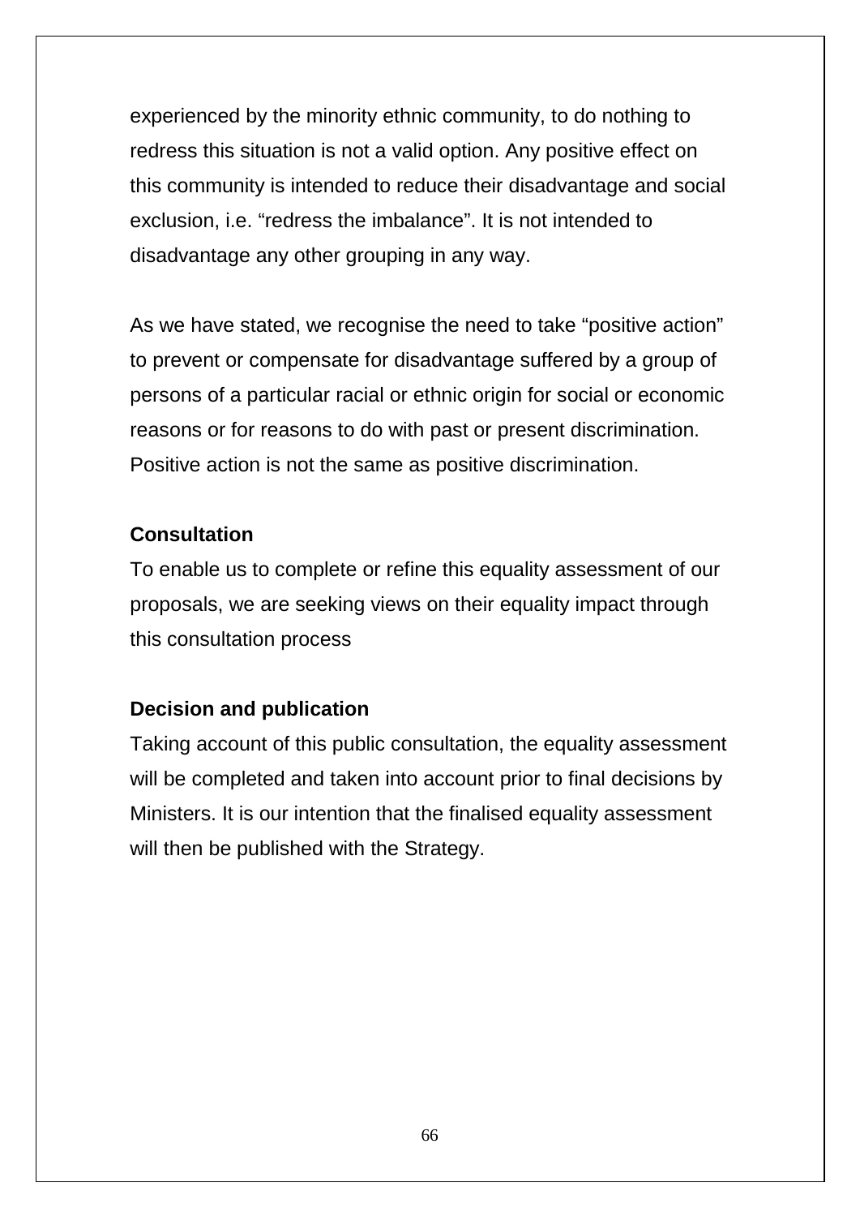experienced by the minority ethnic community, to do nothing to redress this situation is not a valid option. Any positive effect on this community is intended to reduce their disadvantage and social exclusion, i.e. "redress the imbalance". It is not intended to disadvantage any other grouping in any way.

As we have stated, we recognise the need to take "positive action" to prevent or compensate for disadvantage suffered by a group of persons of a particular racial or ethnic origin for social or economic reasons or for reasons to do with past or present discrimination. Positive action is not the same as positive discrimination.

**Consultation**

To enable us to complete or refine this equality assessment of our proposals, we are seeking views on their equality impact through this consultation process

**Decision and publication**

Taking account of this public consultation, the equality assessment will be completed and taken into account prior to final decisions by Ministers. It is our intention that the finalised equality assessment will then be published with the Strategy.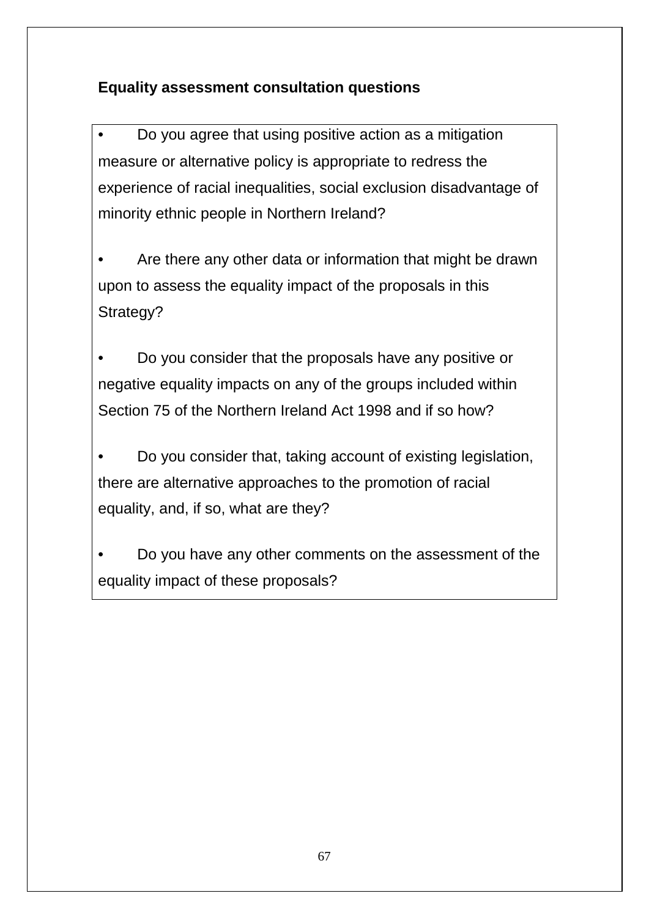**Equality assessment consultation questions**

- Do you agree that using positive action as a mitigation measure or alternative policy is appropriate to redress the experience of racial inequalities, social exclusion disadvantage of minority ethnic people in Northern Ireland?

- Are there any other data or information that might be drawn upon to assess the equality impact of the proposals in this Strategy?

- Do you consider that the proposals have any positive or negative equality impacts on any of the groups included within Section 75 of the Northern Ireland Act 1998 and if so how?

- Do you consider that, taking account of existing legislation, there are alternative approaches to the promotion of racial equality, and, if so, what are they?

- Do you have any other comments on the assessment of the equality impact of these proposals?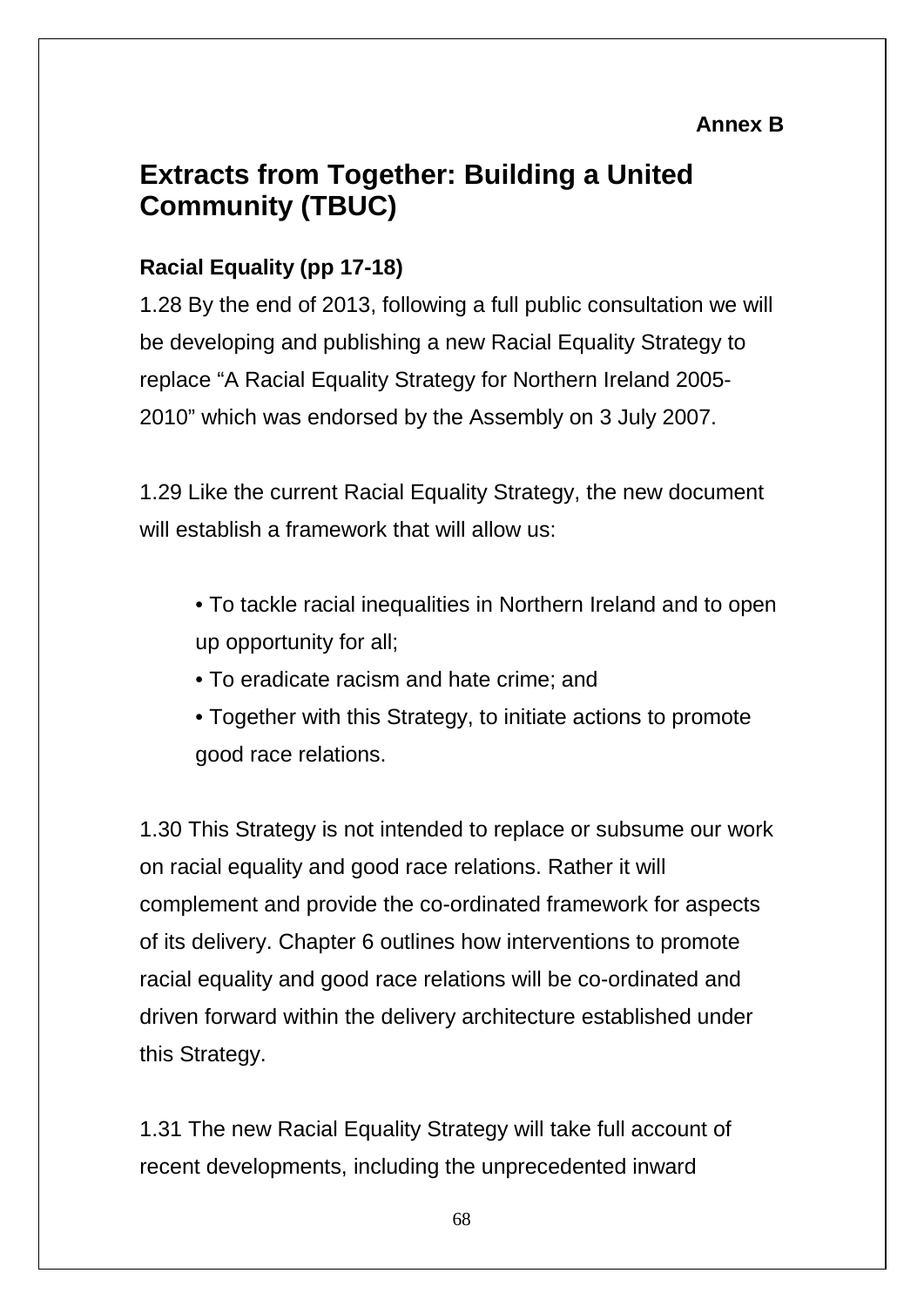**Annex B**

# Extracts from Together: Building a United Community (TBUC)

### Racial Equality (pp 17-18)

1.28 By the end of 2013, following a full public consultation we will be developing and publishing a new Racial Equality Strategy to replace "A Racial Equality Strategy for Northern Ireland 2005-2010" which was endorsed by the Assembly on 3 July 2007.

1.29 Like the current Racial Equality Strategy, the new document will establish a framework that will allow us:

- To tackle racial inequalities in Northern Ireland and to open up opportunity for all;
- To eradicate racism and hate crime; and
- Together with this Strategy, to initiate actions to promote good race relations.

1.30 This Strategy is not intended to replace or subsume our work on racial equality and good race relations. Rather it will complement and provide the co-ordinated framework for aspects of its delivery. Chapter 6 outlines how interventions to promote racial equality and good race relations will be co-ordinated and driven forward within the delivery architecture established under this Strategy.

1.31 The new Racial Equality Strategy will take full account of recent developments, including the unprecedented inward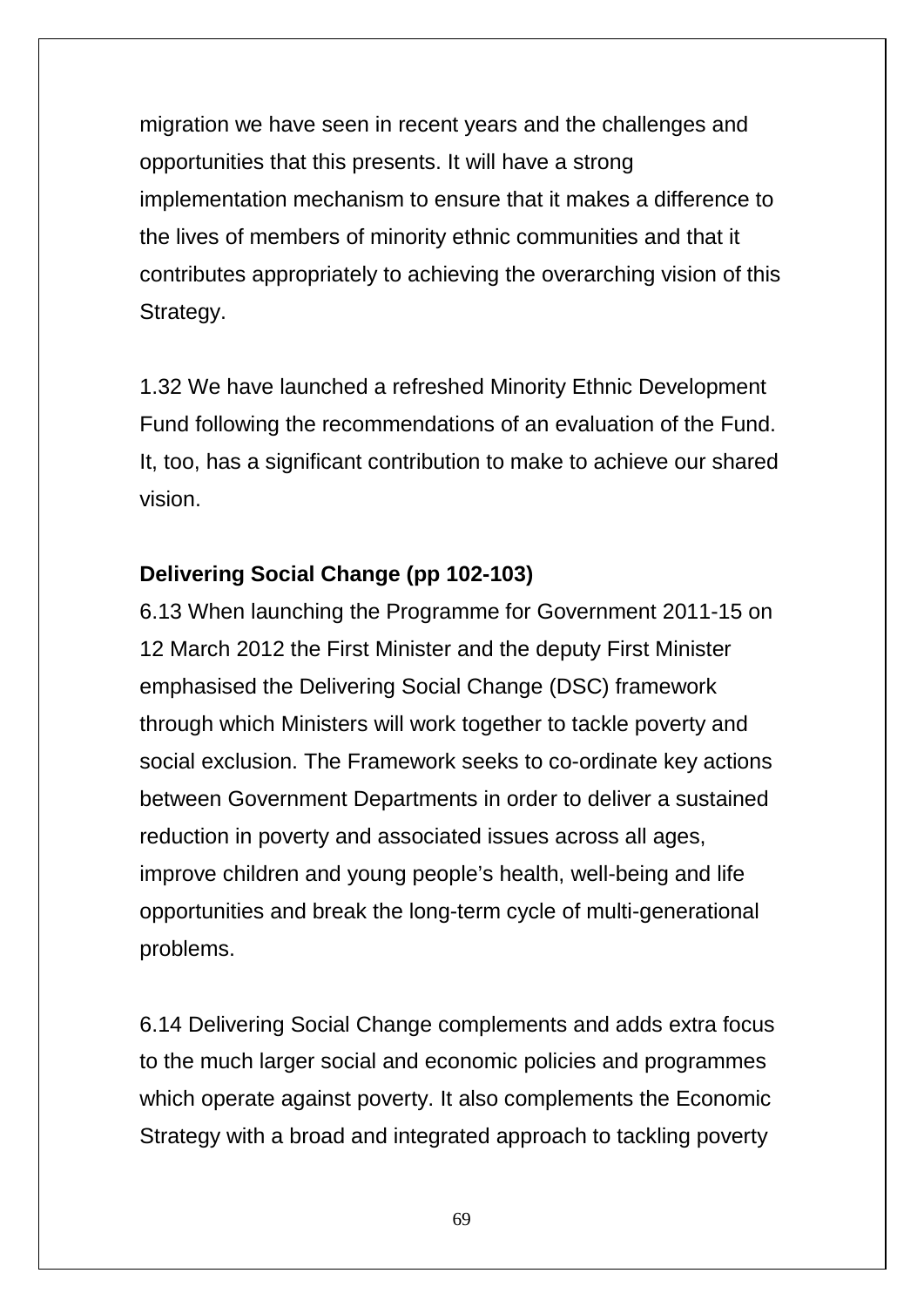migration we have seen in recent years and the challenges and opportunities that this presents. It will have a strong implementation mechanism to ensure that it makes a difference to the lives of members of minority ethnic communities and that it contributes appropriately to achieving the overarching vision of this Strategy.

1.32 We have launched a refreshed Minority Ethnic Development Fund following the recommendations of an evaluation of the Fund. It, too, has a significant contribution to make to achieve our shared vision.

**Delivering Social Change (pp 102-103)**

6.13 When launching the Programme for Government 2011-15 on 12 March 2012 the First Minister and the deputy First Minister emphasised the Delivering Social Change (DSC) framework through which Ministers will work together to tackle poverty and social exclusion. The Framework seeks to co-ordinate key actions between Government Departments in order to deliver a sustained reduction in poverty and associated issues across all ages, improve children and young people's health, well-being and life opportunities and break the long-term cycle of multi-generational problems.

6.14 Delivering Social Change complements and adds extra focus to the much larger social and economic policies and programmes which operate against poverty. It also complements the Economic Strategy with a broad and integrated approach to tackling poverty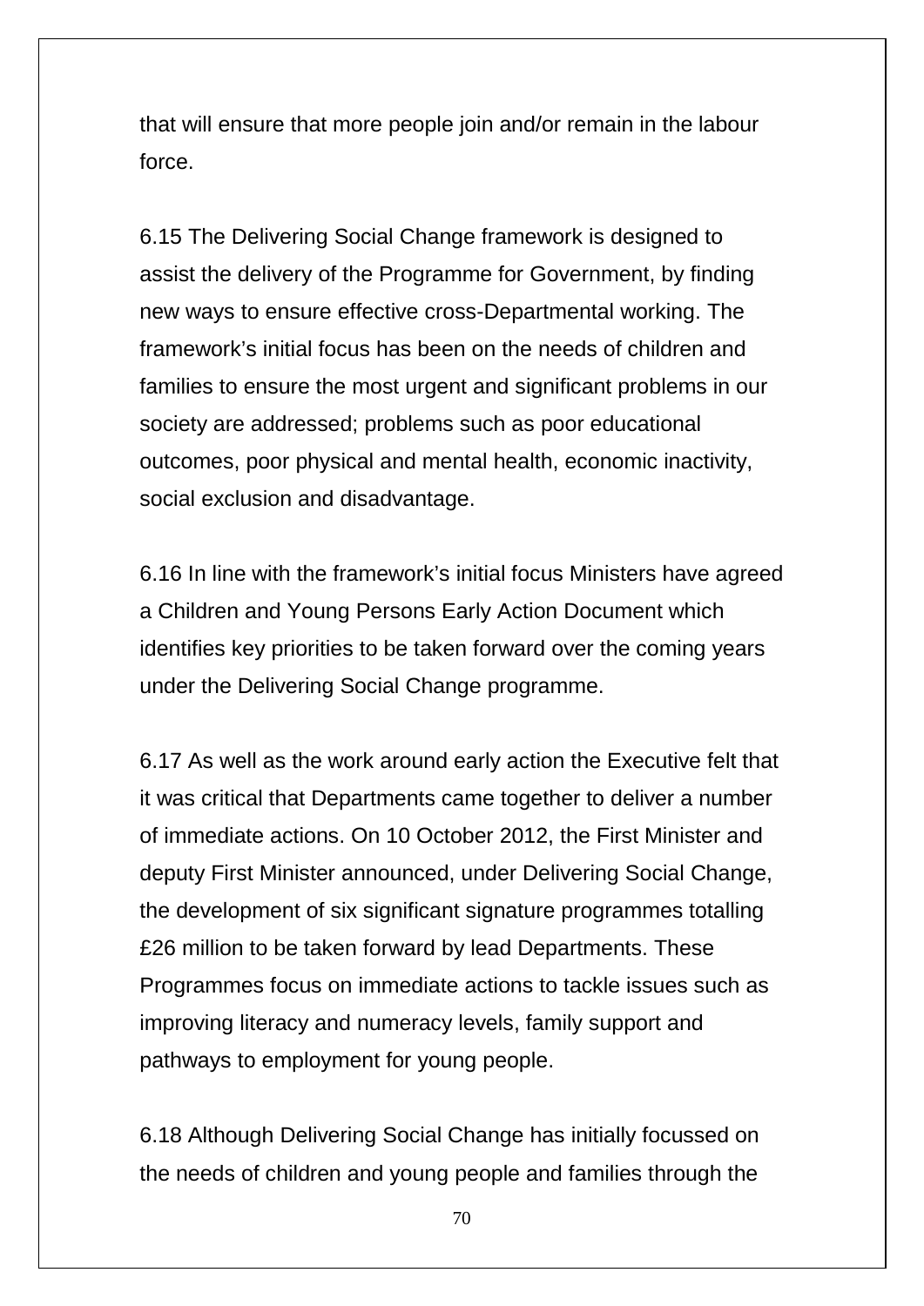that will ensure that more people join and/or remain in the labour force.

6.15 The Delivering Social Change framework is designed to assist the delivery of the Programme for Government, by finding new ways to ensure effective cross-Departmental working. The framework's initial focus has been on the needs of children and families to ensure the most urgent and significant problems in our society are addressed; problems such as poor educational outcomes, poor physical and mental health, economic inactivity, social exclusion and disadvantage.

6.16 In line with the framework's initial focus Ministers have agreed a Children and Young Persons Early Action Document which identifies key priorities to be taken forward over the coming years under the Delivering Social Change programme.

6.17 As well as the work around early action the Executive felt that it was critical that Departments came together to deliver a number of immediate actions. On 10 October 2012, the First Minister and deputy First Minister announced, under Delivering Social Change, the development of six significant signature programmes totalling £26 million to be taken forward by lead Departments. These Programmes focus on immediate actions to tackle issues such as improving literacy and numeracy levels, family support and pathways to employment for young people.

6.18 Although Delivering Social Change has initially focussed on the needs of children and young people and families through the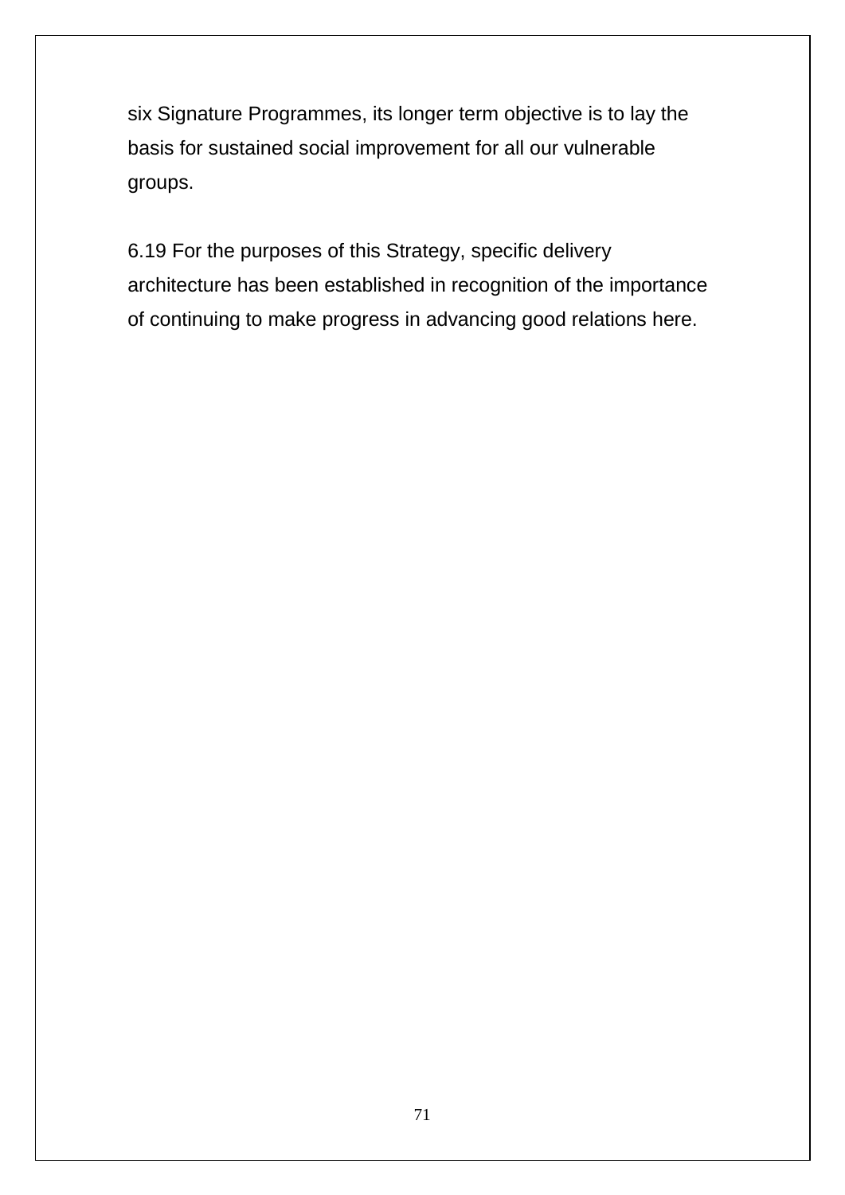six Signature Programmes, its longer term objective is to lay the basis for sustained social improvement for all our vulnerable groups.

6.19 For the purposes of this Strategy, specific delivery architecture has been established in recognition of the importance of continuing to make progress in advancing good relations here.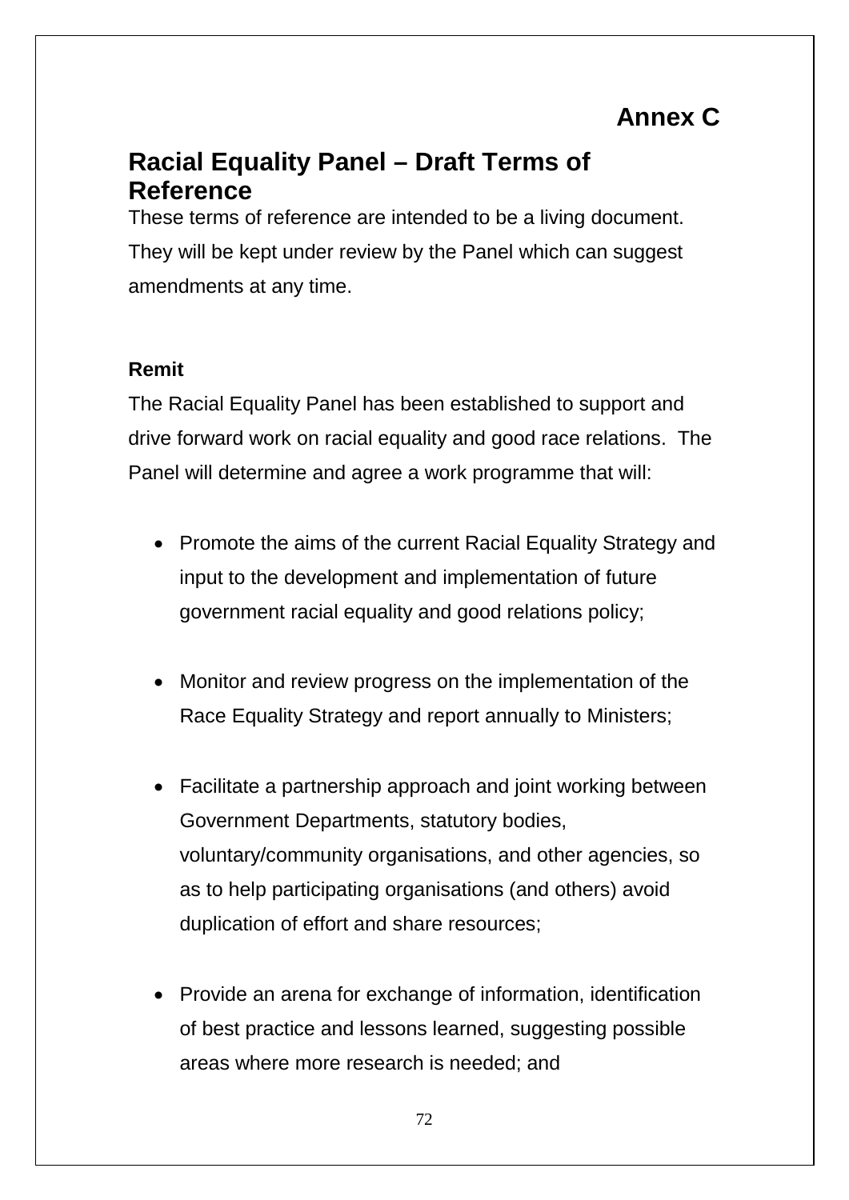**Annex C**

## Racial Equality Panel – Draft Terms of Reference

These terms of reference are intended to be a living document. They will be kept under review by the Panel which can suggest amendments at any time.

**Remit**

The Racial Equality Panel has been established to support and drive forward work on racial equality and good race relations. The Panel will determine and agree a work programme that will:

- Promote the aims of the current Racial Equality Strategy and input to the development and implementation of future government racial equality and good relations policy;

- Monitor and review progress on the implementation of the Race Equality Strategy and report annually to Ministers;

- Facilitate a partnership approach and joint working between Government Departments, statutory bodies, voluntary/community organisations, and other agencies, so as to help participating organisations (and others) avoid duplication of effort and share resources;

- Provide an arena for exchange of information, identification of best practice and lessons learned, suggesting possible areas where more research is needed; and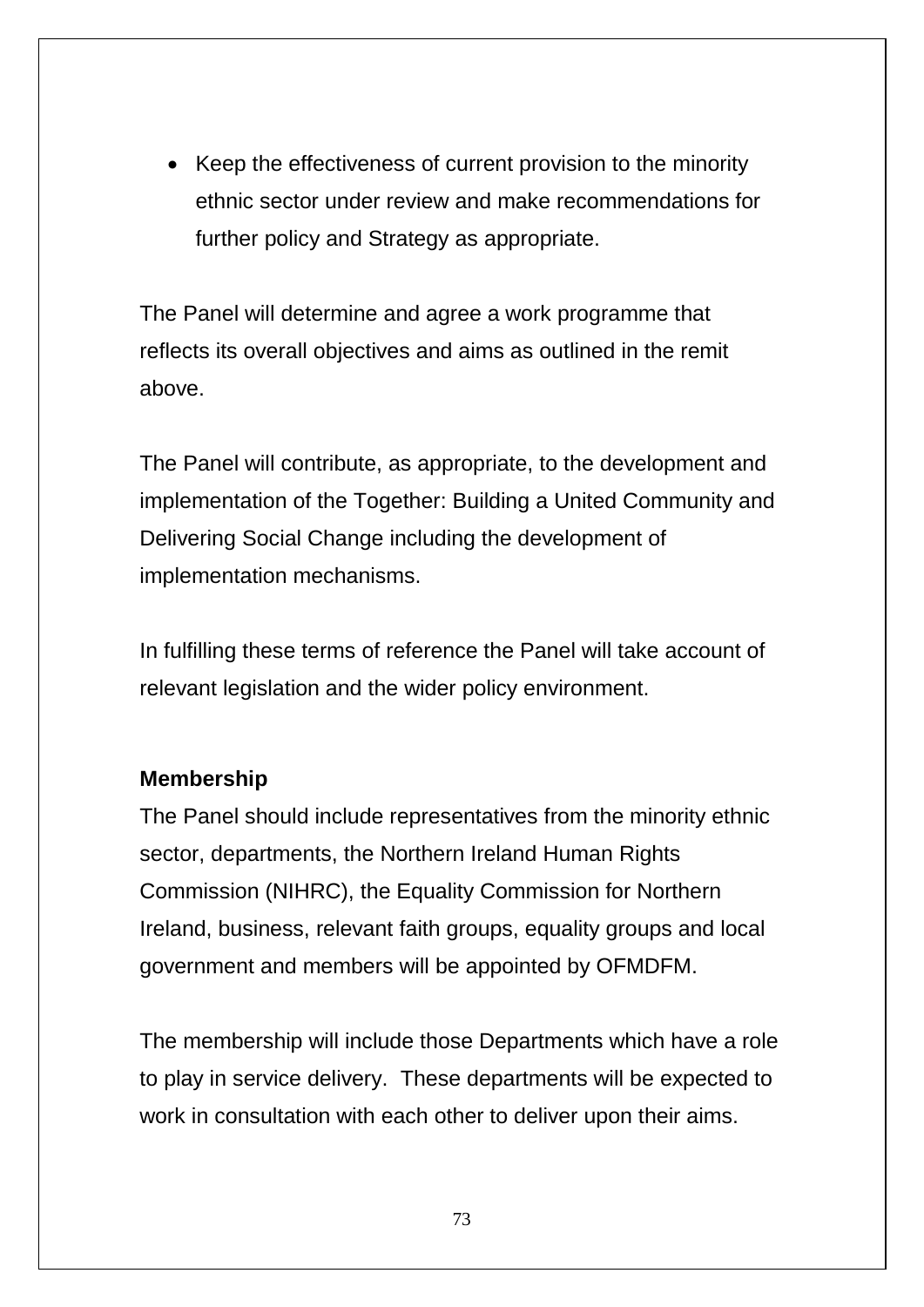- Keep the effectiveness of current provision to the minority ethnic sector under review and make recommendations for further policy and Strategy as appropriate.

The Panel will determine and agree a work programme that reflects its overall objectives and aims as outlined in the remit above.

The Panel will contribute, as appropriate, to the development and implementation of the Together: Building a United Community and Delivering Social Change including the development of implementation mechanisms.

In fulfilling these terms of reference the Panel will take account of relevant legislation and the wider policy environment.

**Membership**

The Panel should include representatives from the minority ethnic sector, departments, the Northern Ireland Human Rights Commission (NIHRC), the Equality Commission for Northern Ireland, business, relevant faith groups, equality groups and local government and members will be appointed by OFMDFM.

The membership will include those Departments which have a role to play in service delivery. These departments will be expected to work in consultation with each other to deliver upon their aims.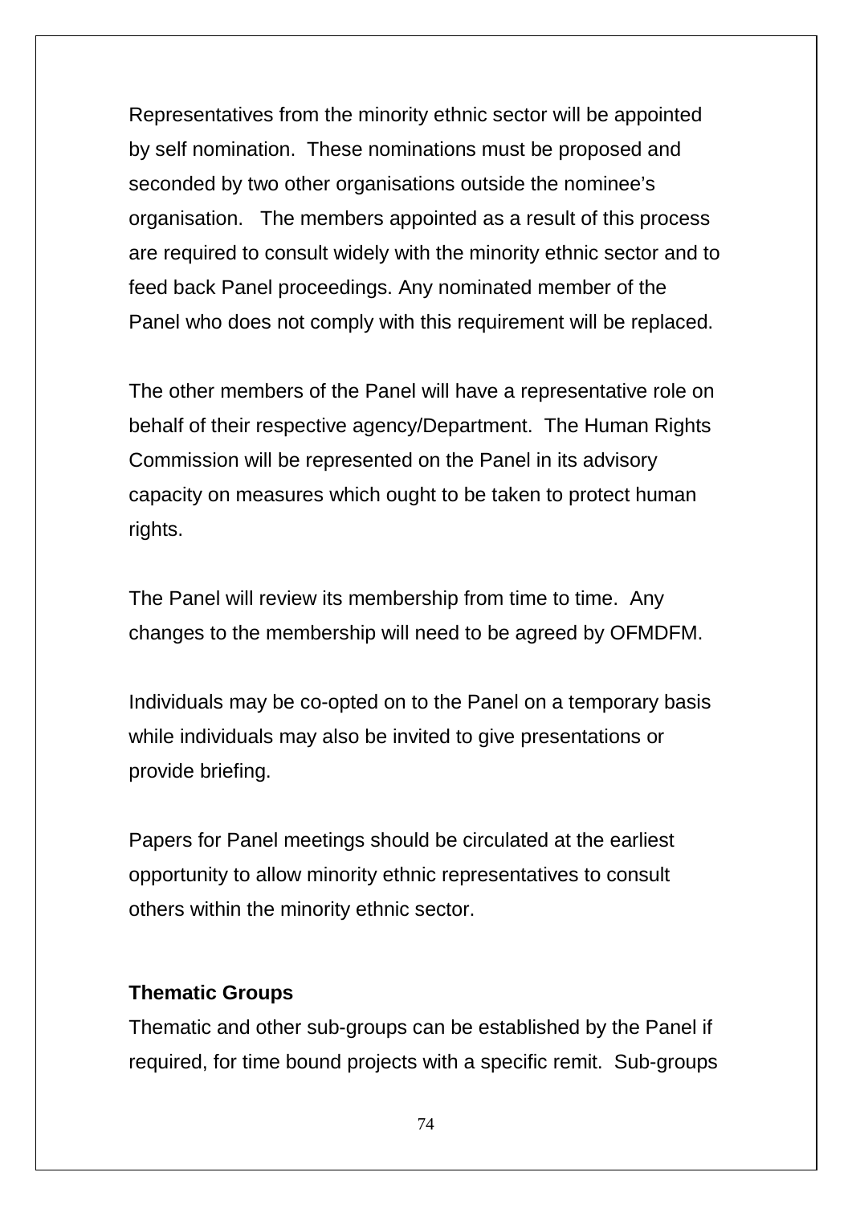Representatives from the minority ethnic sector will be appointed by self nomination.  These nominations must be proposed and seconded by two other organisations outside the nominee's organisation.   The members appointed as a result of this process are required to consult widely with the minority ethnic sector and to feed back Panel proceedings. Any nominated member of the Panel who does not comply with this requirement will be replaced.

The other members of the Panel will have a representative role on behalf of their respective agency/Department.  The Human Rights Commission will be represented on the Panel in its advisory capacity on measures which ought to be taken to protect human rights.

The Panel will review its membership from time to time.  Any changes to the membership will need to be agreed by OFMDFM.

Individuals may be co-opted on to the Panel on a temporary basis while individuals may also be invited to give presentations or provide briefing.

Papers for Panel meetings should be circulated at the earliest opportunity to allow minority ethnic representatives to consult others within the minority ethnic sector.

**Thematic Groups**

Thematic and other sub-groups can be established by the Panel if required, for time bound projects with a specific remit.  Sub-groups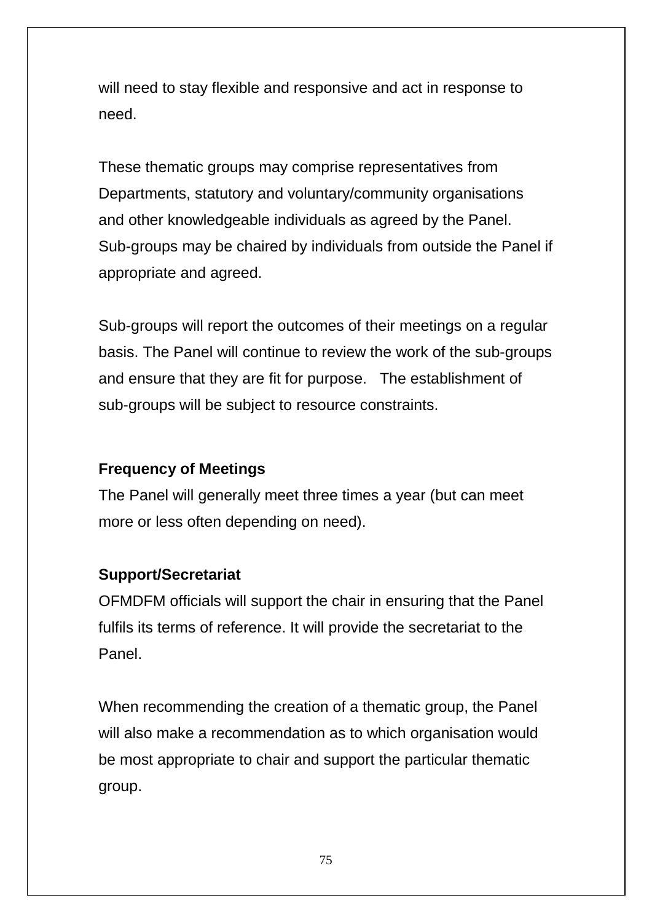will need to stay flexible and responsive and act in response to need.

These thematic groups may comprise representatives from Departments, statutory and voluntary/community organisations and other knowledgeable individuals as agreed by the Panel. Sub-groups may be chaired by individuals from outside the Panel if appropriate and agreed.

Sub-groups will report the outcomes of their meetings on a regular basis. The Panel will continue to review the work of the sub-groups and ensure that they are fit for purpose. The establishment of sub-groups will be subject to resource constraints.

**Frequency of Meetings**

The Panel will generally meet three times a year (but can meet more or less often depending on need).

**Support/Secretariat**

OFMDFM officials will support the chair in ensuring that the Panel fulfils its terms of reference. It will provide the secretariat to the Panel.

When recommending the creation of a thematic group, the Panel will also make a recommendation as to which organisation would be most appropriate to chair and support the particular thematic group.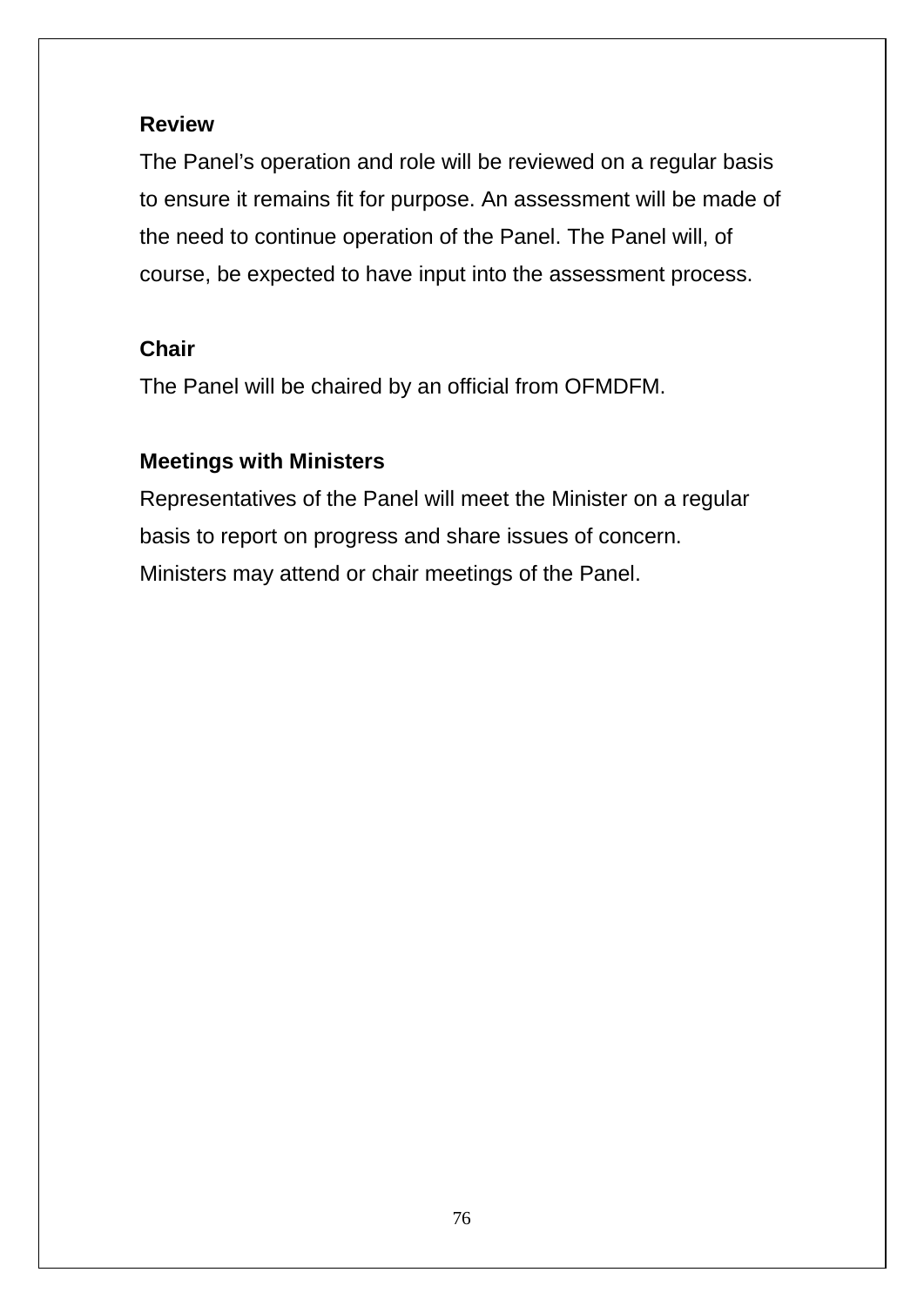**Review**

The Panel's operation and role will be reviewed on a regular basis to ensure it remains fit for purpose. An assessment will be made of the need to continue operation of the Panel. The Panel will, of course, be expected to have input into the assessment process.

**Chair**

The Panel will be chaired by an official from OFMDFM.

**Meetings with Ministers**

Representatives of the Panel will meet the Minister on a regular basis to report on progress and share issues of concern. Ministers may attend or chair meetings of the Panel.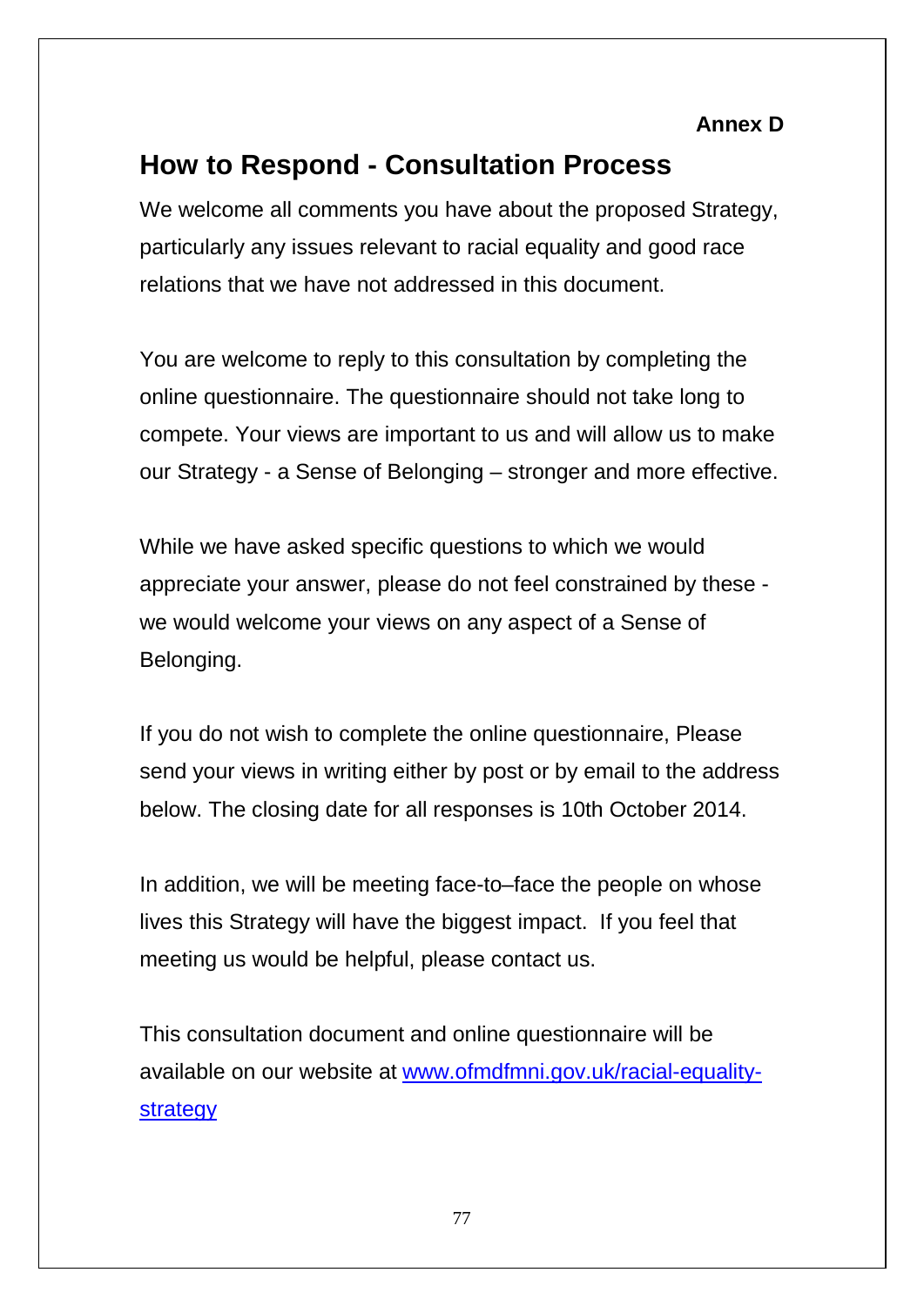**Annex D**

## How to Respond - Consultation Process

We welcome all comments you have about the proposed Strategy, particularly any issues relevant to racial equality and good race relations that we have not addressed in this document.

You are welcome to reply to this consultation by completing the online questionnaire. The questionnaire should not take long to compete. Your views are important to us and will allow us to make our Strategy - a Sense of Belonging – stronger and more effective.

While we have asked specific questions to which we would appreciate your answer, please do not feel constrained by these - we would welcome your views on any aspect of a Sense of Belonging.

If you do not wish to complete the online questionnaire, Please send your views in writing either by post or by email to the address below. The closing date for all responses is 10th October 2014.

In addition, we will be meeting face-to–face the people on whose lives this Strategy will have the biggest impact. If you feel that meeting us would be helpful, please contact us.

This consultation document and online questionnaire will be available on our website at [www.ofmdfmni.gov.uk/racial-equality-strategy](http://www.ofmdfmni.gov.uk/racial-equality-strategy)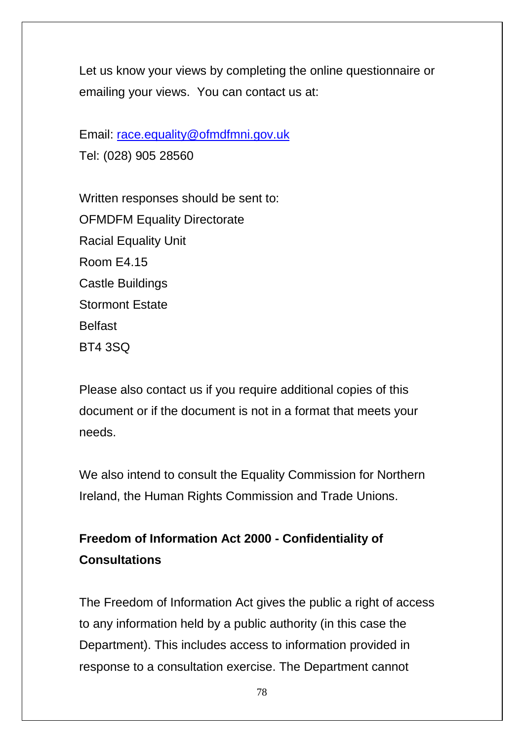Let us know your views by completing the online questionnaire or emailing your views. You can contact us at:

Email: [race.equality@ofmdfmni.gov.uk](mailto:race.equality@ofmdfmni.gov.uk)
Tel: (028) 905 28560

Written responses should be sent to:
OFMDFM Equality Directorate
Racial Equality Unit
Room E4.15
Castle Buildings
Stormont Estate
Belfast
BT4 3SQ

Please also contact us if you require additional copies of this document or if the document is not in a format that meets your needs.

We also intend to consult the Equality Commission for Northern Ireland, the Human Rights Commission and Trade Unions.

**Freedom of Information Act 2000 - Confidentiality of Consultations**

The Freedom of Information Act gives the public a right of access to any information held by a public authority (in this case the Department). This includes access to information provided in response to a consultation exercise. The Department cannot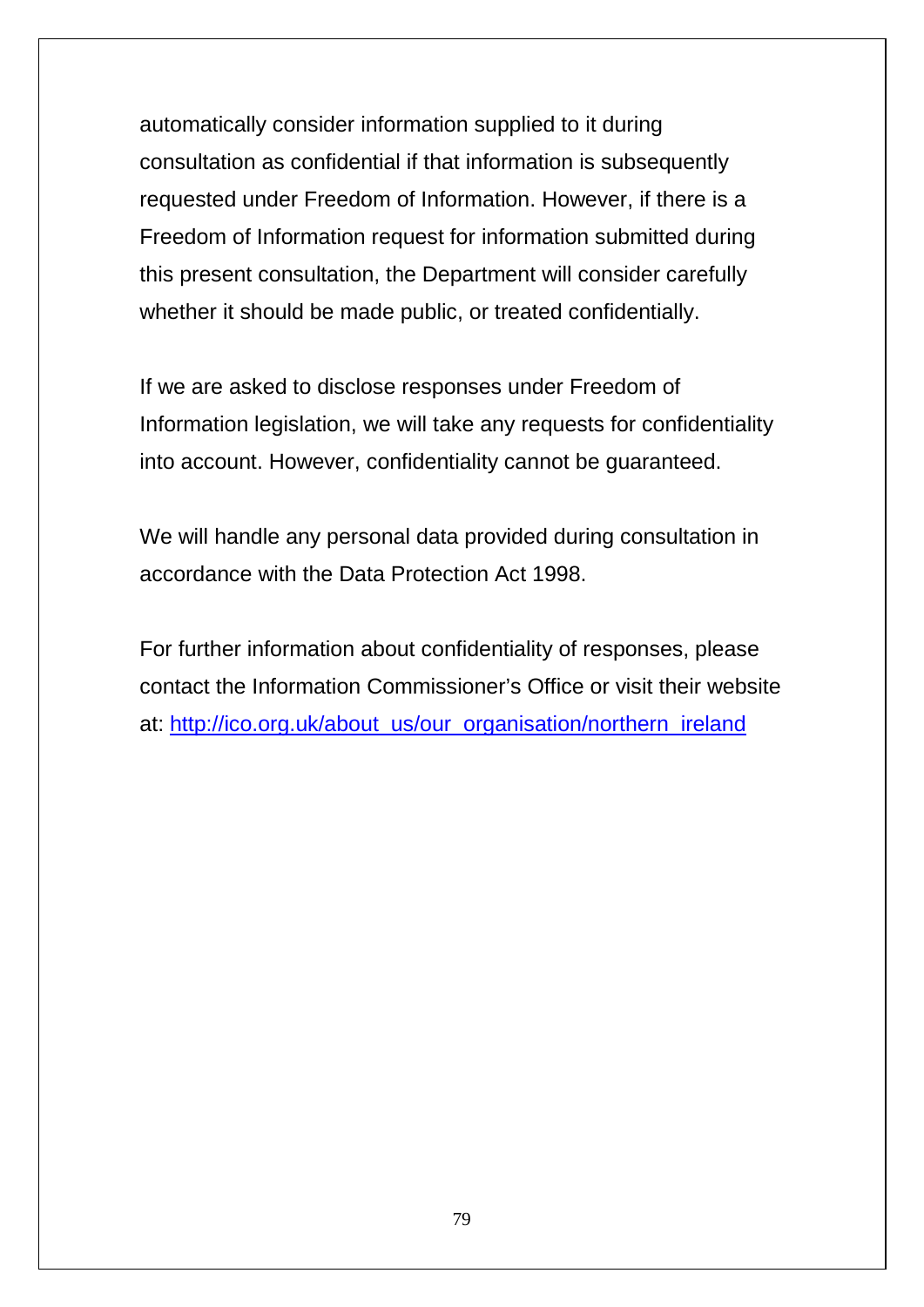automatically consider information supplied to it during consultation as confidential if that information is subsequently requested under Freedom of Information. However, if there is a Freedom of Information request for information submitted during this present consultation, the Department will consider carefully whether it should be made public, or treated confidentially.

If we are asked to disclose responses under Freedom of Information legislation, we will take any requests for confidentiality into account. However, confidentiality cannot be guaranteed.

We will handle any personal data provided during consultation in accordance with the Data Protection Act 1998.

For further information about confidentiality of responses, please contact the Information Commissioner's Office or visit their website at: http://ico.org.uk/about_us/our_organisation/northern_ireland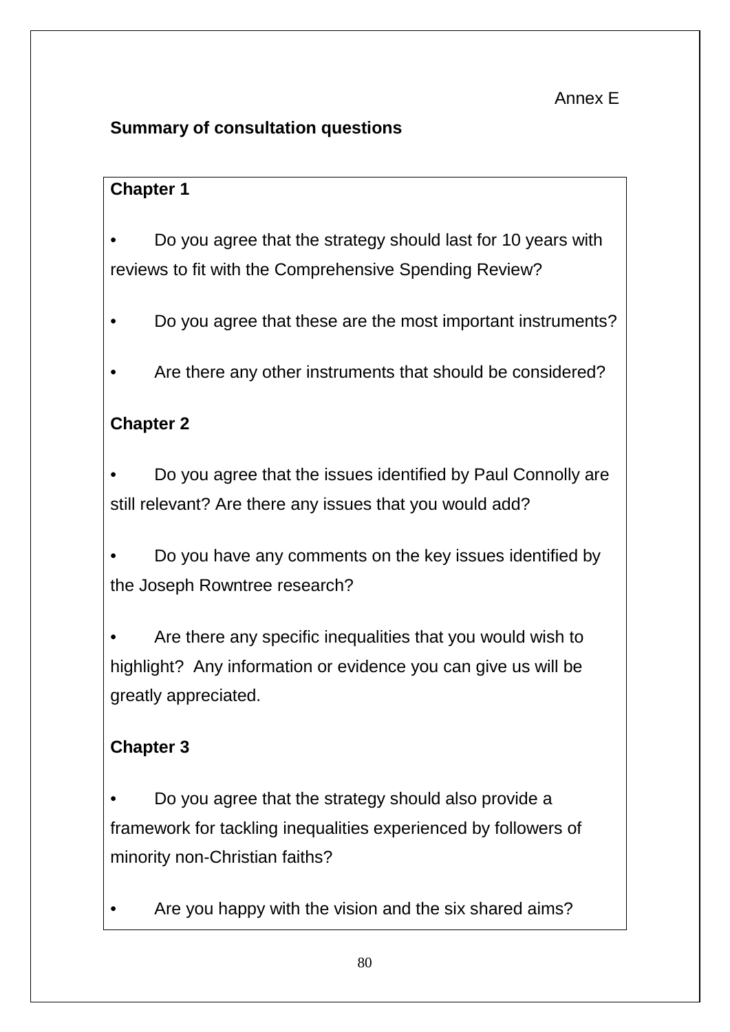Annex E

**Summary of consultation questions**

**Chapter 1**

- Do you agree that the strategy should last for 10 years with reviews to fit with the Comprehensive Spending Review?
- Do you agree that these are the most important instruments?
- Are there any other instruments that should be considered?

**Chapter 2**

- Do you agree that the issues identified by Paul Connolly are still relevant? Are there any issues that you would add?
- Do you have any comments on the key issues identified by the Joseph Rowntree research?
- Are there any specific inequalities that you would wish to highlight? Any information or evidence you can give us will be greatly appreciated.

**Chapter 3**

- Do you agree that the strategy should also provide a framework for tackling inequalities experienced by followers of minority non-Christian faiths?
- Are you happy with the vision and the six shared aims?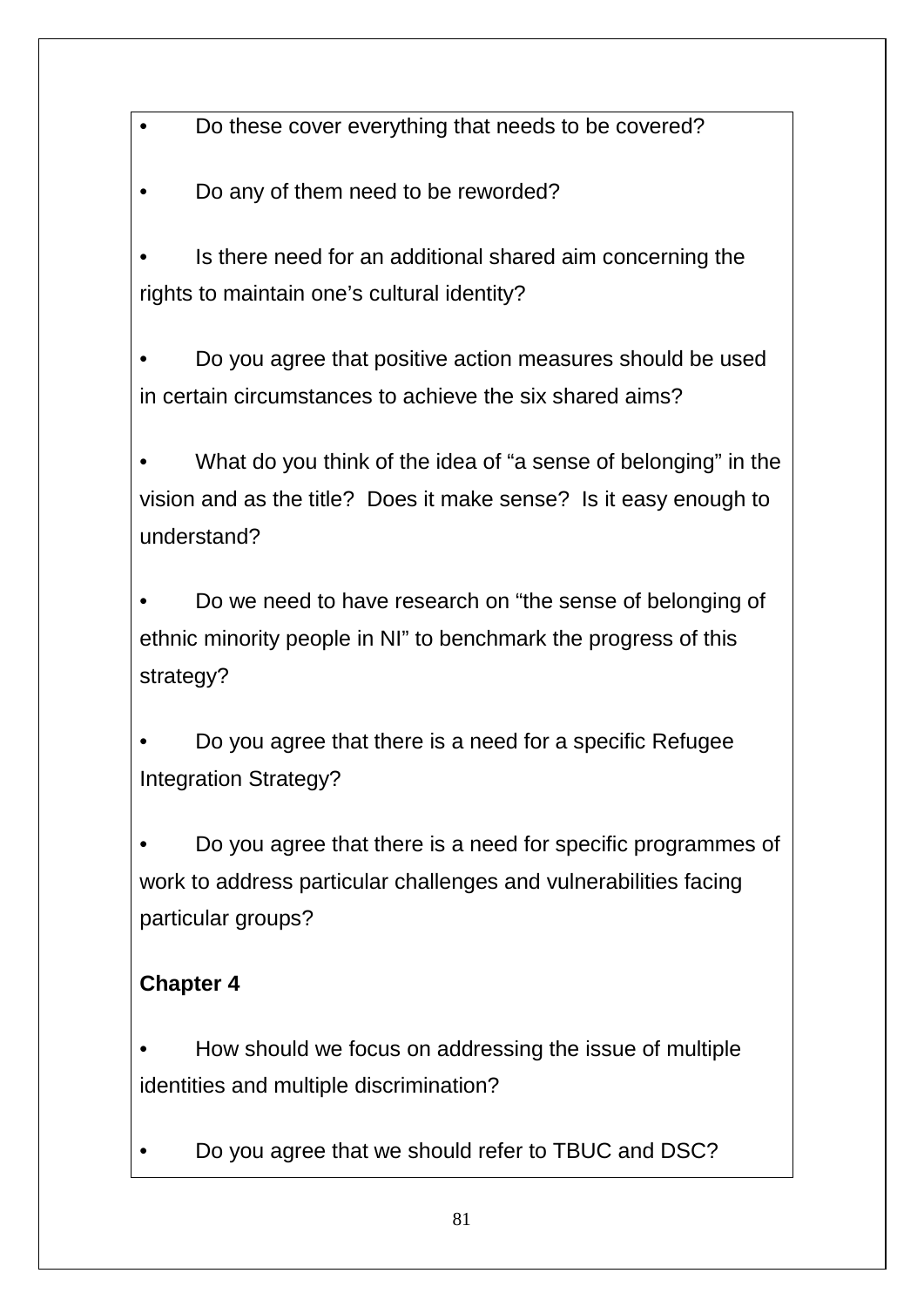- Do these cover everything that needs to be covered?
- Do any of them need to be reworded?
- Is there need for an additional shared aim concerning the rights to maintain one's cultural identity?
- Do you agree that positive action measures should be used in certain circumstances to achieve the six shared aims?
- What do you think of the idea of "a sense of belonging" in the vision and as the title? Does it make sense? Is it easy enough to understand?
- Do we need to have research on "the sense of belonging of ethnic minority people in NI" to benchmark the progress of this strategy?
- Do you agree that there is a need for a specific Refugee Integration Strategy?
- Do you agree that there is a need for specific programmes of work to address particular challenges and vulnerabilities facing particular groups?

**Chapter 4**

- How should we focus on addressing the issue of multiple identities and multiple discrimination?
- Do you agree that we should refer to TBUC and DSC?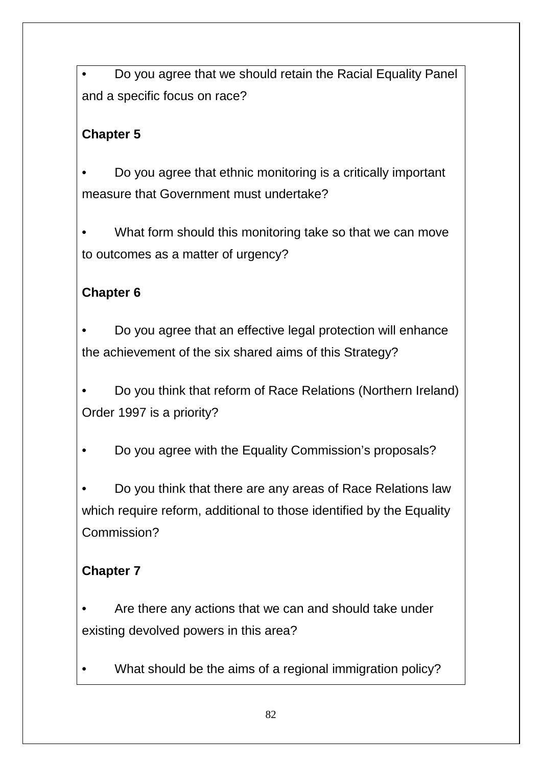- Do you agree that we should retain the Racial Equality Panel and a specific focus on race?

**Chapter 5**

- Do you agree that ethnic monitoring is a critically important measure that Government must undertake?

- What form should this monitoring take so that we can move to outcomes as a matter of urgency?

**Chapter 6**

- Do you agree that an effective legal protection will enhance the achievement of the six shared aims of this Strategy?

- Do you think that reform of Race Relations (Northern Ireland) Order 1997 is a priority?

- Do you agree with the Equality Commission's proposals?

- Do you think that there are any areas of Race Relations law which require reform, additional to those identified by the Equality Commission?

**Chapter 7**

- Are there any actions that we can and should take under existing devolved powers in this area?

- What should be the aims of a regional immigration policy?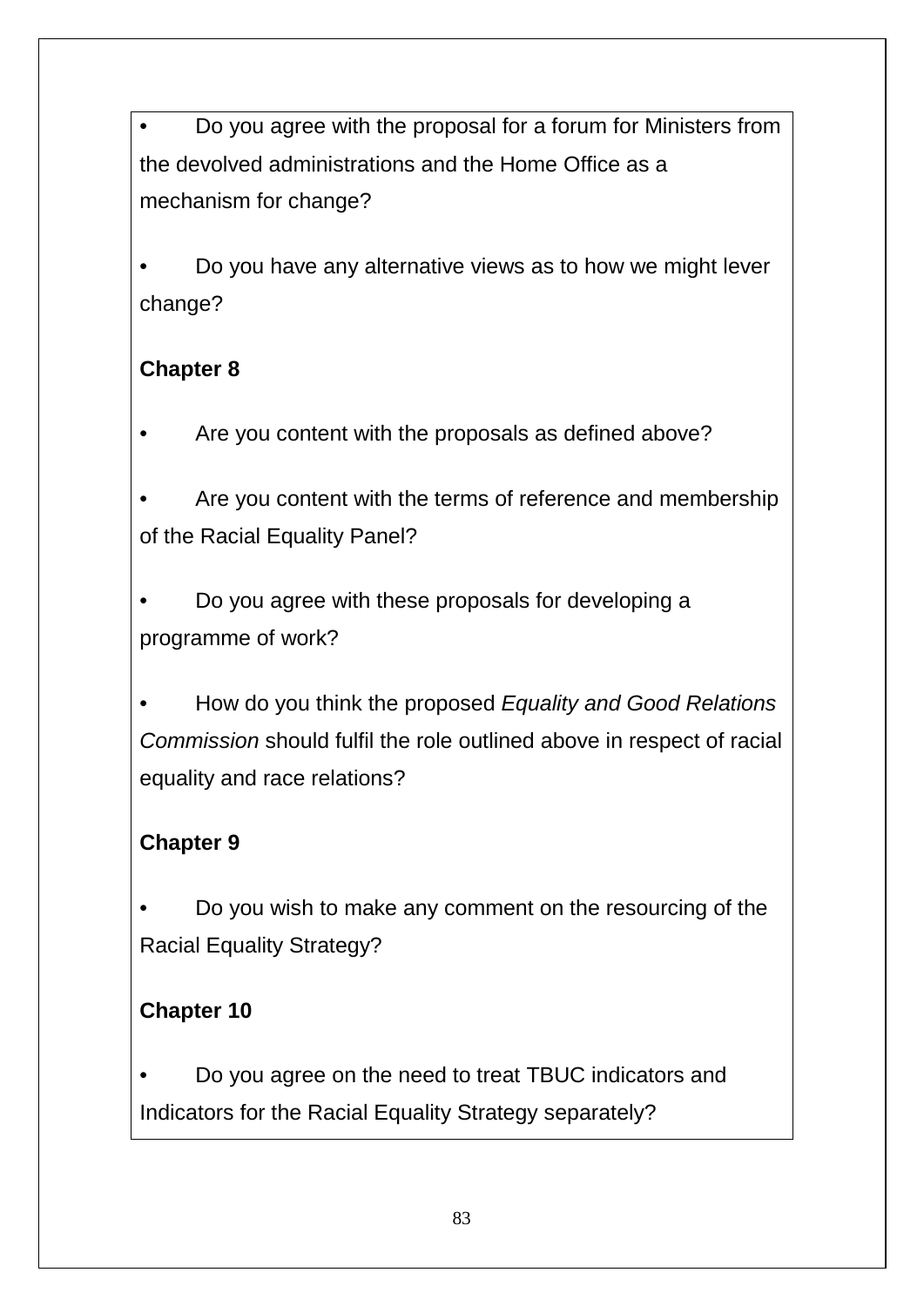- Do you agree with the proposal for a forum for Ministers from the devolved administrations and the Home Office as a mechanism for change?

- Do you have any alternative views as to how we might lever change?

**Chapter 8**

- Are you content with the proposals as defined above?

- Are you content with the terms of reference and membership of the Racial Equality Panel?

- Do you agree with these proposals for developing a programme of work?

- How do you think the proposed *Equality and Good Relations Commission* should fulfil the role outlined above in respect of racial equality and race relations?

**Chapter 9**

- Do you wish to make any comment on the resourcing of the Racial Equality Strategy?

**Chapter 10**

- Do you agree on the need to treat TBUC indicators and Indicators for the Racial Equality Strategy separately?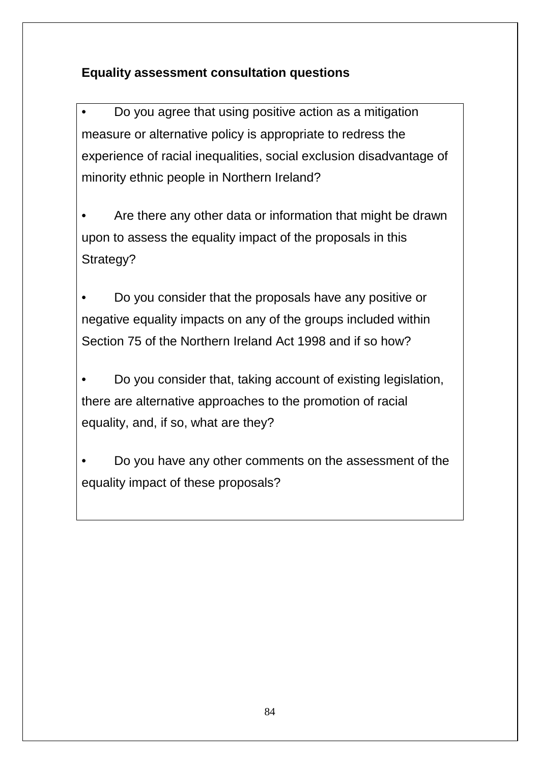**Equality assessment consultation questions**

- Do you agree that using positive action as a mitigation measure or alternative policy is appropriate to redress the experience of racial inequalities, social exclusion disadvantage of minority ethnic people in Northern Ireland?

- Are there any other data or information that might be drawn upon to assess the equality impact of the proposals in this Strategy?

- Do you consider that the proposals have any positive or negative equality impacts on any of the groups included within Section 75 of the Northern Ireland Act 1998 and if so how?

- Do you consider that, taking account of existing legislation, there are alternative approaches to the promotion of racial equality, and, if so, what are they?

- Do you have any other comments on the assessment of the equality impact of these proposals?